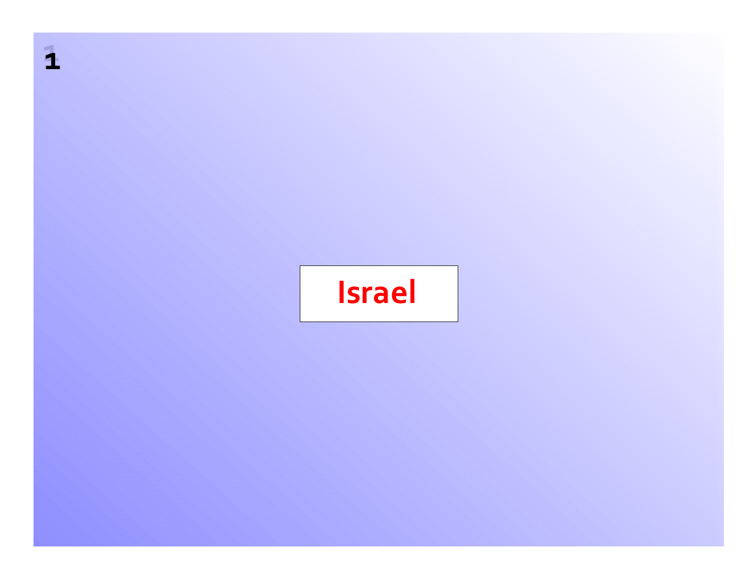# Israel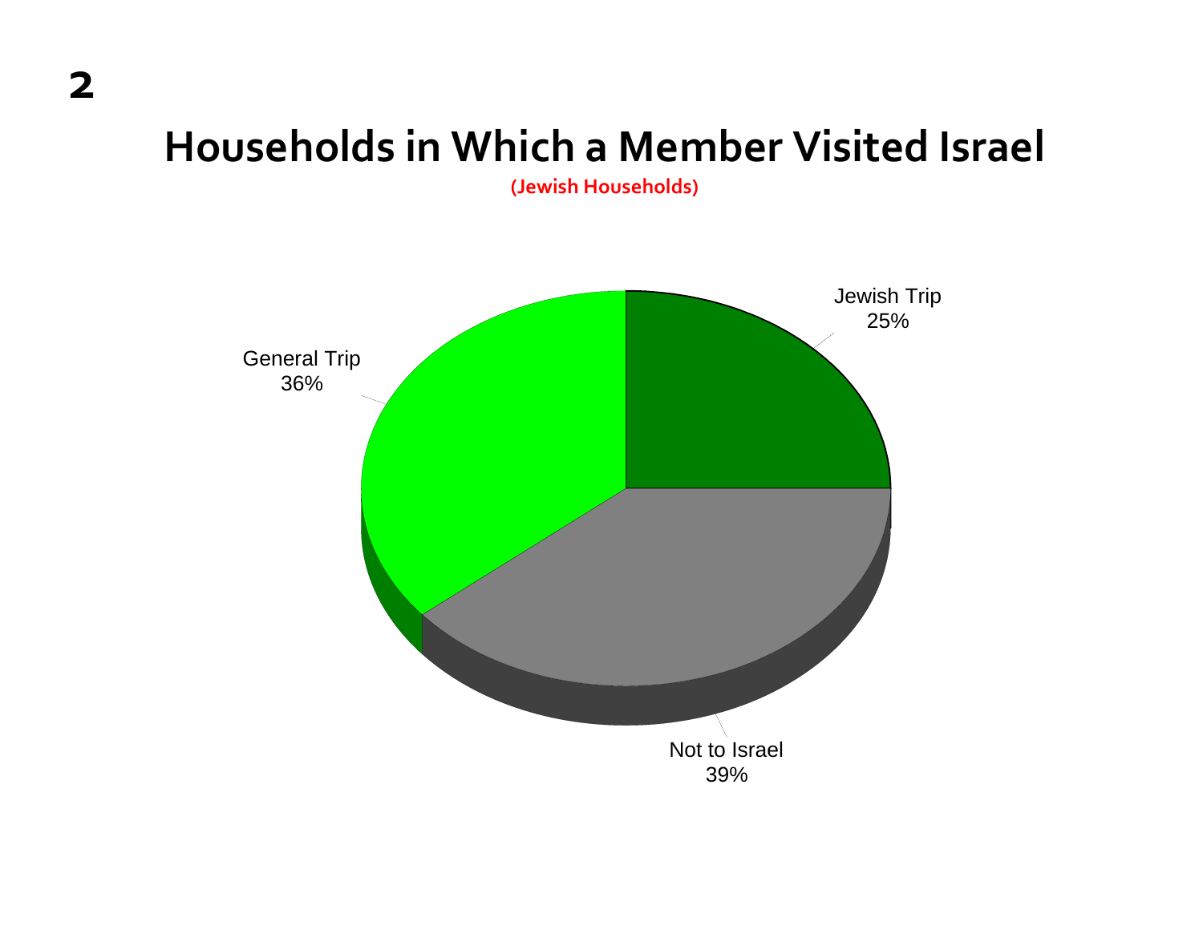# Households in Which a Member Visited Israel

**(Jewish Households)**

Jewish Trip 25%

General Trip 36%

Not to Israel 39%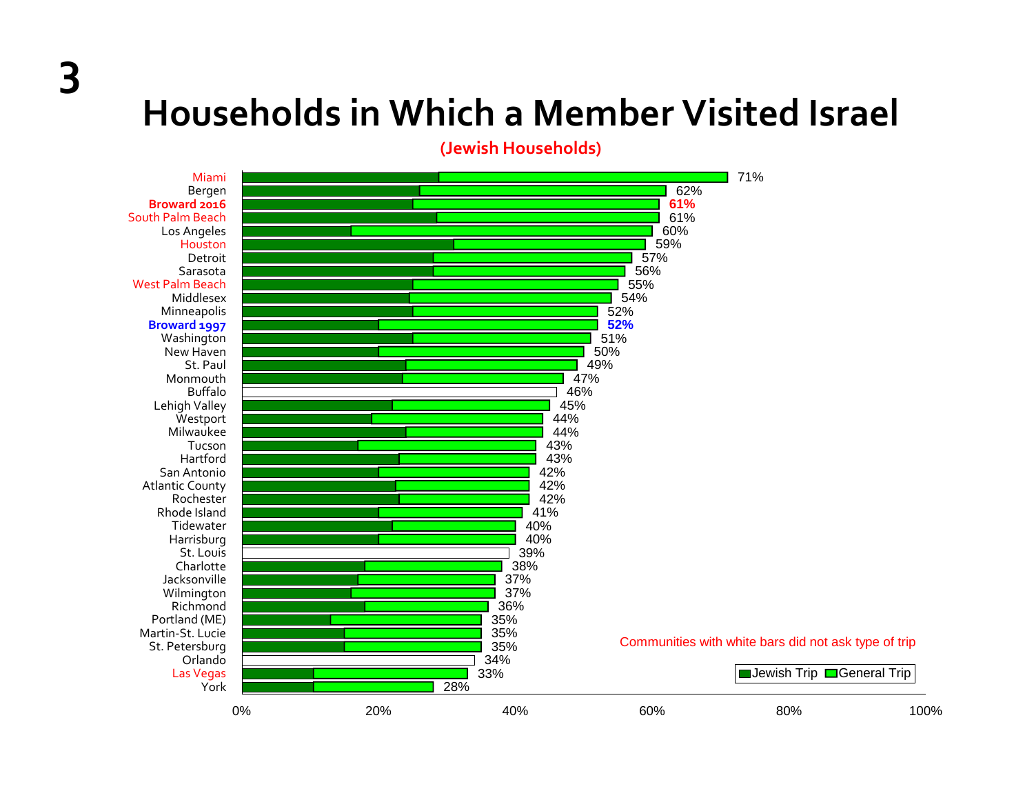# Households in Which a Member Visited Israel

(Jewish Households)

| Community | Total |
|---|---|
| Miami | 71% |
| Bergen | 62% |
| **Broward 2016** | **61%** |
| South Palm Beach | 61% |
| Los Angeles | 60% |
| Houston | 59% |
| Detroit | 57% |
| Sarasota | 56% |
| West Palm Beach | 55% |
| Middlesex | 54% |
| Minneapolis | 52% |
| **Broward 1997** | **52%** |
| Washington | 51% |
| New Haven | 50% |
| St. Paul | 49% |
| Monmouth | 47% |
| Buffalo | 46% |
| Lehigh Valley | 45% |
| Westport | 44% |
| Milwaukee | 44% |
| Tucson | 43% |
| Hartford | 43% |
| San Antonio | 42% |
| Atlantic County | 42% |
| Rochester | 42% |
| Rhode Island | 41% |
| Tidewater | 40% |
| Harrisburg | 40% |
| St. Louis | 39% |
| Charlotte | 38% |
| Jacksonville | 37% |
| Wilmington | 37% |
| Richmond | 36% |
| Portland (ME) | 35% |
| Martin-St. Lucie | 35% |
| St. Petersburg | 35% |
| Orlando | 34% |
| Las Vegas | 33% |
| York | 28% |

Communities with white bars did not ask type of trip

Legend: Jewish Trip, General Trip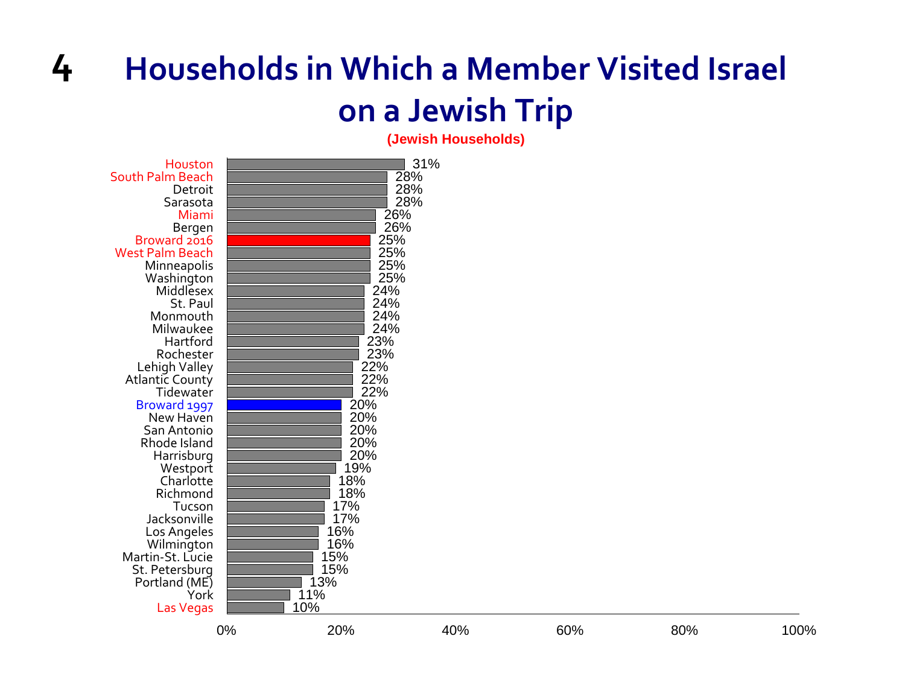# 4 Households in Which a Member Visited Israel on a Jewish Trip

**(Jewish Households)**

| Community | Percentage |
|---|---|
| Houston | 31% |
| South Palm Beach | 28% |
| Detroit | 28% |
| Sarasota | 28% |
| Miami | 26% |
| Bergen | 26% |
| Broward 2016 | 25% |
| West Palm Beach | 25% |
| Minneapolis | 25% |
| Washington | 25% |
| Middlesex | 24% |
| St. Paul | 24% |
| Monmouth | 24% |
| Milwaukee | 24% |
| Hartford | 23% |
| Rochester | 23% |
| Lehigh Valley | 22% |
| Atlantic County | 22% |
| Tidewater | 22% |
| Broward 1997 | 20% |
| New Haven | 20% |
| San Antonio | 20% |
| Rhode Island | 20% |
| Harrisburg | 20% |
| Westport | 19% |
| Charlotte | 18% |
| Richmond | 18% |
| Tucson | 17% |
| Jacksonville | 17% |
| Los Angeles | 16% |
| Wilmington | 16% |
| Martin-St. Lucie | 15% |
| St. Petersburg | 15% |
| Portland (ME) | 13% |
| York | 11% |
| Las Vegas | 10% |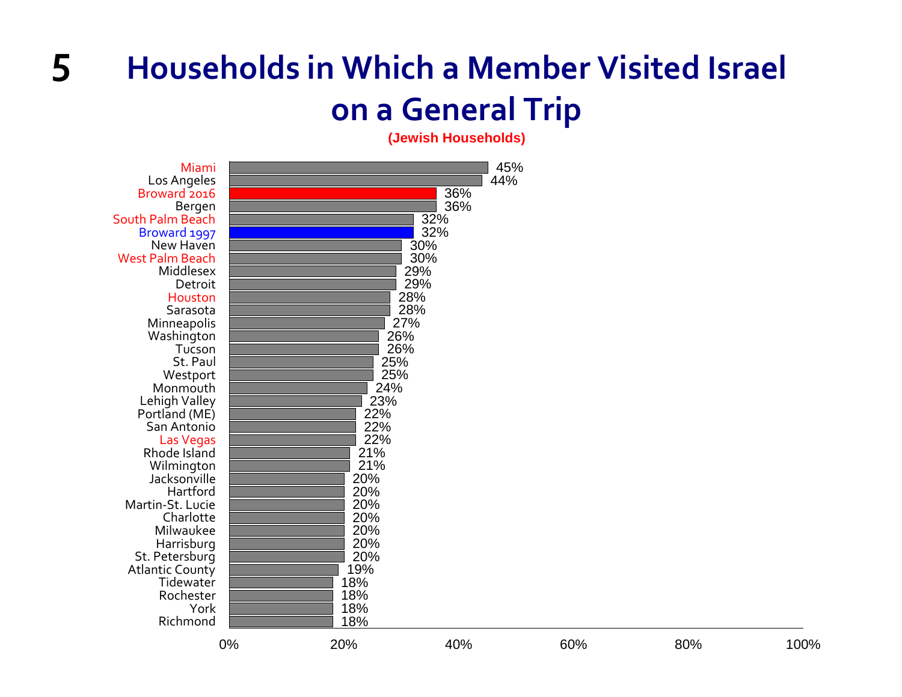# 5 Households in Which a Member Visited Israel on a General Trip

(Jewish Households)

| Community | Percentage |
|---|---|
| Miami | 45% |
| Los Angeles | 44% |
| Broward 2016 | 36% |
| Bergen | 36% |
| South Palm Beach | 32% |
| Broward 1997 | 32% |
| New Haven | 30% |
| West Palm Beach | 30% |
| Middlesex | 29% |
| Detroit | 29% |
| Houston | 28% |
| Sarasota | 28% |
| Minneapolis | 27% |
| Washington | 26% |
| Tucson | 26% |
| St. Paul | 25% |
| Westport | 25% |
| Monmouth | 24% |
| Lehigh Valley | 23% |
| Portland (ME) | 22% |
| San Antonio | 22% |
| Las Vegas | 22% |
| Rhode Island | 21% |
| Wilmington | 21% |
| Jacksonville | 20% |
| Hartford | 20% |
| Martin-St. Lucie | 20% |
| Charlotte | 20% |
| Milwaukee | 20% |
| Harrisburg | 20% |
| St. Petersburg | 20% |
| Atlantic County | 19% |
| Tidewater | 18% |
| Rochester | 18% |
| York | 18% |
| Richmond | 18% |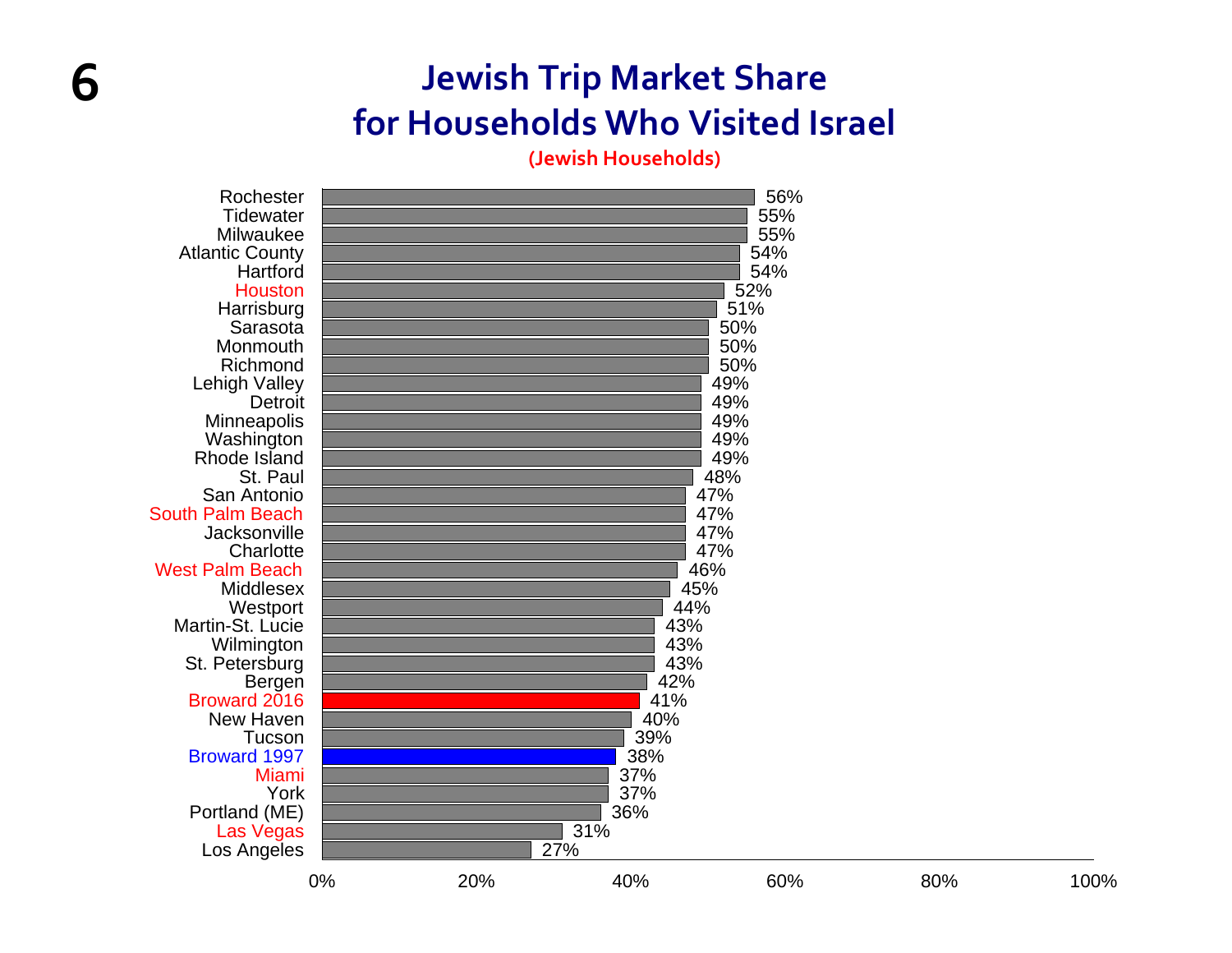# Jewish Trip Market Share for Households Who Visited Israel

**(Jewish Households)**

| Community | Market Share |
|---|---|
| Rochester | 56% |
| Tidewater | 55% |
| Milwaukee | 55% |
| Atlantic County | 54% |
| Hartford | 54% |
| Houston | 52% |
| Harrisburg | 51% |
| Sarasota | 50% |
| Monmouth | 50% |
| Richmond | 50% |
| Lehigh Valley | 49% |
| Detroit | 49% |
| Minneapolis | 49% |
| Washington | 49% |
| Rhode Island | 49% |
| St. Paul | 48% |
| San Antonio | 47% |
| South Palm Beach | 47% |
| Jacksonville | 47% |
| Charlotte | 47% |
| West Palm Beach | 46% |
| Middlesex | 45% |
| Westport | 44% |
| Martin-St. Lucie | 43% |
| Wilmington | 43% |
| St. Petersburg | 43% |
| Bergen | 42% |
| Broward 2016 | 41% |
| New Haven | 40% |
| Tucson | 39% |
| Broward 1997 | 38% |
| Miami | 37% |
| York | 37% |
| Portland (ME) | 36% |
| Las Vegas | 31% |
| Los Angeles | 27% |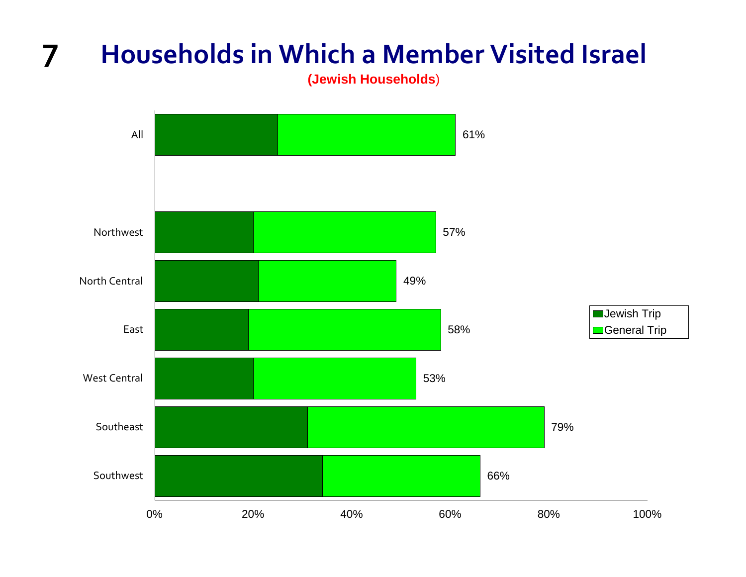# Households in Which a Member Visited Israel

**(Jewish Households)**

| Region | Total |
|---|---|
| All | 61% |
| Northwest | 57% |
| North Central | 49% |
| East | 58% |
| West Central | 53% |
| Southeast | 79% |
| Southwest | 66% |

Legend: Jewish Trip; General Trip

0% 20% 40% 60% 80% 100%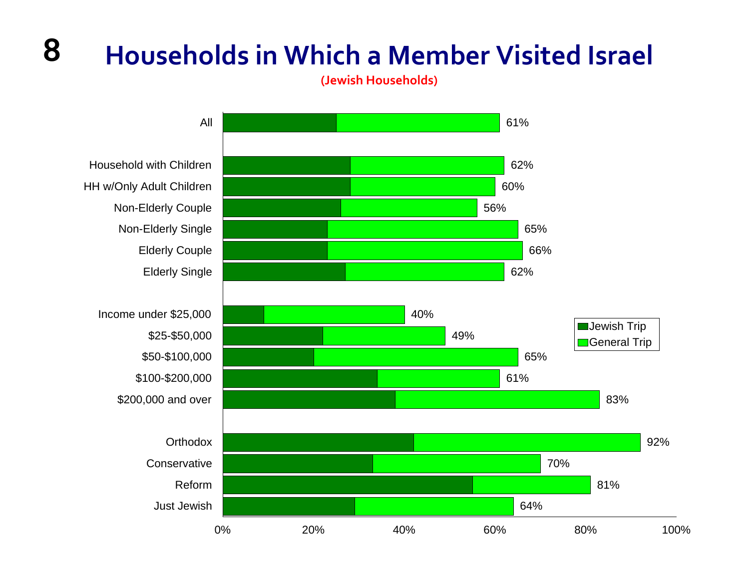# Households in Which a Member Visited Israel

**(Jewish Households)**

| Category | Total (Jewish Trip + General Trip) |
| --- | --- |
| All | 61% |
| Household with Children | 62% |
| HH w/Only Adult Children | 60% |
| Non-Elderly Couple | 56% |
| Non-Elderly Single | 65% |
| Elderly Couple | 66% |
| Elderly Single | 62% |
| Income under $25,000 | 40% |
| $25-$50,000 | 49% |
| $50-$100,000 | 65% |
| $100-$200,000 | 61% |
| $200,000 and over | 83% |
| Orthodox | 92% |
| Conservative | 70% |
| Reform | 81% |
| Just Jewish | 64% |

Legend: Jewish Trip; General Trip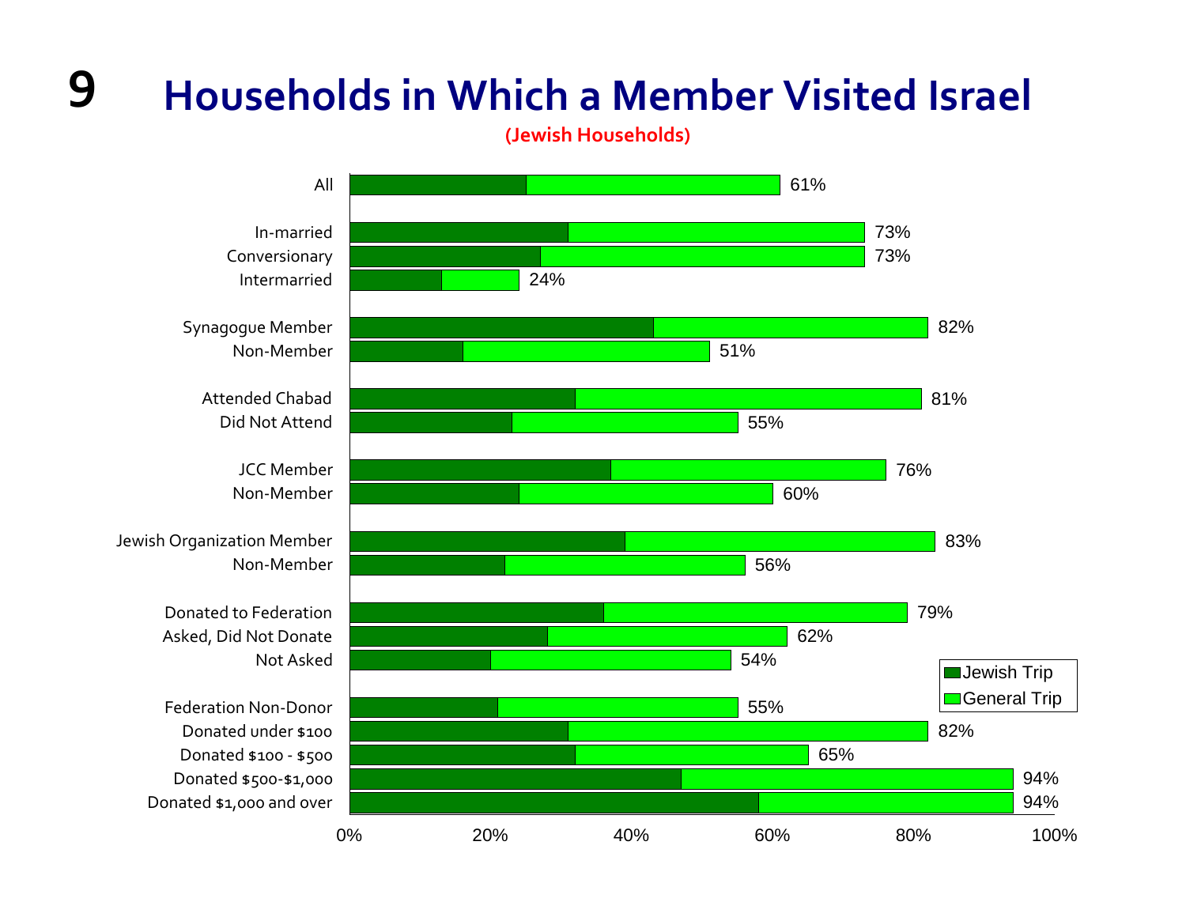# Households in Which a Member Visited Israel

**(Jewish Households)**

| Category | Total (Jewish Trip + General Trip) |
|---|---|
| All | 61% |
| In-married | 73% |
| Conversionary | 73% |
| Intermarried | 24% |
| Synagogue Member | 82% |
| Non-Member | 51% |
| Attended Chabad | 81% |
| Did Not Attend | 55% |
| JCC Member | 76% |
| Non-Member | 60% |
| Jewish Organization Member | 83% |
| Non-Member | 56% |
| Donated to Federation | 79% |
| Asked, Did Not Donate | 62% |
| Not Asked | 54% |
| Federation Non-Donor | 55% |
| Donated under $100 | 82% |
| Donated $100 - $500 | 65% |
| Donated $500-$1,000 | 94% |
| Donated $1,000 and over | 94% |

Legend: Jewish Trip; General Trip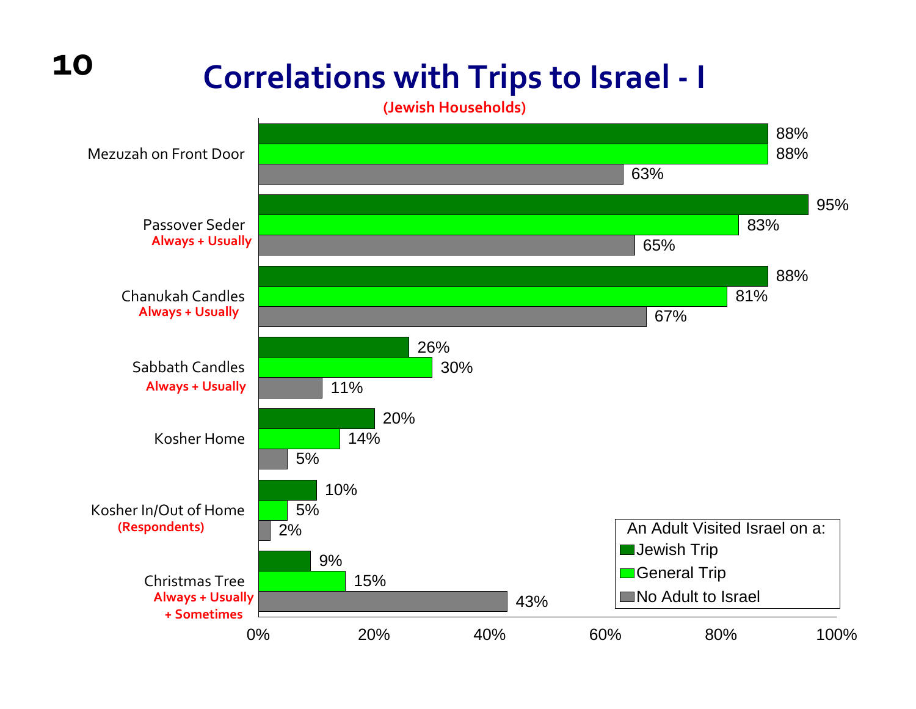# Correlations with Trips to Israel - I

**(Jewish Households)**

| | Jewish Trip | General Trip | No Adult to Israel |
|---|---|---|---|
| Mezuzah on Front Door | 88% | 88% | 63% |
| Passover Seder Always + Usually | 95% | 83% | 65% |
| Chanukah Candles Always + Usually | 88% | 81% | 67% |
| Sabbath Candles Always + Usually | 26% | 30% | 11% |
| Kosher Home | 20% | 14% | 5% |
| Kosher In/Out of Home (Respondents) | 10% | 5% | 2% |
| Christmas Tree Always + Usually + Sometimes | 9% | 15% | 43% |

An Adult Visited Israel on a: Jewish Trip; General Trip; No Adult to Israel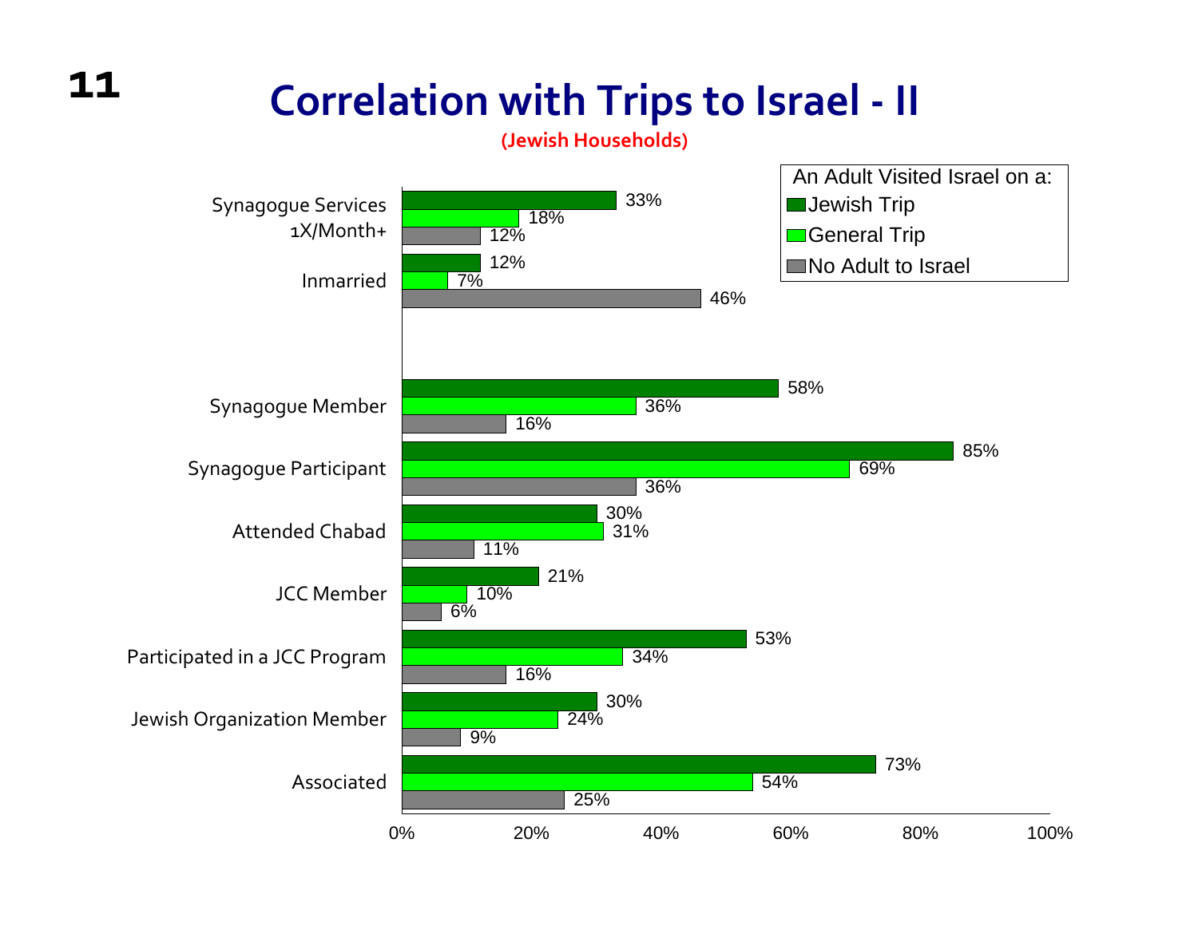# Correlation with Trips to Israel - II

**(Jewish Households)**

An Adult Visited Israel on a:

| | Jewish Trip | General Trip | No Adult to Israel |
|---|---|---|---|
| Synagogue Services 1X/Month+ | 33% | 18% | 12% |
| Inmarried | 12% | 7% | 46% |
| Synagogue Member | 58% | 36% | 16% |
| Synagogue Participant | 85% | 69% | 36% |
| Attended Chabad | 30% | 31% | 11% |
| JCC Member | 21% | 10% | 6% |
| Participated in a JCC Program | 53% | 34% | 16% |
| Jewish Organization Member | 30% | 24% | 9% |
| Associated | 73% | 54% | 25% |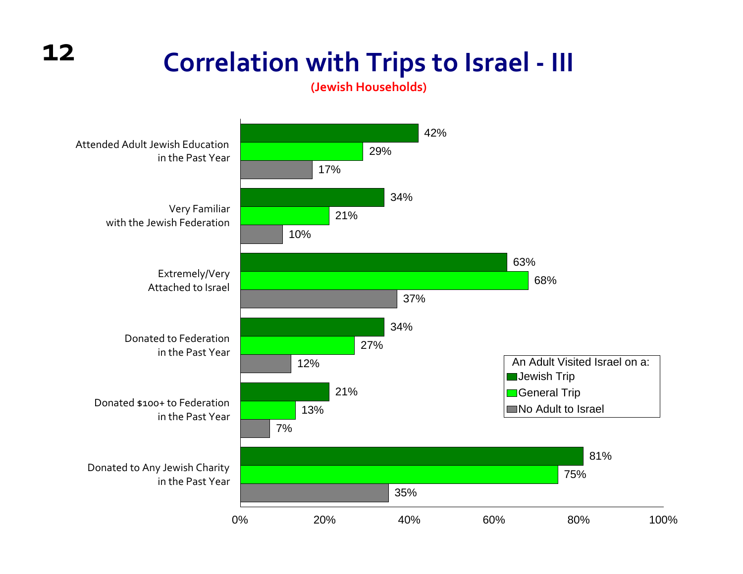# Correlation with Trips to Israel - III

**(Jewish Households)**

| | Jewish Trip | General Trip | No Adult to Israel |
|---|---|---|---|
| Attended Adult Jewish Education in the Past Year | 42% | 29% | 17% |
| Very Familiar with the Jewish Federation | 34% | 21% | 10% |
| Extremely/Very Attached to Israel | 63% | 68% | 37% |
| Donated to Federation in the Past Year | 34% | 27% | 12% |
| Donated $100+ to Federation in the Past Year | 21% | 13% | 7% |
| Donated to Any Jewish Charity in the Past Year | 81% | 75% | 35% |

An Adult Visited Israel on a: Jewish Trip, General Trip, No Adult to Israel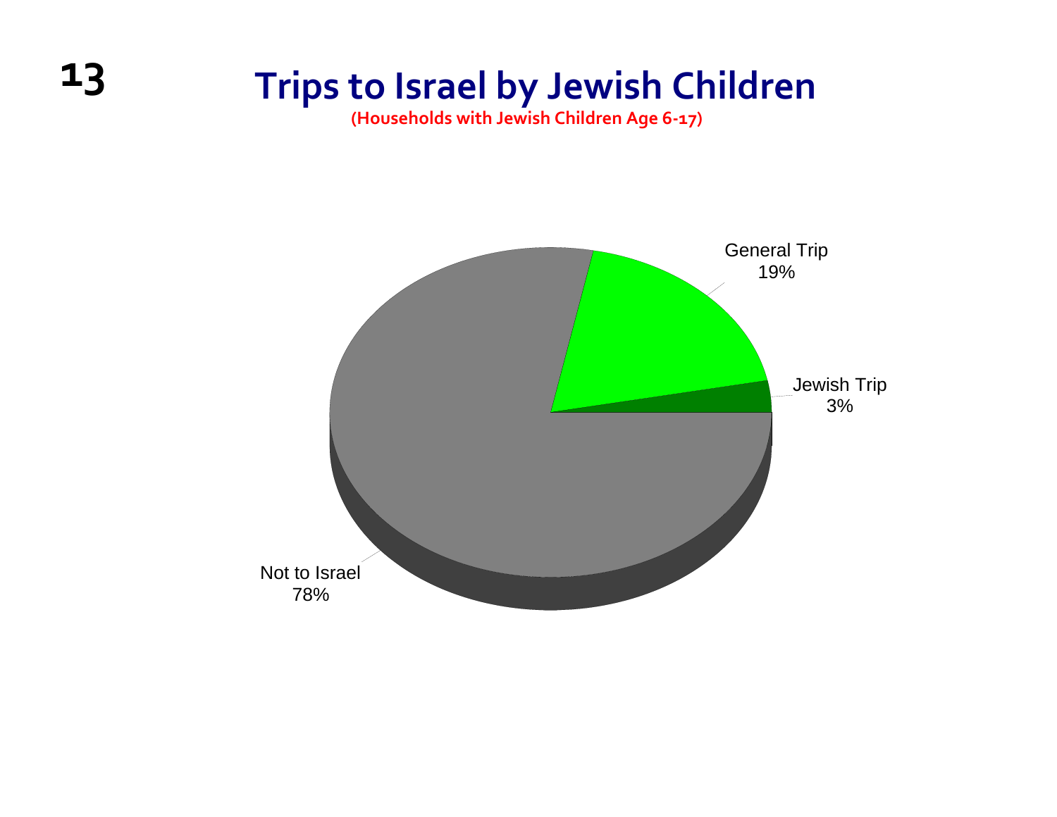# Trips to Israel by Jewish Children

**(Households with Jewish Children Age 6-17)**

| Category | Percentage |
|---|---|
| General Trip | 19% |
| Jewish Trip | 3% |
| Not to Israel | 78% |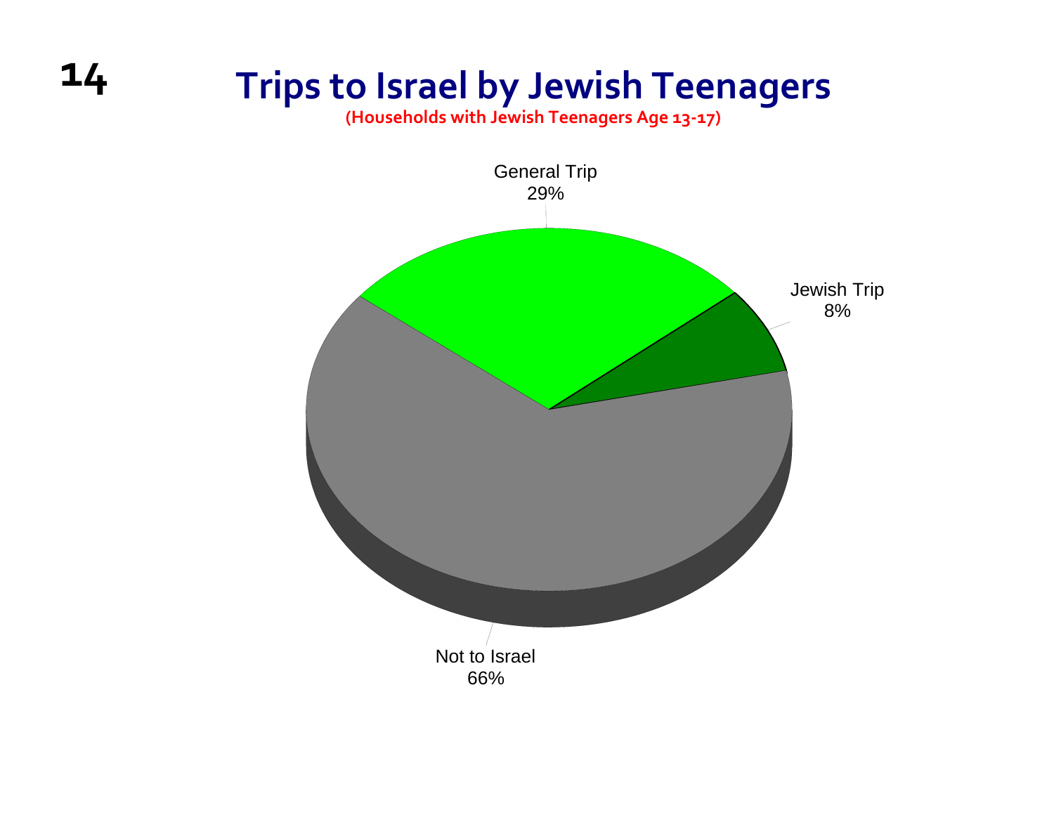# Trips to Israel by Jewish Teenagers

**(Households with Jewish Teenagers Age 13-17)**

General Trip
29%

Jewish Trip
8%

Not to Israel
66%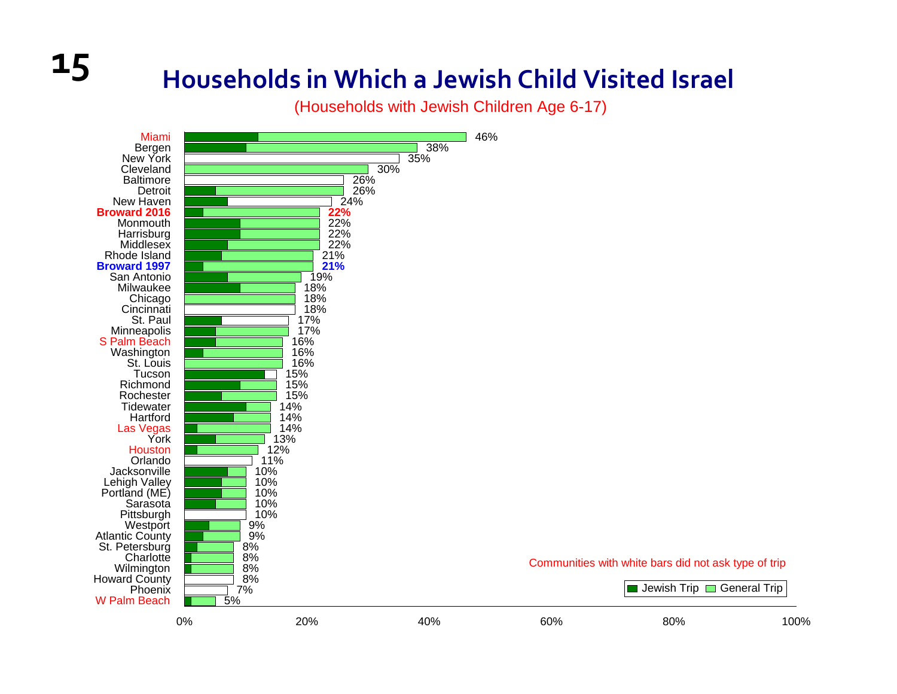# Households in Which a Jewish Child Visited Israel

(Households with Jewish Children Age 6-17)

| Community | Percentage |
|---|---|
| Miami | 46% |
| Bergen | 38% |
| New York | 35% |
| Cleveland | 30% |
| Baltimore | 26% |
| Detroit | 26% |
| New Haven | 24% |
| **Broward 2016** | **22%** |
| Monmouth | 22% |
| Harrisburg | 22% |
| Middlesex | 22% |
| Rhode Island | 21% |
| **Broward 1997** | **21%** |
| San Antonio | 19% |
| Milwaukee | 18% |
| Chicago | 18% |
| Cincinnati | 18% |
| St. Paul | 17% |
| Minneapolis | 17% |
| S Palm Beach | 16% |
| Washington | 16% |
| St. Louis | 16% |
| Tucson | 15% |
| Richmond | 15% |
| Rochester | 15% |
| Tidewater | 14% |
| Hartford | 14% |
| Las Vegas | 14% |
| York | 13% |
| Houston | 12% |
| Orlando | 11% |
| Jacksonville | 10% |
| Lehigh Valley | 10% |
| Portland (ME) | 10% |
| Sarasota | 10% |
| Pittsburgh | 10% |
| Westport | 9% |
| Atlantic County | 9% |
| St. Petersburg | 8% |
| Charlotte | 8% |
| Wilmington | 8% |
| Howard County | 8% |
| Phoenix | 7% |
| W Palm Beach | 5% |

Communities with white bars did not ask type of trip

Legend: Jewish Trip / General Trip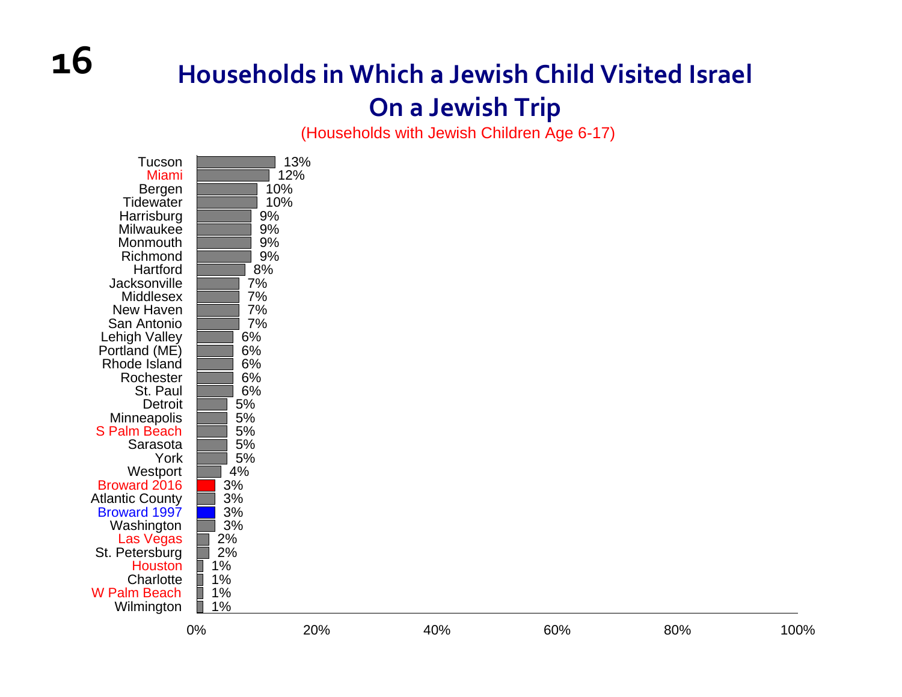# Households in Which a Jewish Child Visited Israel On a Jewish Trip

(Households with Jewish Children Age 6-17)

| Community | Percentage |
|---|---|
| Tucson | 13% |
| Miami | 12% |
| Bergen | 10% |
| Tidewater | 10% |
| Harrisburg | 9% |
| Milwaukee | 9% |
| Monmouth | 9% |
| Richmond | 9% |
| Hartford | 8% |
| Jacksonville | 7% |
| Middlesex | 7% |
| New Haven | 7% |
| San Antonio | 7% |
| Lehigh Valley | 6% |
| Portland (ME) | 6% |
| Rhode Island | 6% |
| Rochester | 6% |
| St. Paul | 6% |
| Detroit | 5% |
| Minneapolis | 5% |
| S Palm Beach | 5% |
| Sarasota | 5% |
| York | 5% |
| Westport | 4% |
| Broward 2016 | 3% |
| Atlantic County | 3% |
| Broward 1997 | 3% |
| Washington | 3% |
| Las Vegas | 2% |
| St. Petersburg | 2% |
| Houston | 1% |
| Charlotte | 1% |
| W Palm Beach | 1% |
| Wilmington | 1% |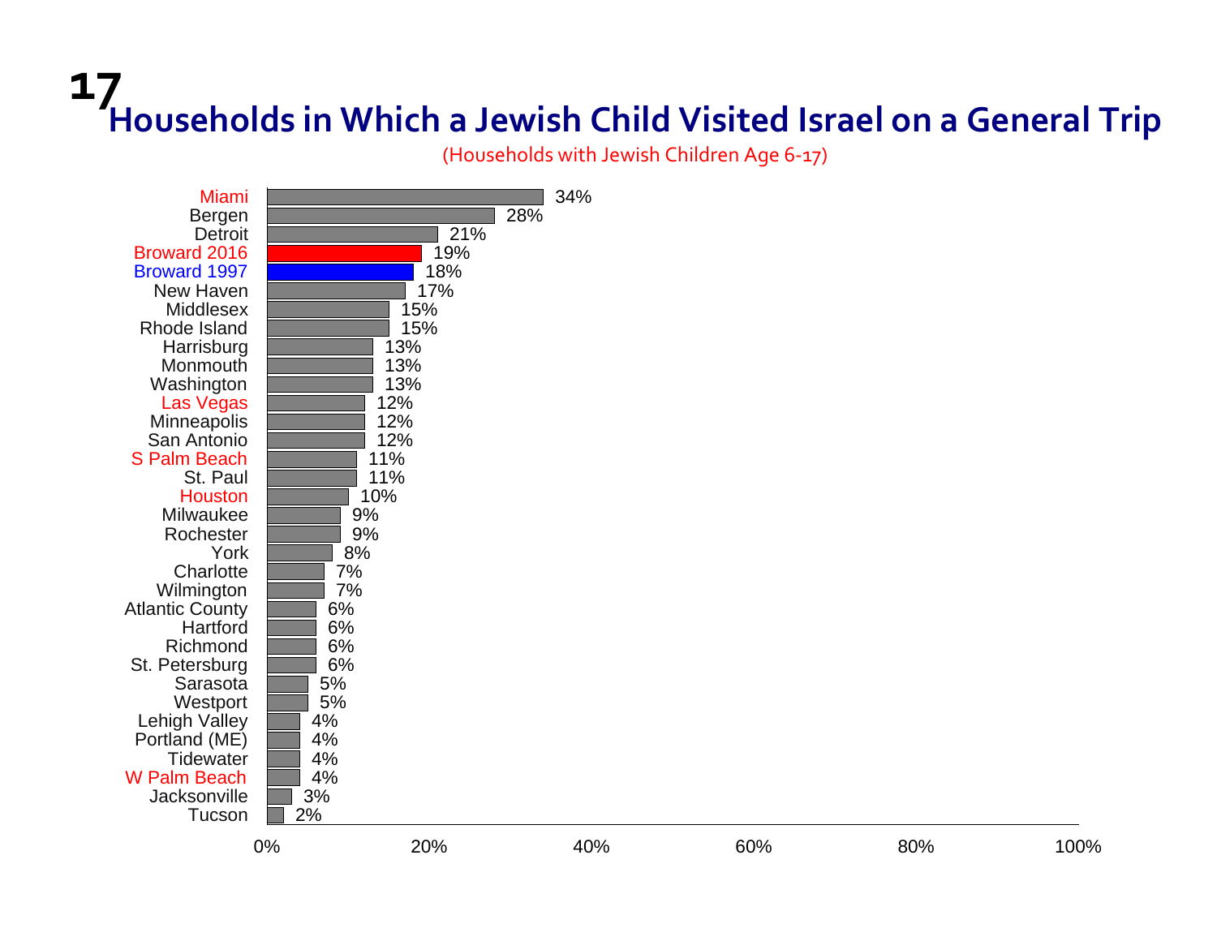# 17 Households in Which a Jewish Child Visited Israel on a General Trip

(Households with Jewish Children Age 6-17)

| Community | Percentage |
|---|---|
| Miami | 34% |
| Bergen | 28% |
| Detroit | 21% |
| Broward 2016 | 19% |
| Broward 1997 | 18% |
| New Haven | 17% |
| Middlesex | 15% |
| Rhode Island | 15% |
| Harrisburg | 13% |
| Monmouth | 13% |
| Washington | 13% |
| Las Vegas | 12% |
| Minneapolis | 12% |
| San Antonio | 12% |
| S Palm Beach | 11% |
| St. Paul | 11% |
| Houston | 10% |
| Milwaukee | 9% |
| Rochester | 9% |
| York | 8% |
| Charlotte | 7% |
| Wilmington | 7% |
| Atlantic County | 6% |
| Hartford | 6% |
| Richmond | 6% |
| St. Petersburg | 6% |
| Sarasota | 5% |
| Westport | 5% |
| Lehigh Valley | 4% |
| Portland (ME) | 4% |
| Tidewater | 4% |
| W Palm Beach | 4% |
| Jacksonville | 3% |
| Tucson | 2% |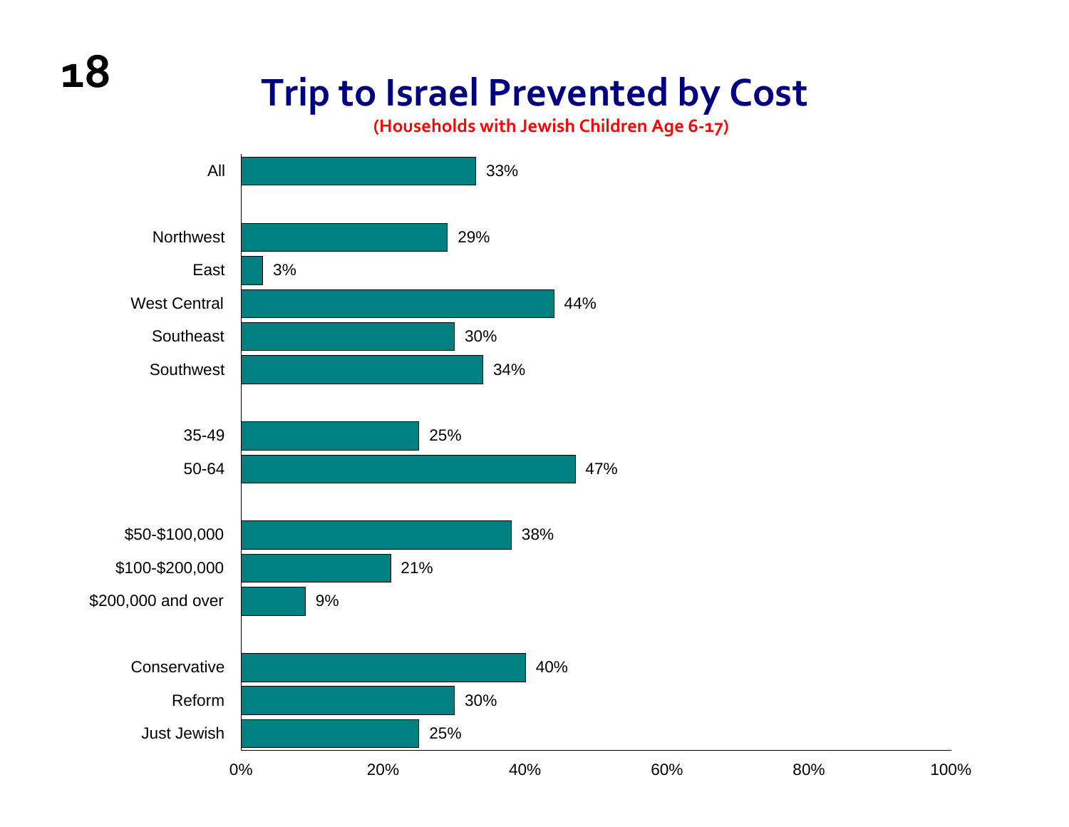# Trip to Israel Prevented by Cost

**(Households with Jewish Children Age 6-17)**

| Category | Percent |
|---|---|
| All | 33% |
| Northwest | 29% |
| East | 3% |
| West Central | 44% |
| Southeast | 30% |
| Southwest | 34% |
| 35-49 | 25% |
| 50-64 | 47% |
| $50-$100,000 | 38% |
| $100-$200,000 | 21% |
| $200,000 and over | 9% |
| Conservative | 40% |
| Reform | 30% |
| Just Jewish | 25% |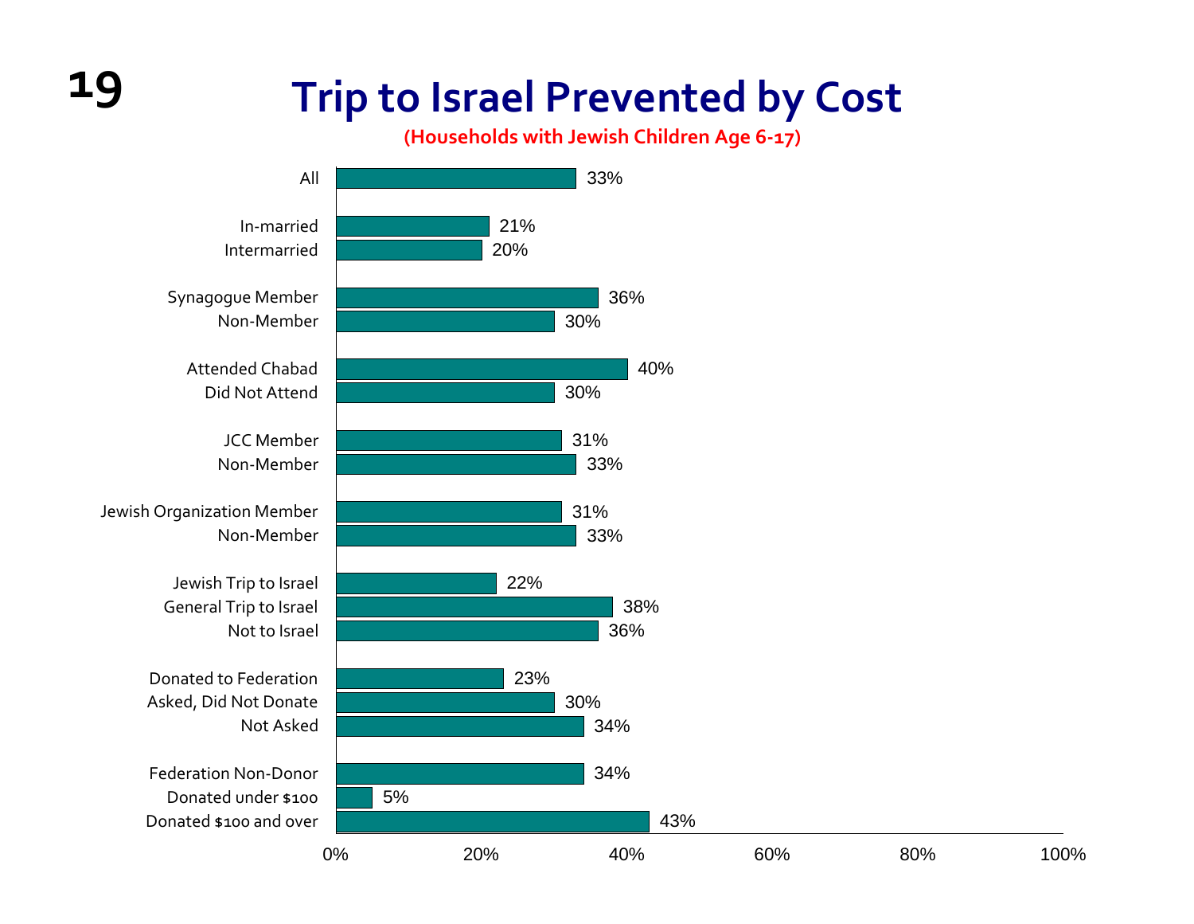# Trip to Israel Prevented by Cost

**(Households with Jewish Children Age 6-17)**

| Group | Percent |
|---|---|
| All | 33% |
| In-married | 21% |
| Intermarried | 20% |
| Synagogue Member | 36% |
| Non-Member | 30% |
| Attended Chabad | 40% |
| Did Not Attend | 30% |
| JCC Member | 31% |
| Non-Member | 33% |
| Jewish Organization Member | 31% |
| Non-Member | 33% |
| Jewish Trip to Israel | 22% |
| General Trip to Israel | 38% |
| Not to Israel | 36% |
| Donated to Federation | 23% |
| Asked, Did Not Donate | 30% |
| Not Asked | 34% |
| Federation Non-Donor | 34% |
| Donated under $100 | 5% |
| Donated $100 and over | 43% |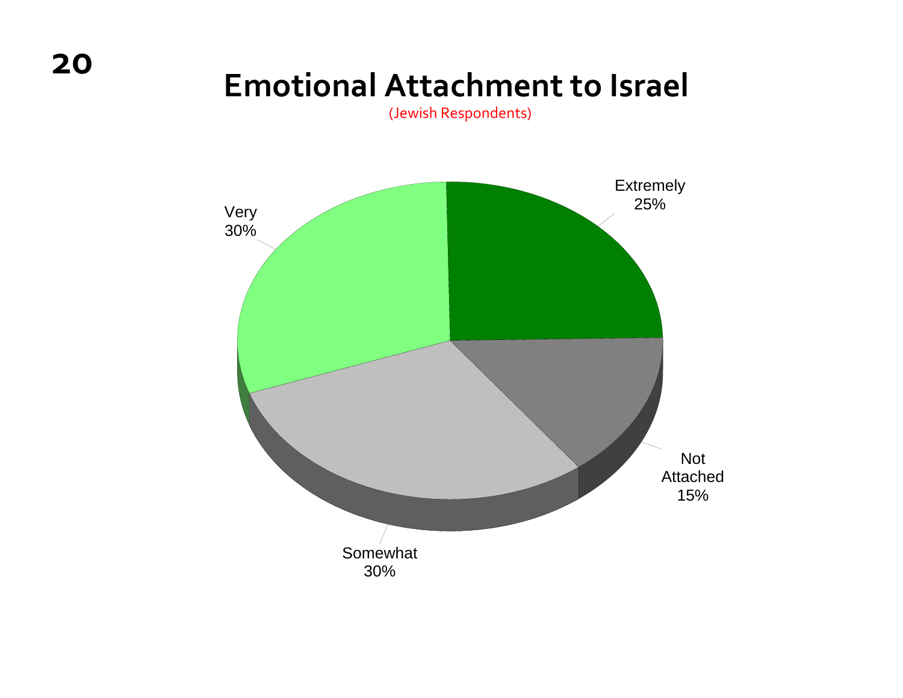# Emotional Attachment to Israel

(Jewish Respondents)

| Category | Percentage |
| --- | --- |
| Extremely | 25% |
| Very | 30% |
| Somewhat | 30% |
| Not Attached | 15% |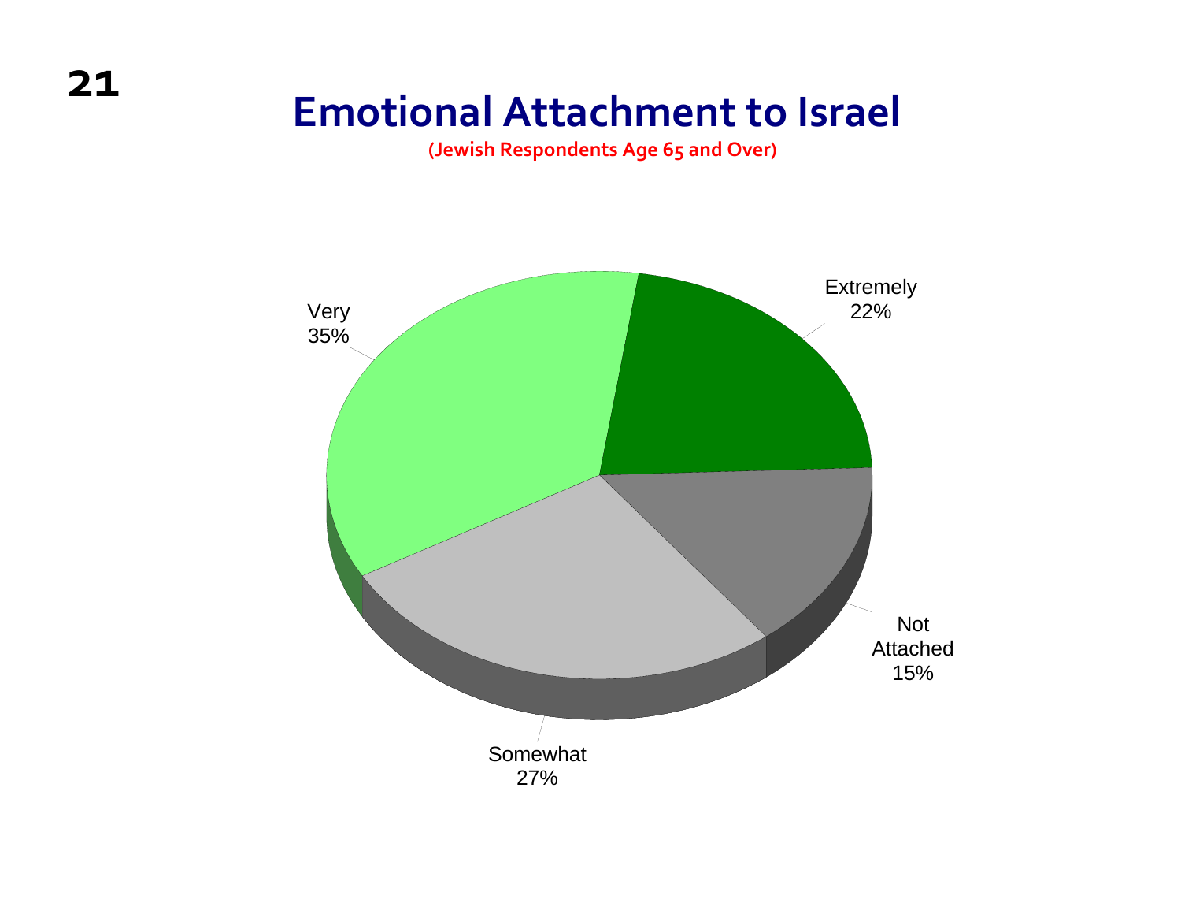# Emotional Attachment to Israel

**(Jewish Respondents Age 65 and Over)**

| Category | Percentage |
| --- | --- |
| Extremely | 22% |
| Very | 35% |
| Somewhat | 27% |
| Not Attached | 15% |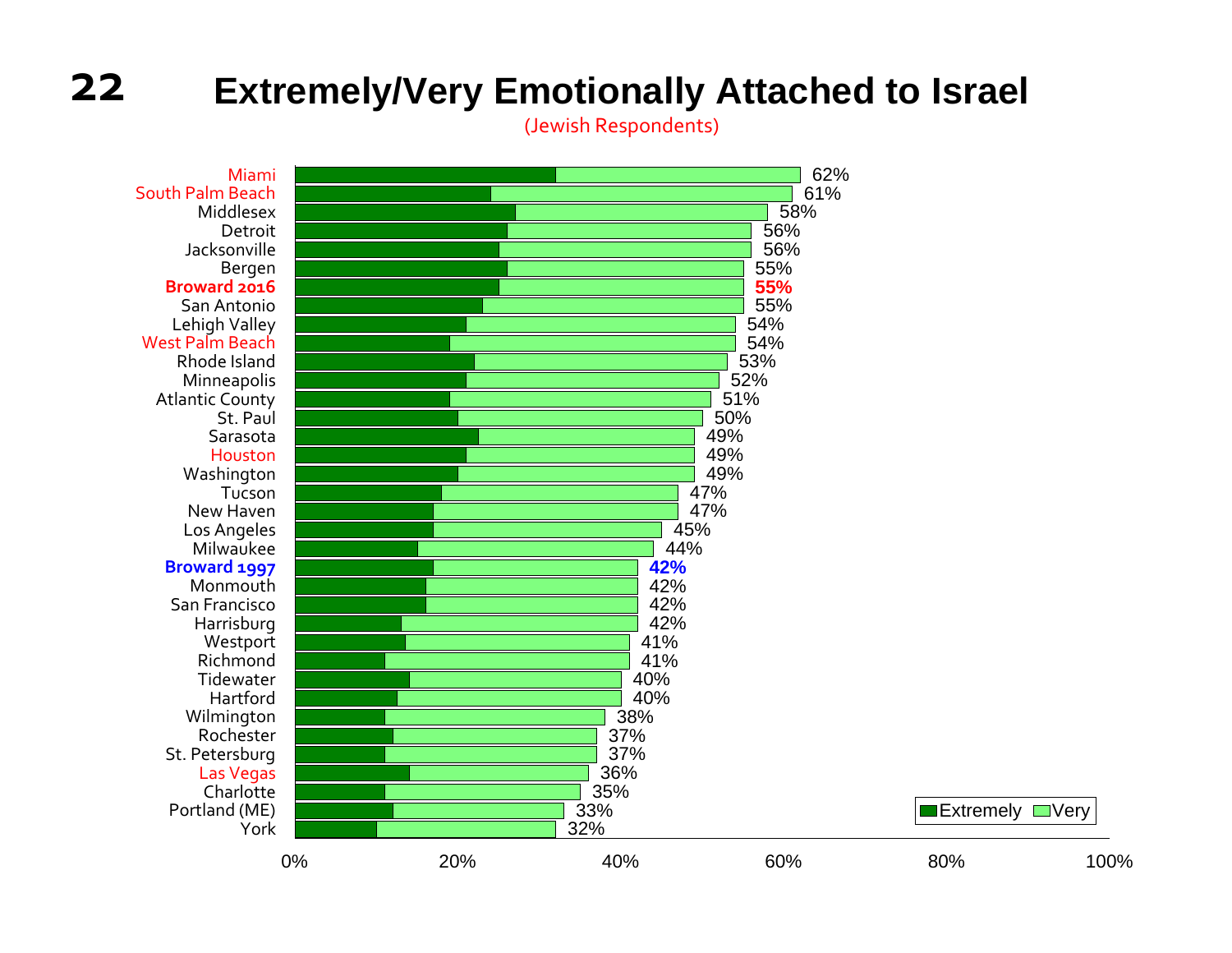# Extremely/Very Emotionally Attached to Israel

(Jewish Respondents)

| Community | Extremely/Very |
|---|---|
| Miami | 62% |
| South Palm Beach | 61% |
| Middlesex | 58% |
| Detroit | 56% |
| Jacksonville | 56% |
| Bergen | 55% |
| **Broward 2016** | **55%** |
| San Antonio | 55% |
| Lehigh Valley | 54% |
| West Palm Beach | 54% |
| Rhode Island | 53% |
| Minneapolis | 52% |
| Atlantic County | 51% |
| St. Paul | 50% |
| Sarasota | 49% |
| Houston | 49% |
| Washington | 49% |
| Tucson | 47% |
| New Haven | 47% |
| Los Angeles | 45% |
| Milwaukee | 44% |
| **Broward 1997** | **42%** |
| Monmouth | 42% |
| San Francisco | 42% |
| Harrisburg | 42% |
| Westport | 41% |
| Richmond | 41% |
| Tidewater | 40% |
| Hartford | 40% |
| Wilmington | 38% |
| Rochester | 37% |
| St. Petersburg | 37% |
| Las Vegas | 36% |
| Charlotte | 35% |
| Portland (ME) | 33% |
| York | 32% |

Legend: Extremely / Very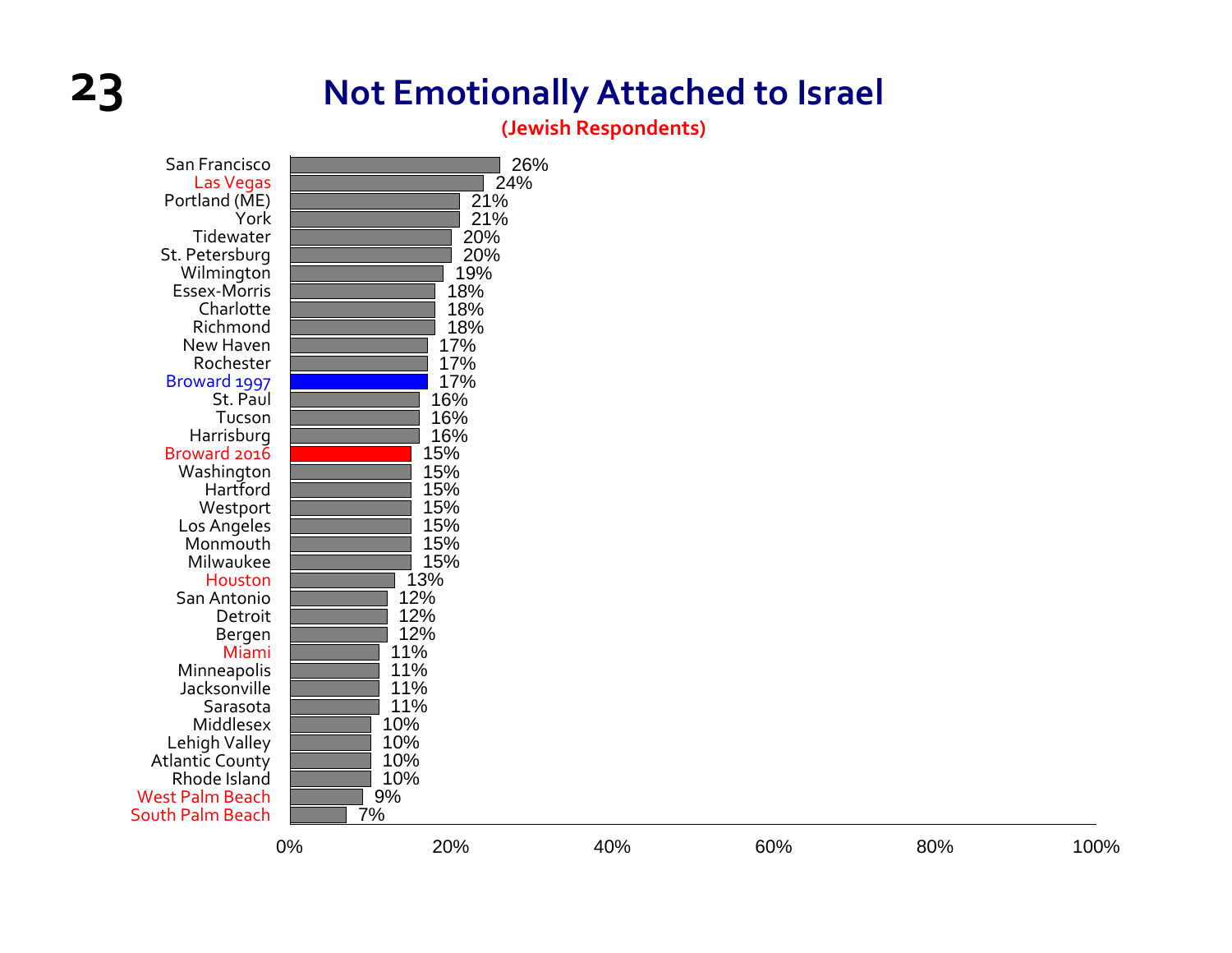# Not Emotionally Attached to Israel

**(Jewish Respondents)**

| Community | Percentage |
|---|---|
| San Francisco | 26% |
| Las Vegas | 24% |
| Portland (ME) | 21% |
| York | 21% |
| Tidewater | 20% |
| St. Petersburg | 20% |
| Wilmington | 19% |
| Essex-Morris | 18% |
| Charlotte | 18% |
| Richmond | 18% |
| New Haven | 17% |
| Rochester | 17% |
| Broward 1997 | 17% |
| St. Paul | 16% |
| Tucson | 16% |
| Harrisburg | 16% |
| Broward 2016 | 15% |
| Washington | 15% |
| Hartford | 15% |
| Westport | 15% |
| Los Angeles | 15% |
| Monmouth | 15% |
| Milwaukee | 15% |
| Houston | 13% |
| San Antonio | 12% |
| Detroit | 12% |
| Bergen | 12% |
| Miami | 11% |
| Minneapolis | 11% |
| Jacksonville | 11% |
| Sarasota | 11% |
| Middlesex | 10% |
| Lehigh Valley | 10% |
| Atlantic County | 10% |
| Rhode Island | 10% |
| West Palm Beach | 9% |
| South Palm Beach | 7% |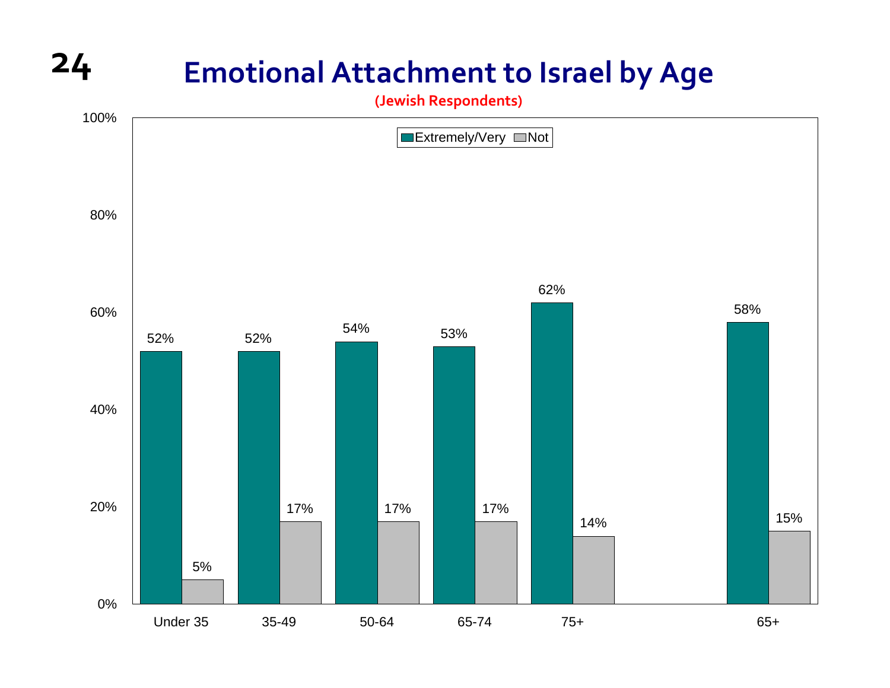# Emotional Attachment to Israel by Age

(Jewish Respondents)

| | Under 35 | 35-49 | 50-64 | 65-74 | 75+ | 65+ |
|---|---|---|---|---|---|---|
| Extremely/Very | 52% | 52% | 54% | 53% | 62% | 58% |
| Not | 5% | 17% | 17% | 17% | 14% | 15% |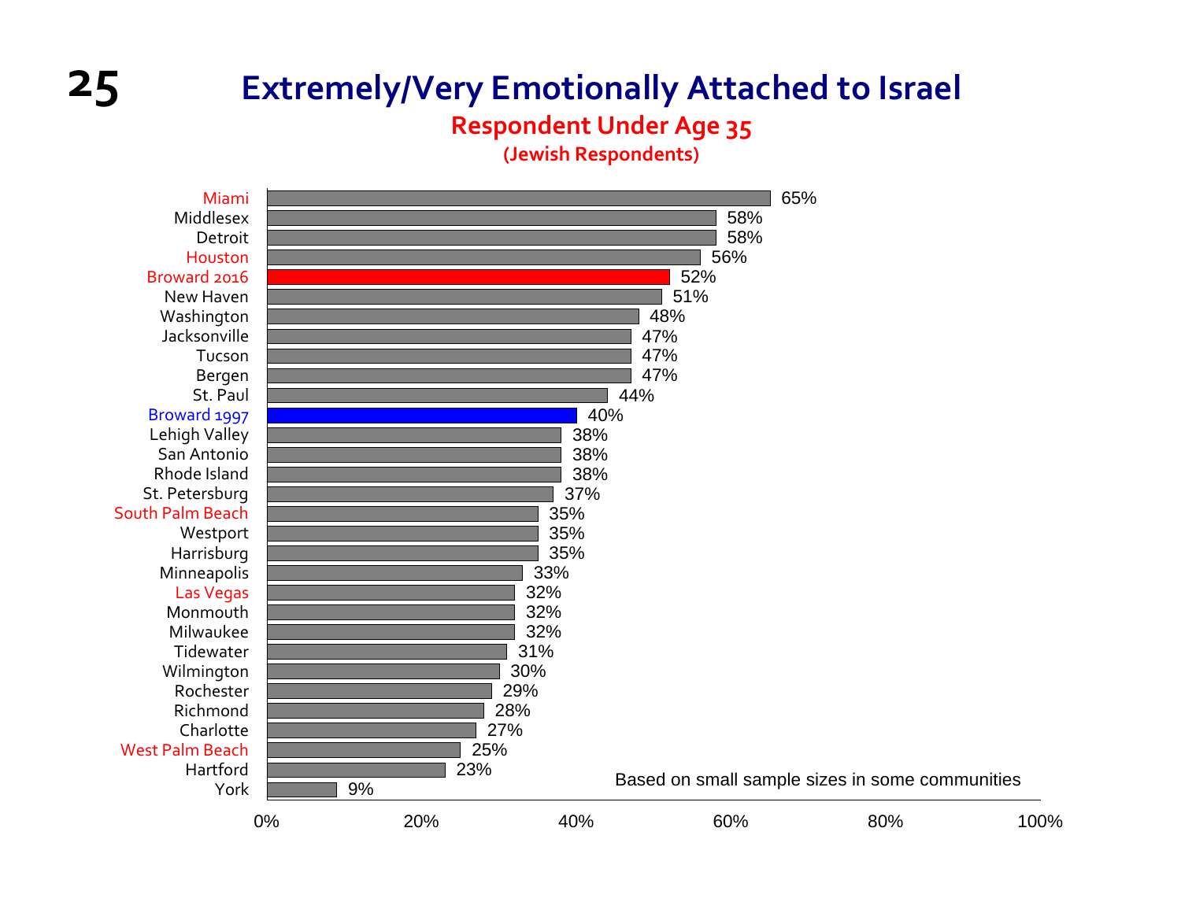# Extremely/Very Emotionally Attached to Israel

## Respondent Under Age 35

### (Jewish Respondents)

| Community | Percentage |
| --- | --- |
| Miami | 65% |
| Middlesex | 58% |
| Detroit | 58% |
| Houston | 56% |
| Broward 2016 | 52% |
| New Haven | 51% |
| Washington | 48% |
| Jacksonville | 47% |
| Tucson | 47% |
| Bergen | 47% |
| St. Paul | 44% |
| Broward 1997 | 40% |
| Lehigh Valley | 38% |
| San Antonio | 38% |
| Rhode Island | 38% |
| St. Petersburg | 37% |
| South Palm Beach | 35% |
| Westport | 35% |
| Harrisburg | 35% |
| Minneapolis | 33% |
| Las Vegas | 32% |
| Monmouth | 32% |
| Milwaukee | 32% |
| Tidewater | 31% |
| Wilmington | 30% |
| Rochester | 29% |
| Richmond | 28% |
| Charlotte | 27% |
| West Palm Beach | 25% |
| Hartford | 23% |
| York | 9% |

Based on small sample sizes in some communities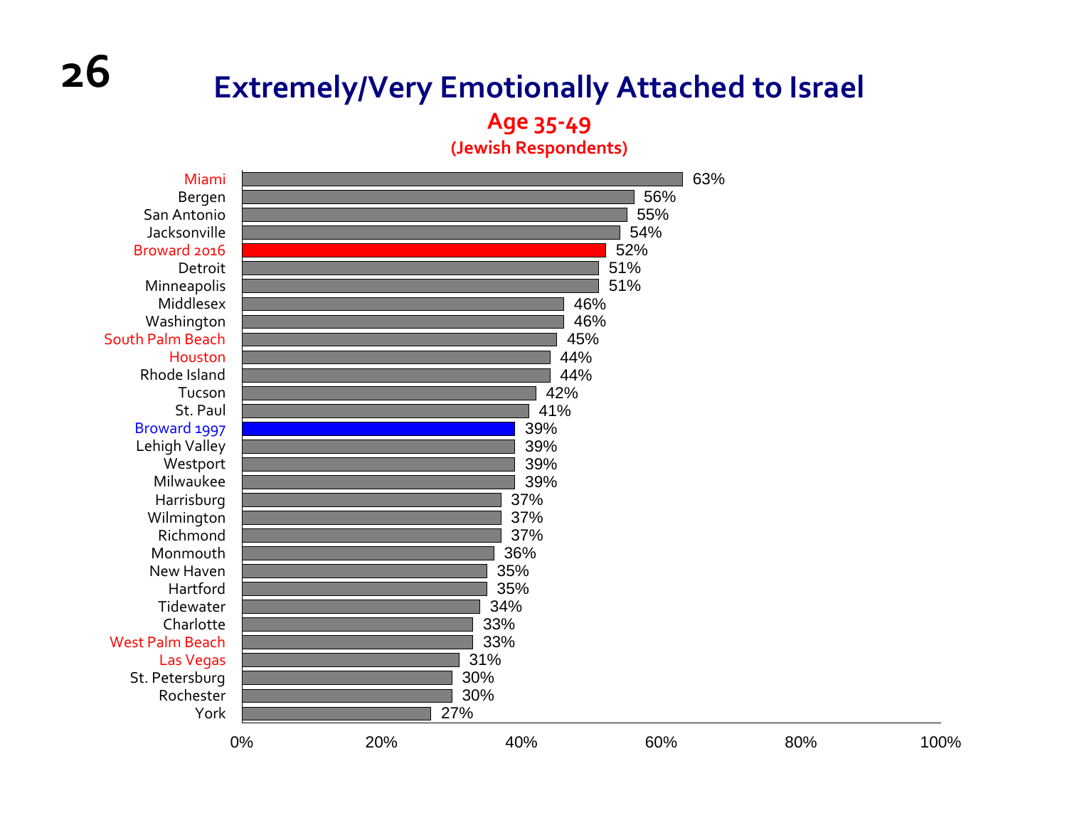# Extremely/Very Emotionally Attached to Israel

## Age 35-49

**(Jewish Respondents)**

| Community | Percentage |
|---|---|
| Miami | 63% |
| Bergen | 56% |
| San Antonio | 55% |
| Jacksonville | 54% |
| Broward 2016 | 52% |
| Detroit | 51% |
| Minneapolis | 51% |
| Middlesex | 46% |
| Washington | 46% |
| South Palm Beach | 45% |
| Houston | 44% |
| Rhode Island | 44% |
| Tucson | 42% |
| St. Paul | 41% |
| Broward 1997 | 39% |
| Lehigh Valley | 39% |
| Westport | 39% |
| Milwaukee | 39% |
| Harrisburg | 37% |
| Wilmington | 37% |
| Richmond | 37% |
| Monmouth | 36% |
| New Haven | 35% |
| Hartford | 35% |
| Tidewater | 34% |
| Charlotte | 33% |
| West Palm Beach | 33% |
| Las Vegas | 31% |
| St. Petersburg | 30% |
| Rochester | 30% |
| York | 27% |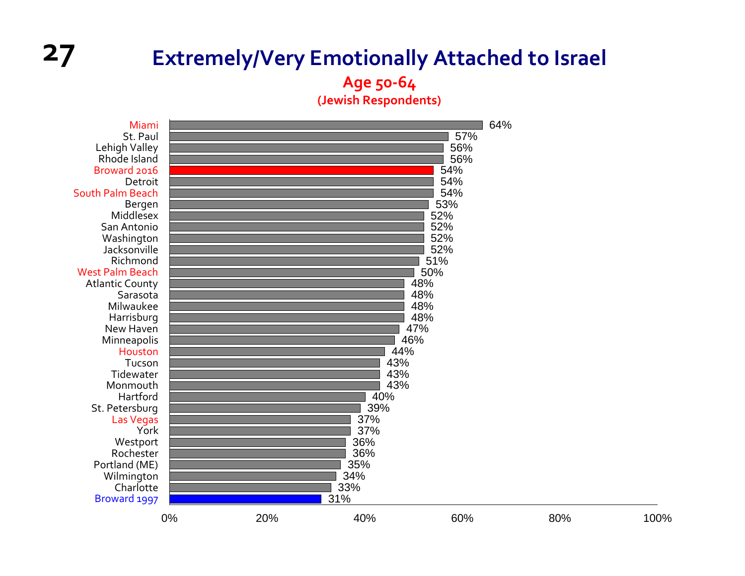# Extremely/Very Emotionally Attached to Israel

**Age 50-64**

**(Jewish Respondents)**

| Community | Percent |
|---|---|
| Miami | 64% |
| St. Paul | 57% |
| Lehigh Valley | 56% |
| Rhode Island | 56% |
| Broward 2016 | 54% |
| Detroit | 54% |
| South Palm Beach | 54% |
| Bergen | 53% |
| Middlesex | 52% |
| San Antonio | 52% |
| Washington | 52% |
| Jacksonville | 52% |
| Richmond | 51% |
| West Palm Beach | 50% |
| Atlantic County | 48% |
| Sarasota | 48% |
| Milwaukee | 48% |
| Harrisburg | 48% |
| New Haven | 47% |
| Minneapolis | 46% |
| Houston | 44% |
| Tucson | 43% |
| Tidewater | 43% |
| Monmouth | 43% |
| Hartford | 40% |
| St. Petersburg | 39% |
| Las Vegas | 37% |
| York | 37% |
| Westport | 36% |
| Rochester | 36% |
| Portland (ME) | 35% |
| Wilmington | 34% |
| Charlotte | 33% |
| Broward 1997 | 31% |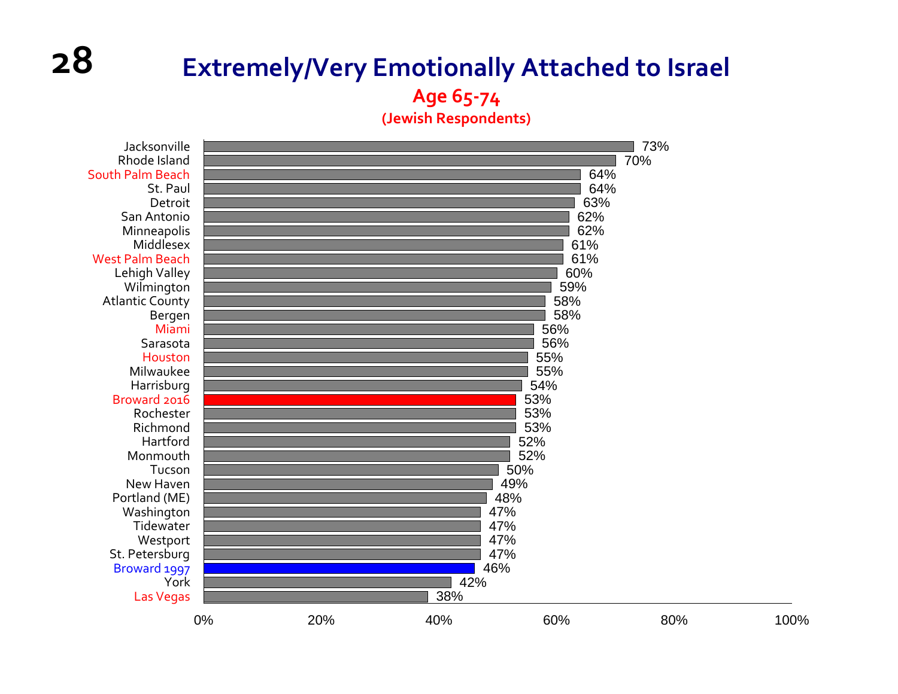# Extremely/Very Emotionally Attached to Israel

## Age 65-74

**(Jewish Respondents)**

| Community | Percent |
| --- | --- |
| Jacksonville | 73% |
| Rhode Island | 70% |
| South Palm Beach | 64% |
| St. Paul | 64% |
| Detroit | 63% |
| San Antonio | 62% |
| Minneapolis | 62% |
| Middlesex | 61% |
| West Palm Beach | 61% |
| Lehigh Valley | 60% |
| Wilmington | 59% |
| Atlantic County | 58% |
| Bergen | 58% |
| Miami | 56% |
| Sarasota | 56% |
| Houston | 55% |
| Milwaukee | 55% |
| Harrisburg | 54% |
| Broward 2016 | 53% |
| Rochester | 53% |
| Richmond | 53% |
| Hartford | 52% |
| Monmouth | 52% |
| Tucson | 50% |
| New Haven | 49% |
| Portland (ME) | 48% |
| Washington | 47% |
| Tidewater | 47% |
| Westport | 47% |
| St. Petersburg | 47% |
| Broward 1997 | 46% |
| York | 42% |
| Las Vegas | 38% |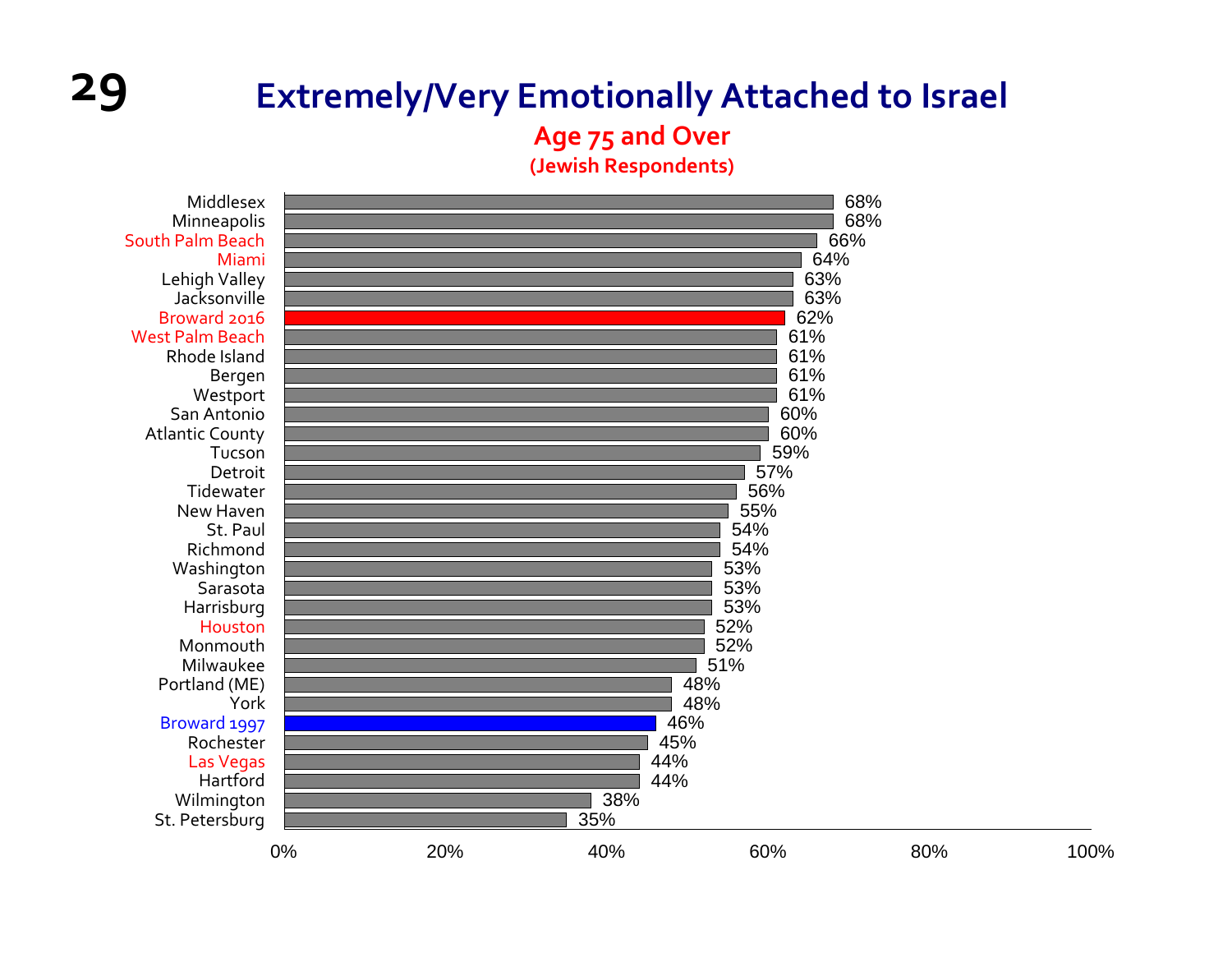# Extremely/Very Emotionally Attached to Israel

## Age 75 and Over

**(Jewish Respondents)**

| Community | Percentage |
|---|---|
| Middlesex | 68% |
| Minneapolis | 68% |
| South Palm Beach | 66% |
| Miami | 64% |
| Lehigh Valley | 63% |
| Jacksonville | 63% |
| Broward 2016 | 62% |
| West Palm Beach | 61% |
| Rhode Island | 61% |
| Bergen | 61% |
| Westport | 61% |
| San Antonio | 60% |
| Atlantic County | 60% |
| Tucson | 59% |
| Detroit | 57% |
| Tidewater | 56% |
| New Haven | 55% |
| St. Paul | 54% |
| Richmond | 54% |
| Washington | 53% |
| Sarasota | 53% |
| Harrisburg | 53% |
| Houston | 52% |
| Monmouth | 52% |
| Milwaukee | 51% |
| Portland (ME) | 48% |
| York | 48% |
| Broward 1997 | 46% |
| Rochester | 45% |
| Las Vegas | 44% |
| Hartford | 44% |
| Wilmington | 38% |
| St. Petersburg | 35% |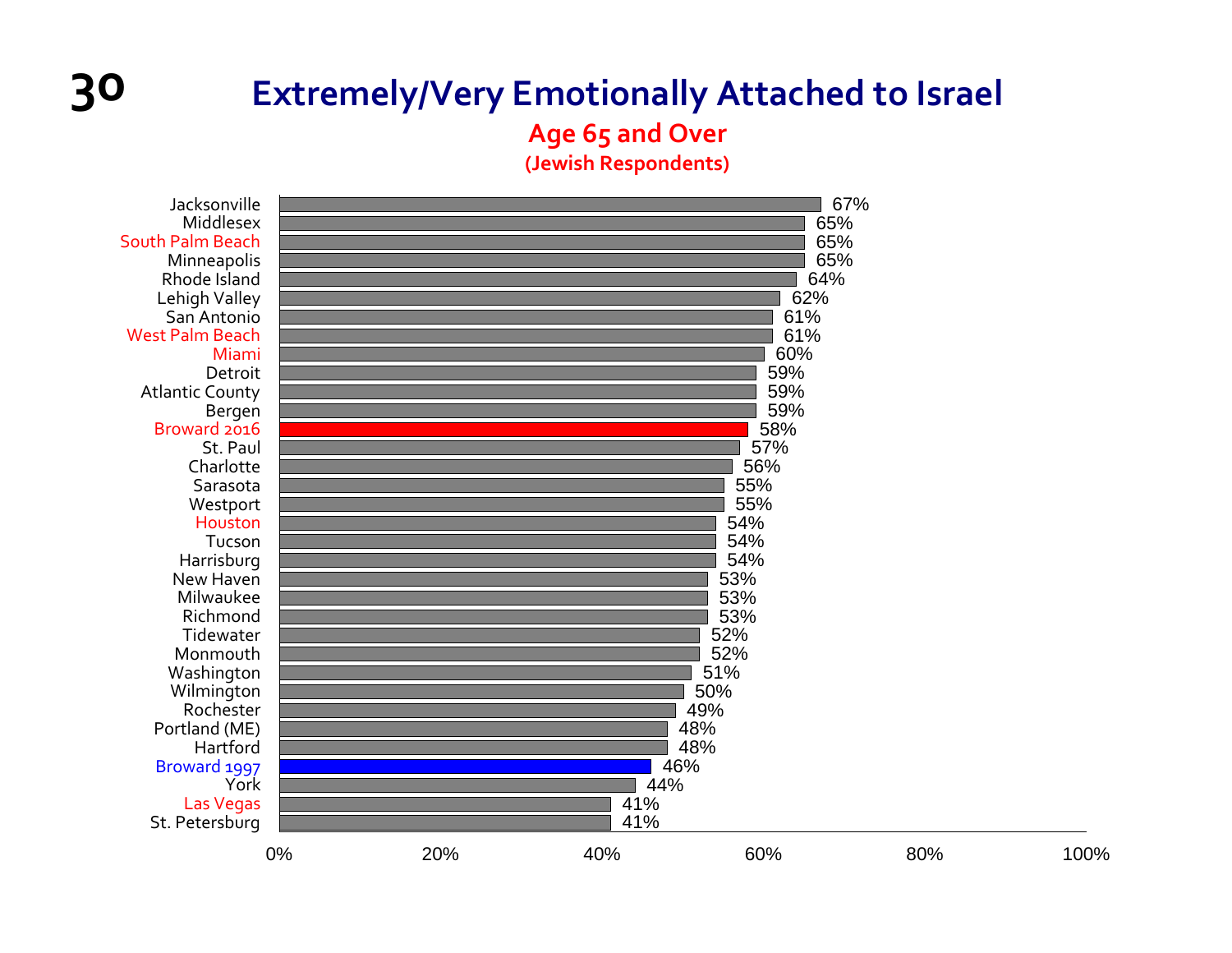# Extremely/Very Emotionally Attached to Israel

## Age 65 and Over

**(Jewish Respondents)**

| Community | Percentage |
| --- | --- |
| Jacksonville | 67% |
| Middlesex | 65% |
| South Palm Beach | 65% |
| Minneapolis | 65% |
| Rhode Island | 64% |
| Lehigh Valley | 62% |
| San Antonio | 61% |
| West Palm Beach | 61% |
| Miami | 60% |
| Detroit | 59% |
| Atlantic County | 59% |
| Bergen | 59% |
| Broward 2016 | 58% |
| St. Paul | 57% |
| Charlotte | 56% |
| Sarasota | 55% |
| Westport | 55% |
| Houston | 54% |
| Tucson | 54% |
| Harrisburg | 54% |
| New Haven | 53% |
| Milwaukee | 53% |
| Richmond | 53% |
| Tidewater | 52% |
| Monmouth | 52% |
| Washington | 51% |
| Wilmington | 50% |
| Rochester | 49% |
| Portland (ME) | 48% |
| Hartford | 48% |
| Broward 1997 | 46% |
| York | 44% |
| Las Vegas | 41% |
| St. Petersburg | 41% |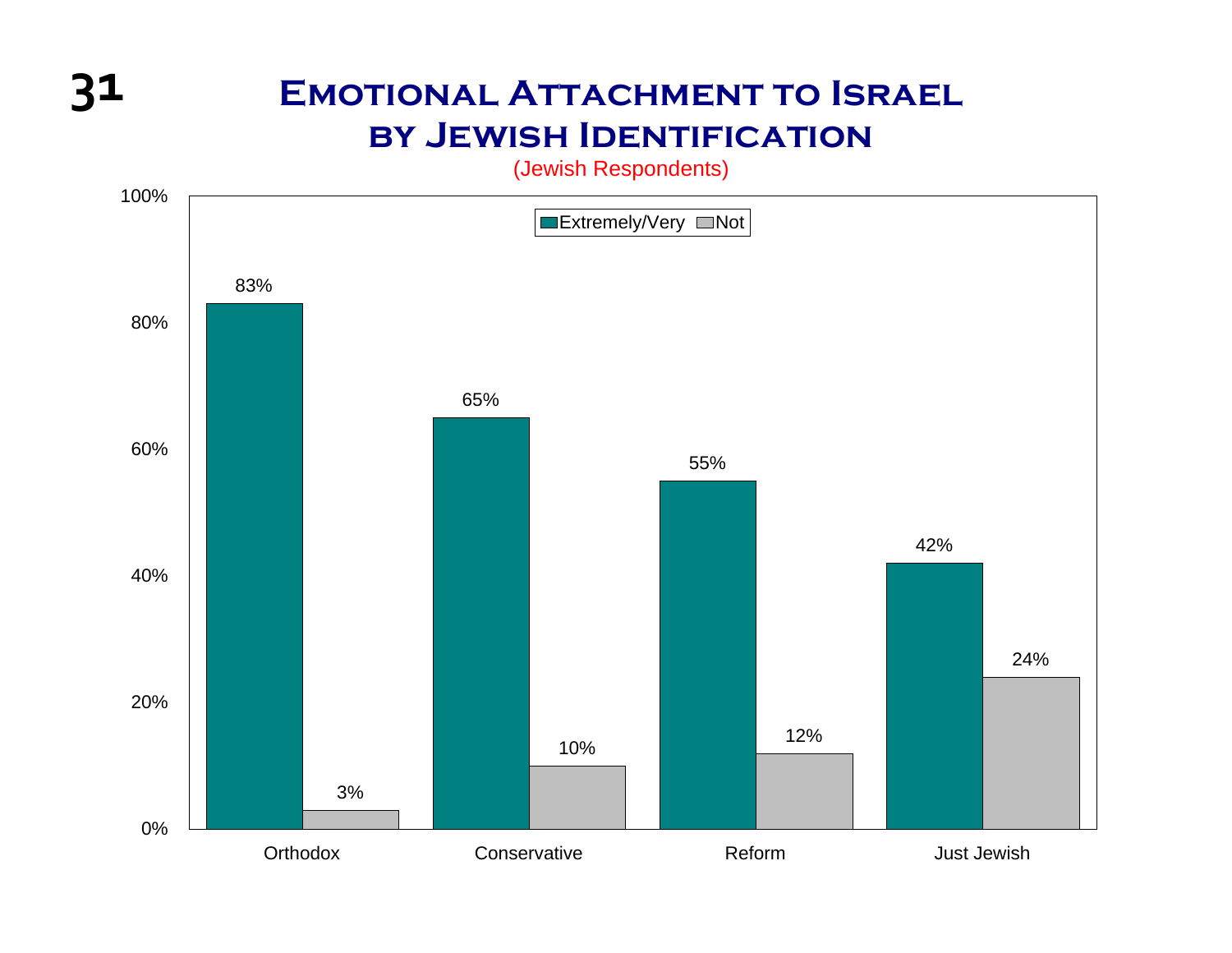# Emotional Attachment to Israel by Jewish Identification

(Jewish Respondents)

| | Extremely/Very | Not |
|---|---|---|
| Orthodox | 83% | 3% |
| Conservative | 65% | 10% |
| Reform | 55% | 12% |
| Just Jewish | 42% | 24% |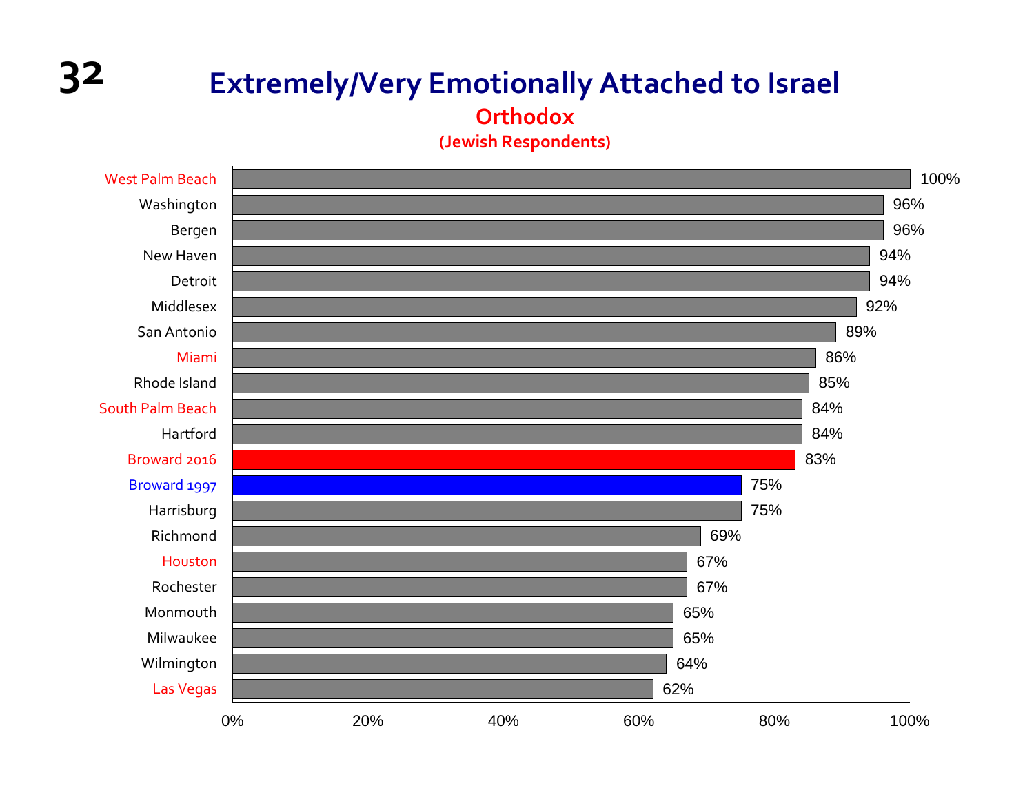# Extremely/Very Emotionally Attached to Israel

## Orthodox

### (Jewish Respondents)

| Community | Percentage |
|---|---|
| West Palm Beach | 100% |
| Washington | 96% |
| Bergen | 96% |
| New Haven | 94% |
| Detroit | 94% |
| Middlesex | 92% |
| San Antonio | 89% |
| Miami | 86% |
| Rhode Island | 85% |
| South Palm Beach | 84% |
| Hartford | 84% |
| Broward 2016 | 83% |
| Broward 1997 | 75% |
| Harrisburg | 75% |
| Richmond | 69% |
| Houston | 67% |
| Rochester | 67% |
| Monmouth | 65% |
| Milwaukee | 65% |
| Wilmington | 64% |
| Las Vegas | 62% |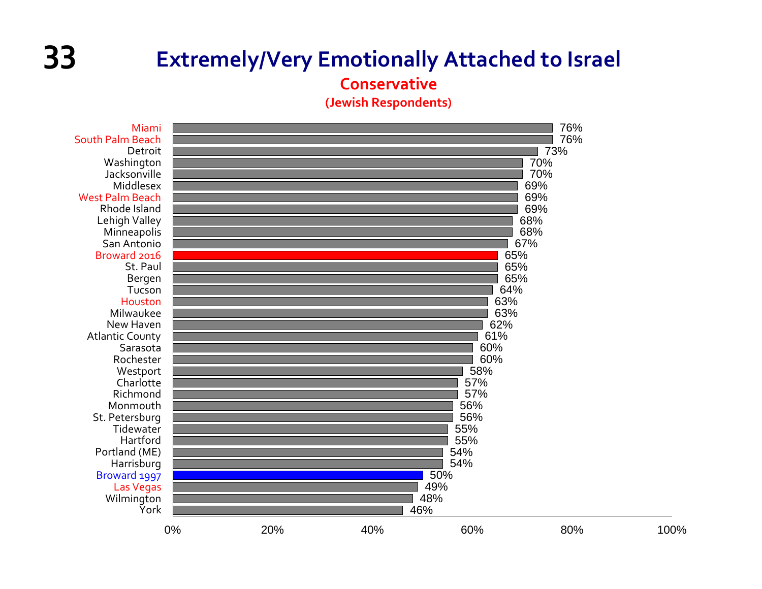# Extremely/Very Emotionally Attached to Israel

## Conservative

**(Jewish Respondents)**

| Community | Percent |
|---|---|
| Miami | 76% |
| South Palm Beach | 76% |
| Detroit | 73% |
| Washington | 70% |
| Jacksonville | 70% |
| Middlesex | 69% |
| West Palm Beach | 69% |
| Rhode Island | 69% |
| Lehigh Valley | 68% |
| Minneapolis | 68% |
| San Antonio | 67% |
| Broward 2016 | 65% |
| St. Paul | 65% |
| Bergen | 65% |
| Tucson | 64% |
| Houston | 63% |
| Milwaukee | 63% |
| New Haven | 62% |
| Atlantic County | 61% |
| Sarasota | 60% |
| Rochester | 60% |
| Westport | 58% |
| Charlotte | 57% |
| Richmond | 57% |
| Monmouth | 56% |
| St. Petersburg | 56% |
| Tidewater | 55% |
| Hartford | 55% |
| Portland (ME) | 54% |
| Harrisburg | 54% |
| Broward 1997 | 50% |
| Las Vegas | 49% |
| Wilmington | 48% |
| York | 46% |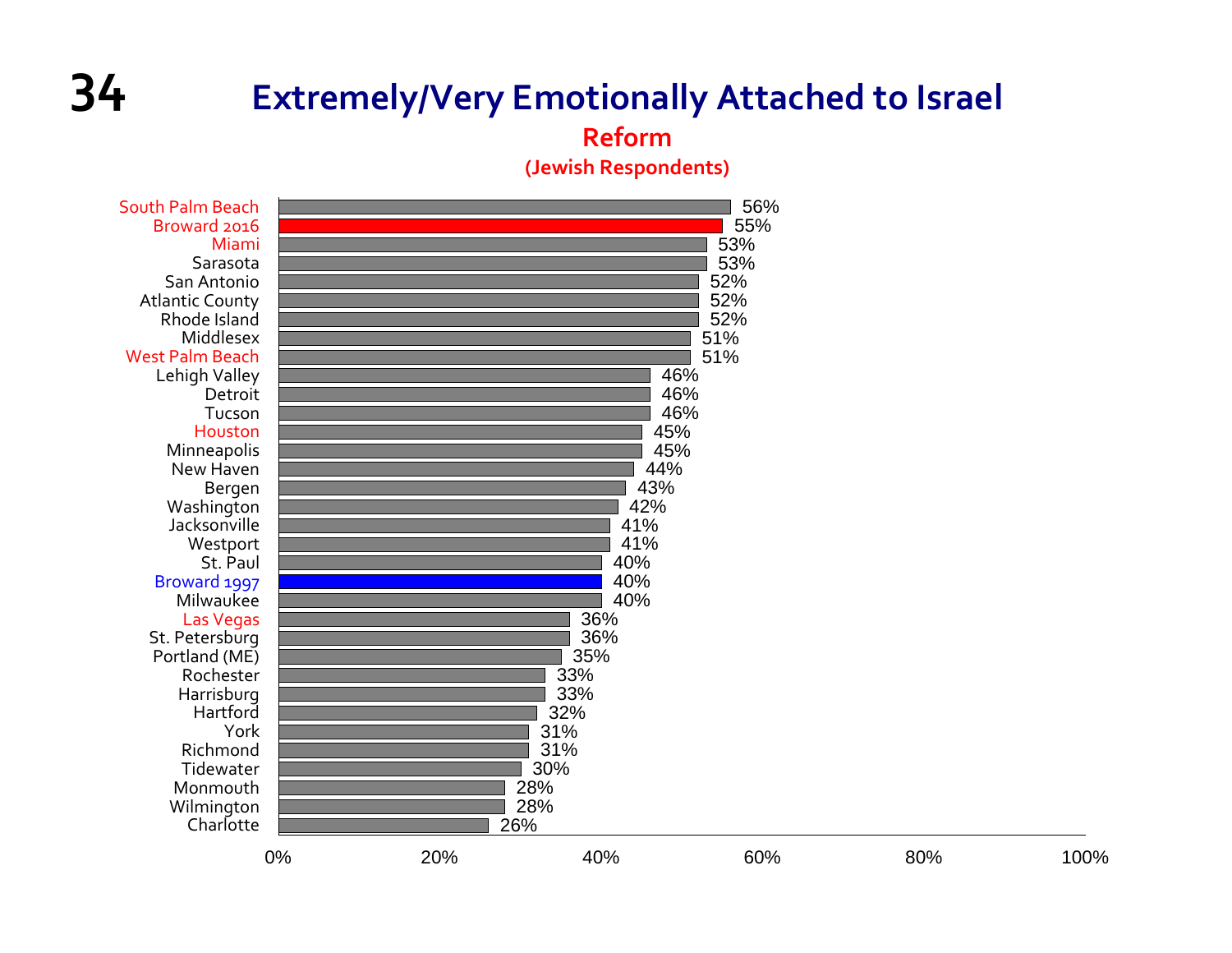# Extremely/Very Emotionally Attached to Israel

## Reform

**(Jewish Respondents)**

| Community | Percentage |
| --- | --- |
| South Palm Beach | 56% |
| Broward 2016 | 55% |
| Miami | 53% |
| Sarasota | 53% |
| San Antonio | 52% |
| Atlantic County | 52% |
| Rhode Island | 52% |
| Middlesex | 51% |
| West Palm Beach | 51% |
| Lehigh Valley | 46% |
| Detroit | 46% |
| Tucson | 46% |
| Houston | 45% |
| Minneapolis | 45% |
| New Haven | 44% |
| Bergen | 43% |
| Washington | 42% |
| Jacksonville | 41% |
| Westport | 41% |
| St. Paul | 40% |
| Broward 1997 | 40% |
| Milwaukee | 40% |
| Las Vegas | 36% |
| St. Petersburg | 36% |
| Portland (ME) | 35% |
| Rochester | 33% |
| Harrisburg | 33% |
| Hartford | 32% |
| York | 31% |
| Richmond | 31% |
| Tidewater | 30% |
| Monmouth | 28% |
| Wilmington | 28% |
| Charlotte | 26% |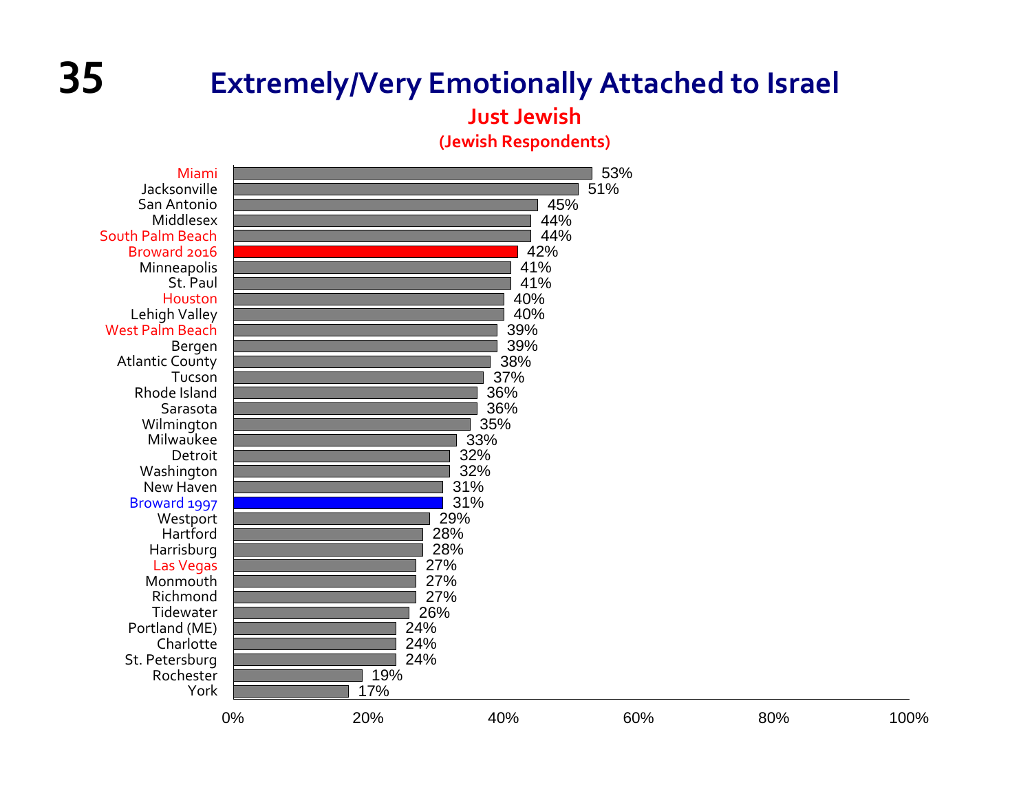# Extremely/Very Emotionally Attached to Israel

## Just Jewish

### (Jewish Respondents)

| Community | Percent |
|---|---|
| Miami | 53% |
| Jacksonville | 51% |
| San Antonio | 45% |
| Middlesex | 44% |
| South Palm Beach | 44% |
| Broward 2016 | 42% |
| Minneapolis | 41% |
| St. Paul | 41% |
| Houston | 40% |
| Lehigh Valley | 40% |
| West Palm Beach | 39% |
| Bergen | 39% |
| Atlantic County | 38% |
| Tucson | 37% |
| Rhode Island | 36% |
| Sarasota | 36% |
| Wilmington | 35% |
| Milwaukee | 33% |
| Detroit | 32% |
| Washington | 32% |
| New Haven | 31% |
| Broward 1997 | 31% |
| Westport | 29% |
| Hartford | 28% |
| Harrisburg | 28% |
| Las Vegas | 27% |
| Monmouth | 27% |
| Richmond | 27% |
| Tidewater | 26% |
| Portland (ME) | 24% |
| Charlotte | 24% |
| St. Petersburg | 24% |
| Rochester | 19% |
| York | 17% |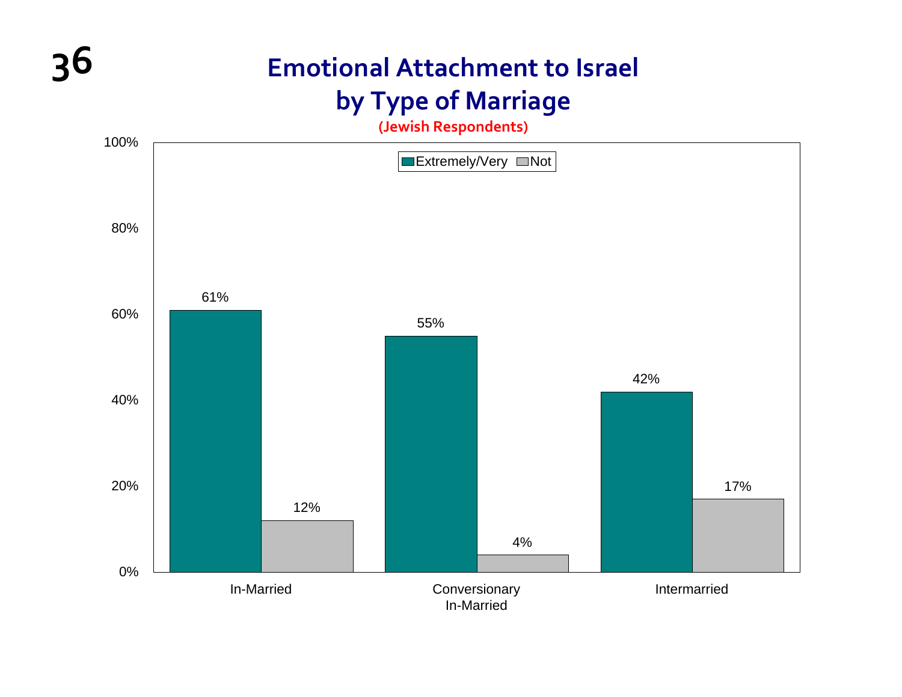# Emotional Attachment to Israel by Type of Marriage

**(Jewish Respondents)**

| | Extremely/Very | Not |
|---|---|---|
| In-Married | 61% | 12% |
| Conversionary In-Married | 55% | 4% |
| Intermarried | 42% | 17% |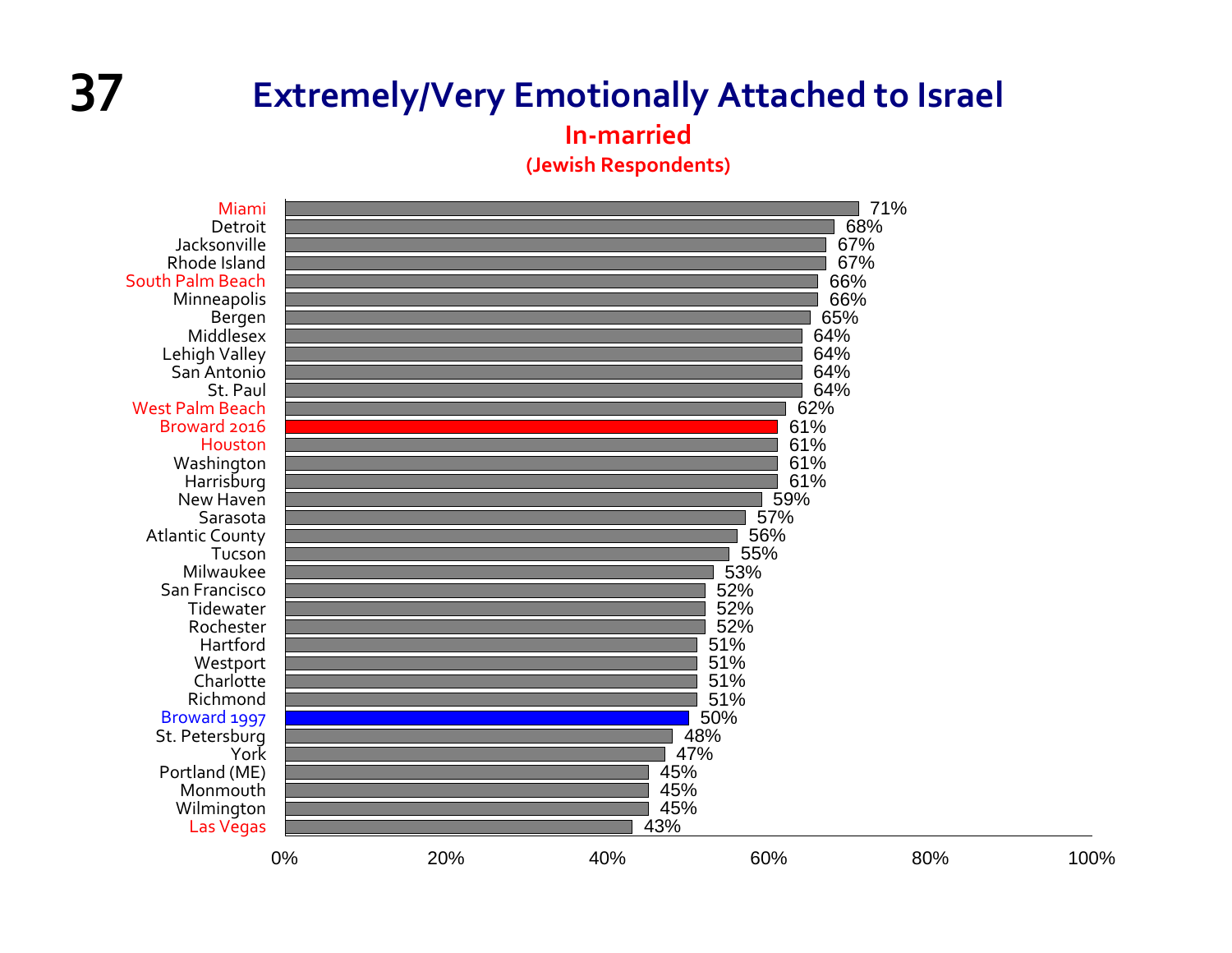# Extremely/Very Emotionally Attached to Israel

## In-married

### (Jewish Respondents)

| Community | Percent |
|---|---|
| Miami | 71% |
| Detroit | 68% |
| Jacksonville | 67% |
| Rhode Island | 67% |
| South Palm Beach | 66% |
| Minneapolis | 66% |
| Bergen | 65% |
| Middlesex | 64% |
| Lehigh Valley | 64% |
| San Antonio | 64% |
| St. Paul | 64% |
| West Palm Beach | 62% |
| Broward 2016 | 61% |
| Houston | 61% |
| Washington | 61% |
| Harrisburg | 61% |
| New Haven | 59% |
| Sarasota | 57% |
| Atlantic County | 56% |
| Tucson | 55% |
| Milwaukee | 53% |
| San Francisco | 52% |
| Tidewater | 52% |
| Rochester | 52% |
| Hartford | 51% |
| Westport | 51% |
| Charlotte | 51% |
| Richmond | 51% |
| Broward 1997 | 50% |
| St. Petersburg | 48% |
| York | 47% |
| Portland (ME) | 45% |
| Monmouth | 45% |
| Wilmington | 45% |
| Las Vegas | 43% |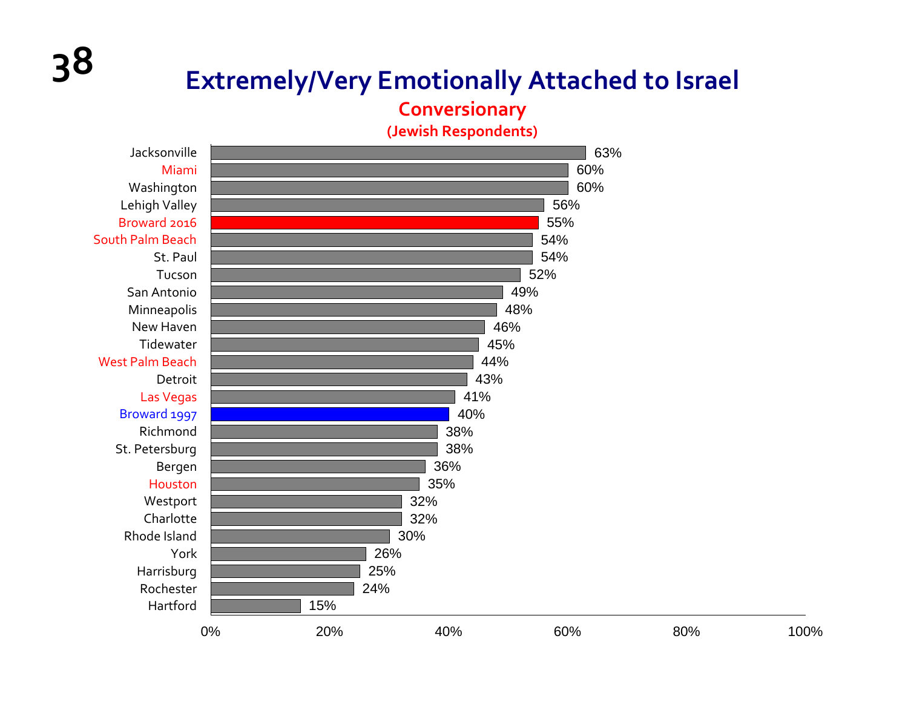# Extremely/Very Emotionally Attached to Israel

## Conversionary

### (Jewish Respondents)

| Community | Percentage |
|---|---|
| Jacksonville | 63% |
| Miami | 60% |
| Washington | 60% |
| Lehigh Valley | 56% |
| Broward 2016 | 55% |
| South Palm Beach | 54% |
| St. Paul | 54% |
| Tucson | 52% |
| San Antonio | 49% |
| Minneapolis | 48% |
| New Haven | 46% |
| Tidewater | 45% |
| West Palm Beach | 44% |
| Detroit | 43% |
| Las Vegas | 41% |
| Broward 1997 | 40% |
| Richmond | 38% |
| St. Petersburg | 38% |
| Bergen | 36% |
| Houston | 35% |
| Westport | 32% |
| Charlotte | 32% |
| Rhode Island | 30% |
| York | 26% |
| Harrisburg | 25% |
| Rochester | 24% |
| Hartford | 15% |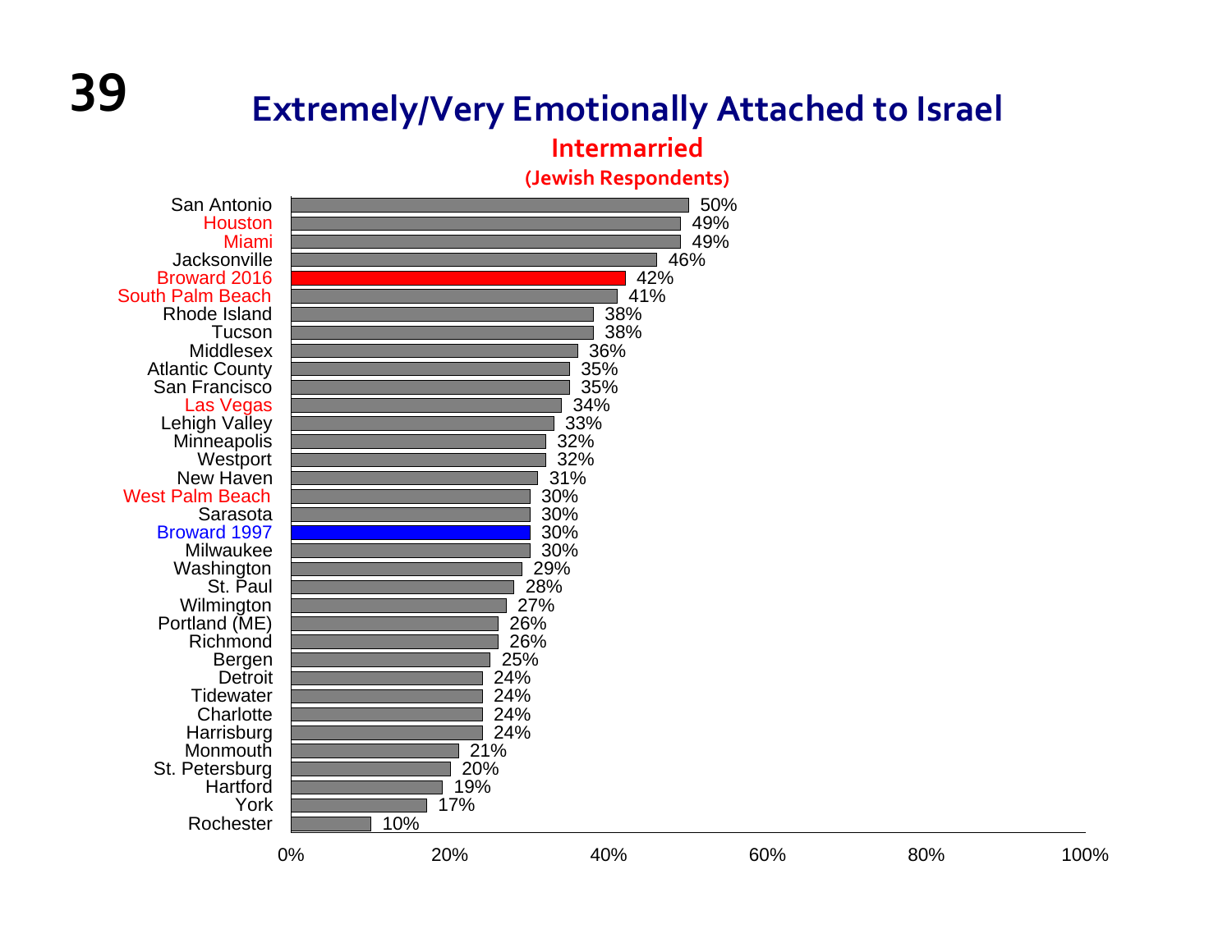# Extremely/Very Emotionally Attached to Israel

## Intermarried

### (Jewish Respondents)

| Community | Percent |
|---|---|
| San Antonio | 50% |
| Houston | 49% |
| Miami | 49% |
| Jacksonville | 46% |
| Broward 2016 | 42% |
| South Palm Beach | 41% |
| Rhode Island | 38% |
| Tucson | 38% |
| Middlesex | 36% |
| Atlantic County | 35% |
| San Francisco | 35% |
| Las Vegas | 34% |
| Lehigh Valley | 33% |
| Minneapolis | 32% |
| Westport | 32% |
| New Haven | 31% |
| West Palm Beach | 30% |
| Sarasota | 30% |
| Broward 1997 | 30% |
| Milwaukee | 30% |
| Washington | 29% |
| St. Paul | 28% |
| Wilmington | 27% |
| Portland (ME) | 26% |
| Richmond | 26% |
| Bergen | 25% |
| Detroit | 24% |
| Tidewater | 24% |
| Charlotte | 24% |
| Harrisburg | 24% |
| Monmouth | 21% |
| St. Petersburg | 20% |
| Hartford | 19% |
| York | 17% |
| Rochester | 10% |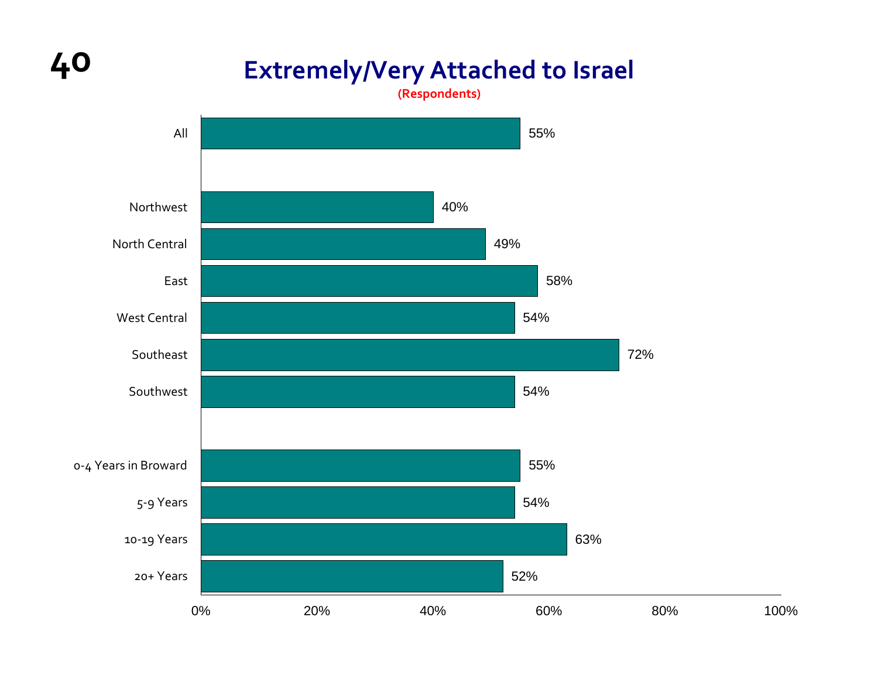# Extremely/Very Attached to Israel

(Respondents)

| Category | Percent |
|---|---|
| All | 55% |
| Northwest | 40% |
| North Central | 49% |
| East | 58% |
| West Central | 54% |
| Southeast | 72% |
| Southwest | 54% |
| 0-4 Years in Broward | 55% |
| 5-9 Years | 54% |
| 10-19 Years | 63% |
| 20+ Years | 52% |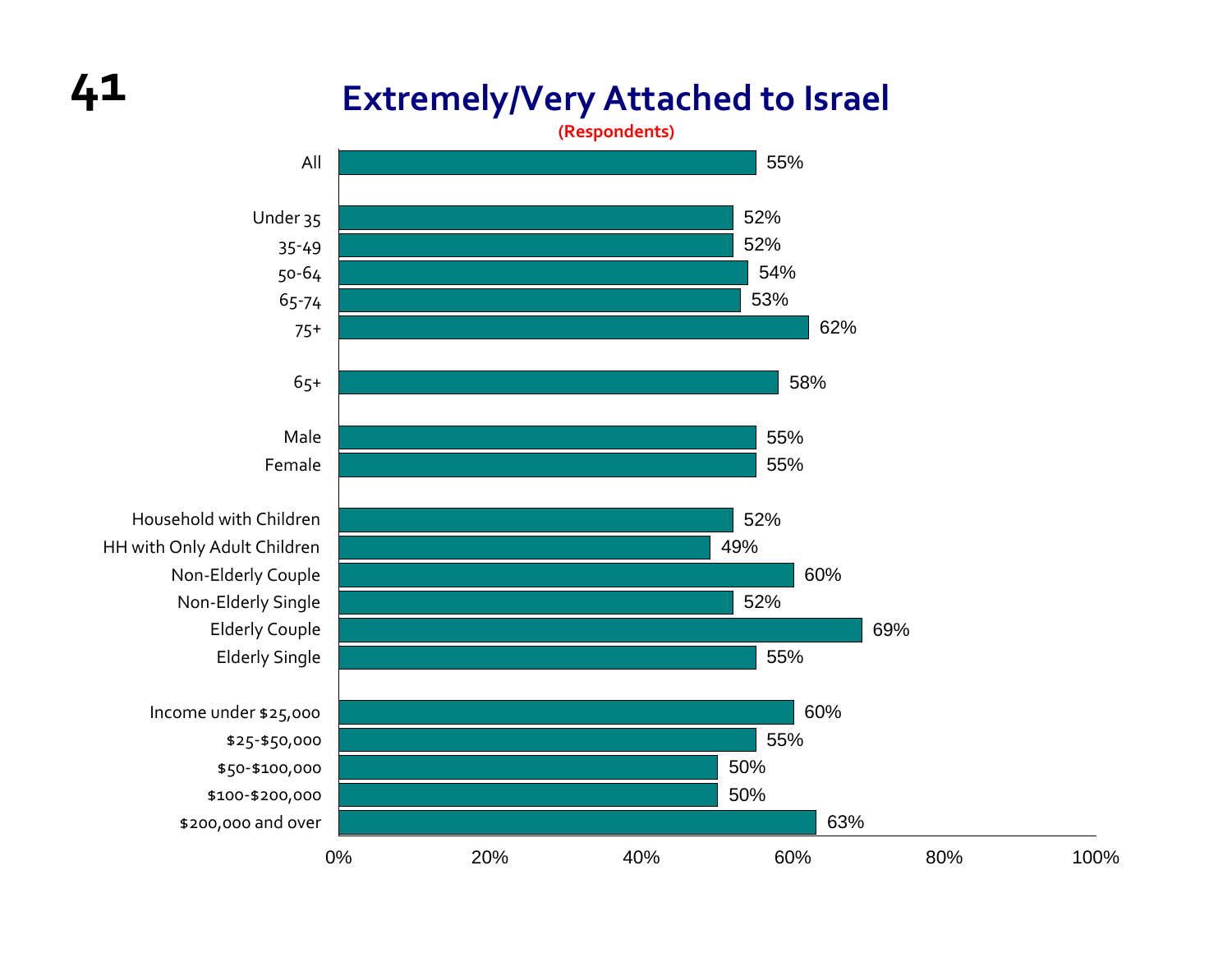# Extremely/Very Attached to Israel

**(Respondents)**

| Group | Percent |
| --- | --- |
| All | 55% |
| Under 35 | 52% |
| 35-49 | 52% |
| 50-64 | 54% |
| 65-74 | 53% |
| 75+ | 62% |
| 65+ | 58% |
| Male | 55% |
| Female | 55% |
| Household with Children | 52% |
| HH with Only Adult Children | 49% |
| Non-Elderly Couple | 60% |
| Non-Elderly Single | 52% |
| Elderly Couple | 69% |
| Elderly Single | 55% |
| Income under $25,000 | 60% |
| $25-$50,000 | 55% |
| $50-$100,000 | 50% |
| $100-$200,000 | 50% |
| $200,000 and over | 63% |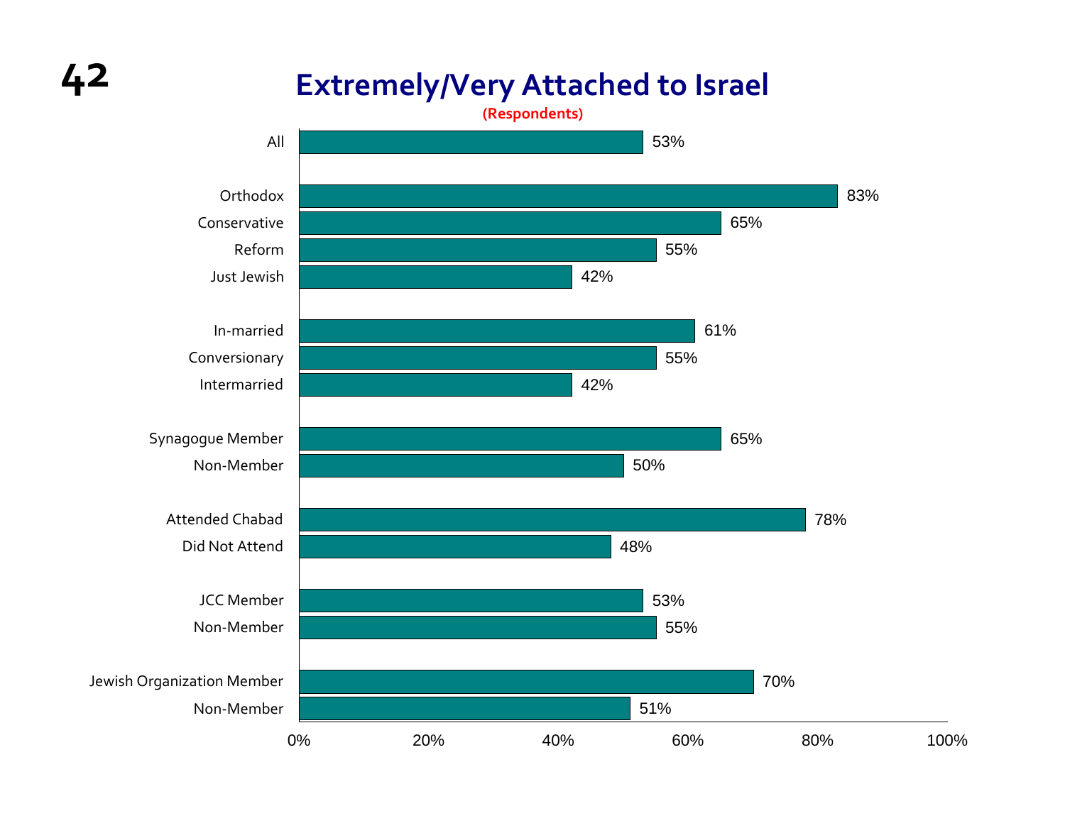# Extremely/Very Attached to Israel

**(Respondents)**

| Group | Percent |
| --- | --- |
| All | 53% |
| Orthodox | 83% |
| Conservative | 65% |
| Reform | 55% |
| Just Jewish | 42% |
| In-married | 61% |
| Conversionary | 55% |
| Intermarried | 42% |
| Synagogue Member | 65% |
| Non-Member | 50% |
| Attended Chabad | 78% |
| Did Not Attend | 48% |
| JCC Member | 53% |
| Non-Member | 55% |
| Jewish Organization Member | 70% |
| Non-Member | 51% |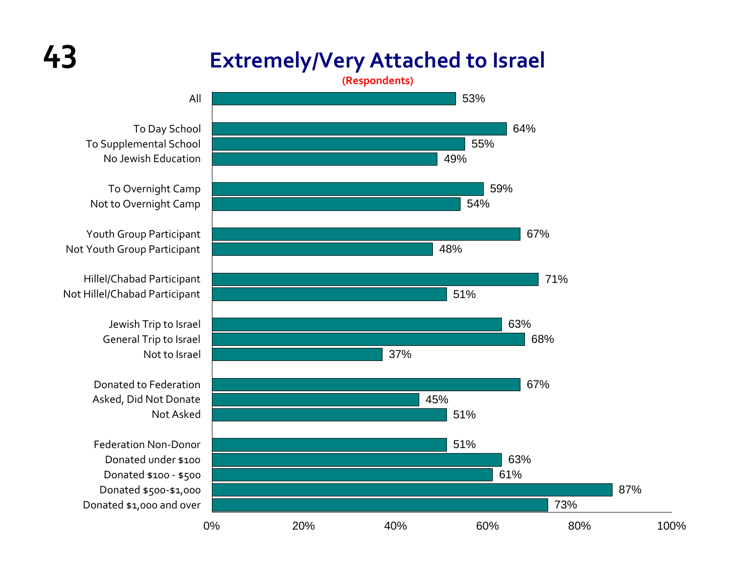# Extremely/Very Attached to Israel

(Respondents)

| Group | Percent |
|---|---|
| All | 53% |
| To Day School | 64% |
| To Supplemental School | 55% |
| No Jewish Education | 49% |
| To Overnight Camp | 59% |
| Not to Overnight Camp | 54% |
| Youth Group Participant | 67% |
| Not Youth Group Participant | 48% |
| Hillel/Chabad Participant | 71% |
| Not Hillel/Chabad Participant | 51% |
| Jewish Trip to Israel | 63% |
| General Trip to Israel | 68% |
| Not to Israel | 37% |
| Donated to Federation | 67% |
| Asked, Did Not Donate | 45% |
| Not Asked | 51% |
| Federation Non-Donor | 51% |
| Donated under $100 | 63% |
| Donated $100 - $500 | 61% |
| Donated $500-$1,000 | 87% |
| Donated $1,000 and over | 73% |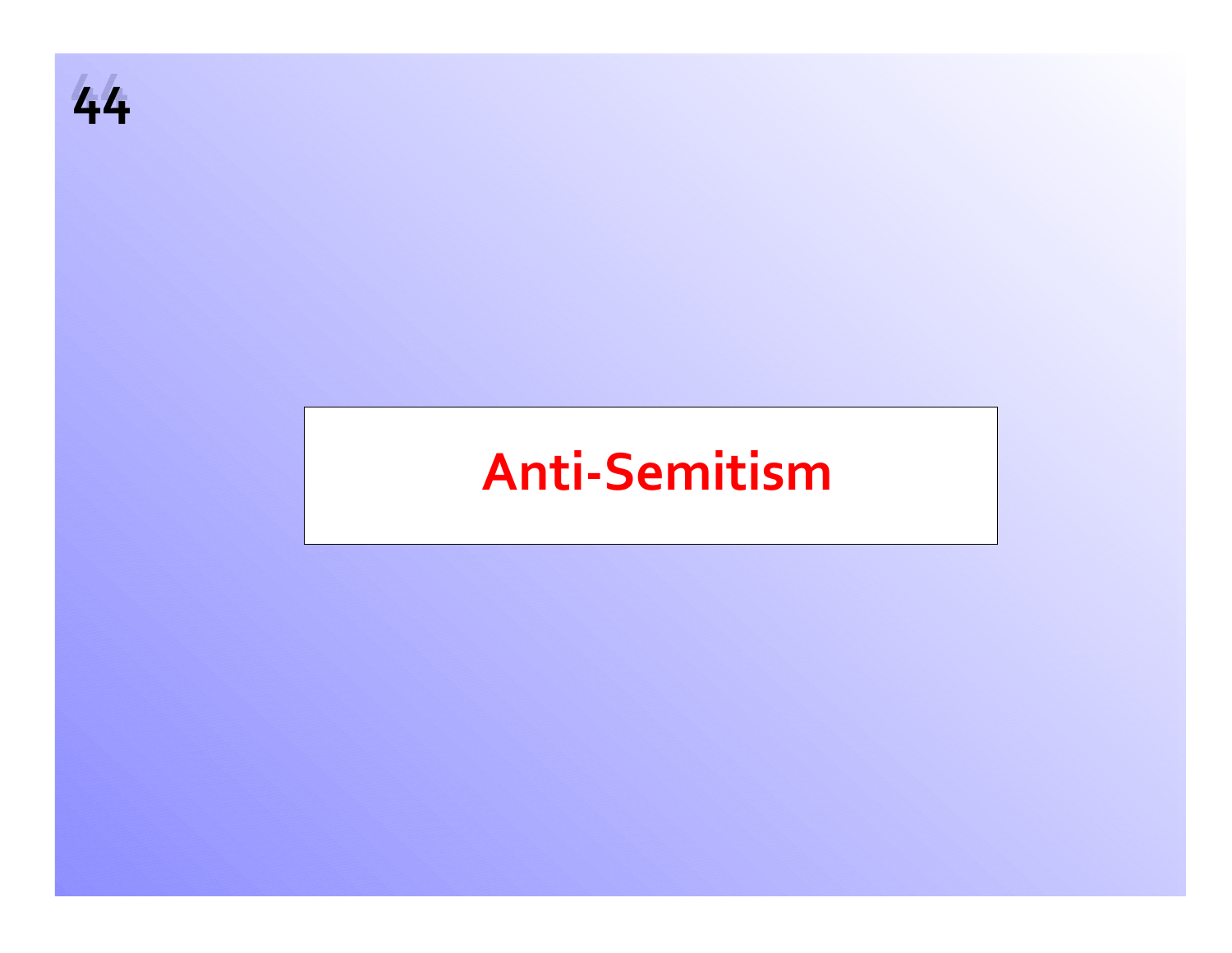# Anti-Semitism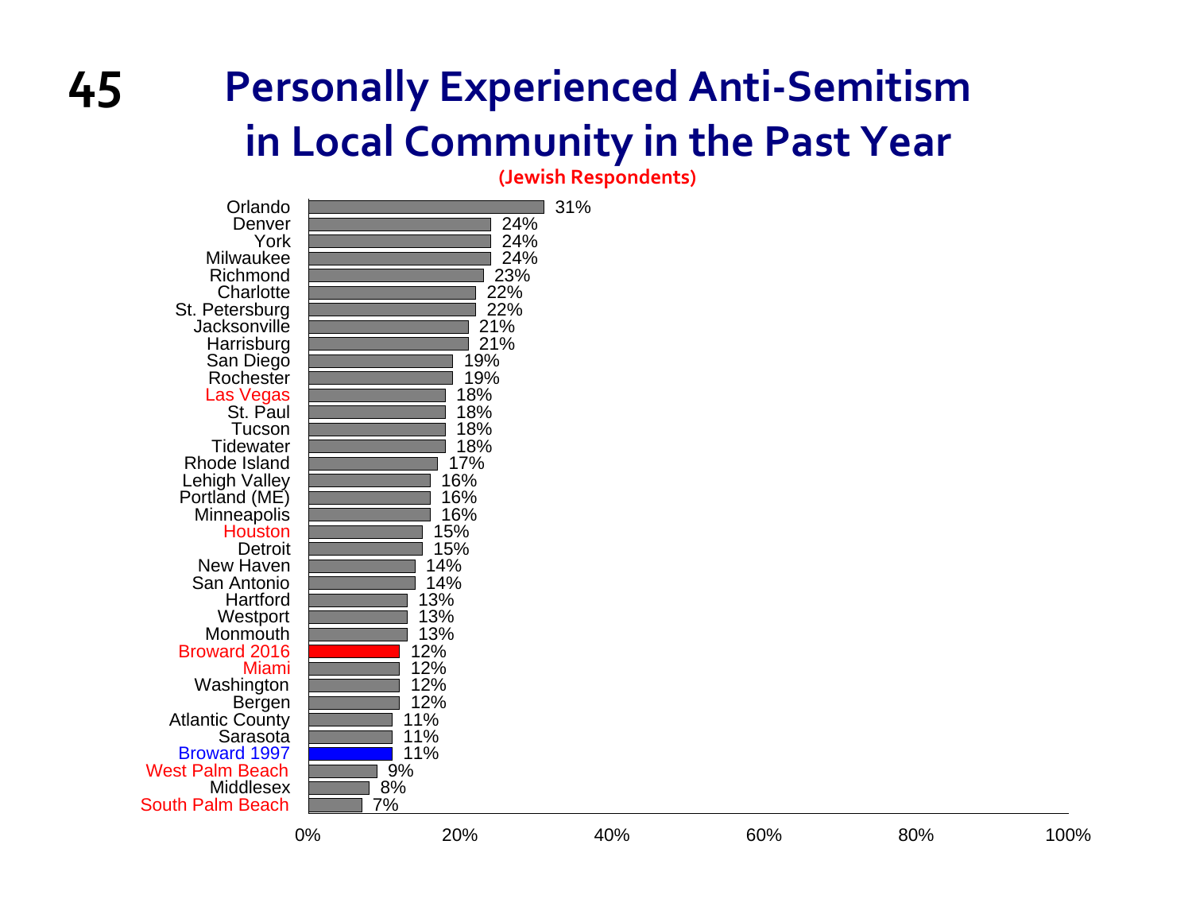# Personally Experienced Anti-Semitism in Local Community in the Past Year

(Jewish Respondents)

| Community | Percentage |
|---|---|
| Orlando | 31% |
| Denver | 24% |
| York | 24% |
| Milwaukee | 24% |
| Richmond | 23% |
| Charlotte | 22% |
| St. Petersburg | 22% |
| Jacksonville | 21% |
| Harrisburg | 21% |
| San Diego | 19% |
| Rochester | 19% |
| Las Vegas | 18% |
| St. Paul | 18% |
| Tucson | 18% |
| Tidewater | 18% |
| Rhode Island | 17% |
| Lehigh Valley | 16% |
| Portland (ME) | 16% |
| Minneapolis | 16% |
| Houston | 15% |
| Detroit | 15% |
| New Haven | 14% |
| San Antonio | 14% |
| Hartford | 13% |
| Westport | 13% |
| Monmouth | 13% |
| Broward 2016 | 12% |
| Miami | 12% |
| Washington | 12% |
| Bergen | 12% |
| Atlantic County | 11% |
| Sarasota | 11% |
| Broward 1997 | 11% |
| West Palm Beach | 9% |
| Middlesex | 8% |
| South Palm Beach | 7% |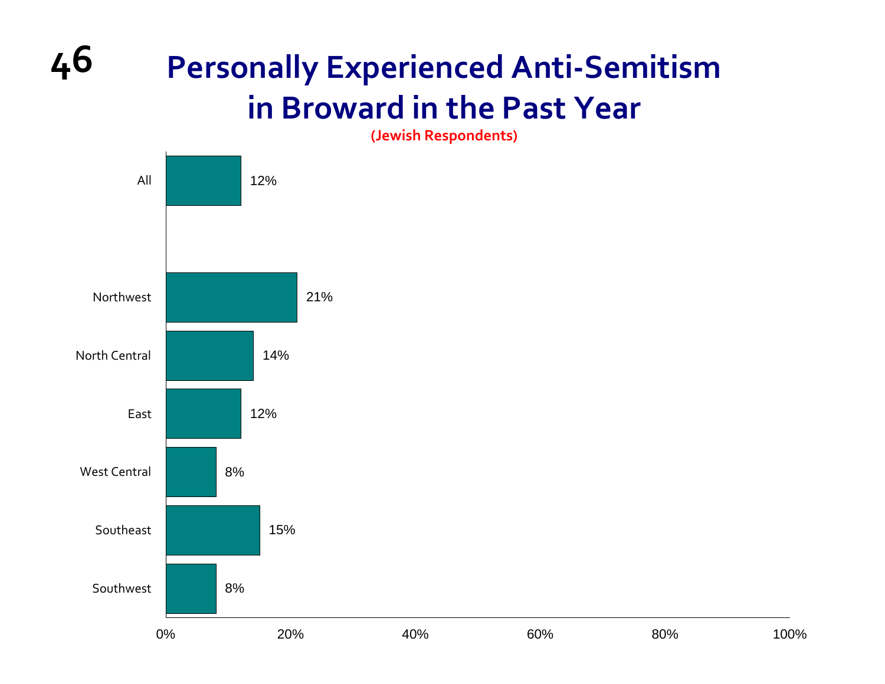# Personally Experienced Anti-Semitism in Broward in the Past Year

**(Jewish Respondents)**

| Region | Percentage |
| --- | --- |
| All | 12% |
| Northwest | 21% |
| North Central | 14% |
| East | 12% |
| West Central | 8% |
| Southeast | 15% |
| Southwest | 8% |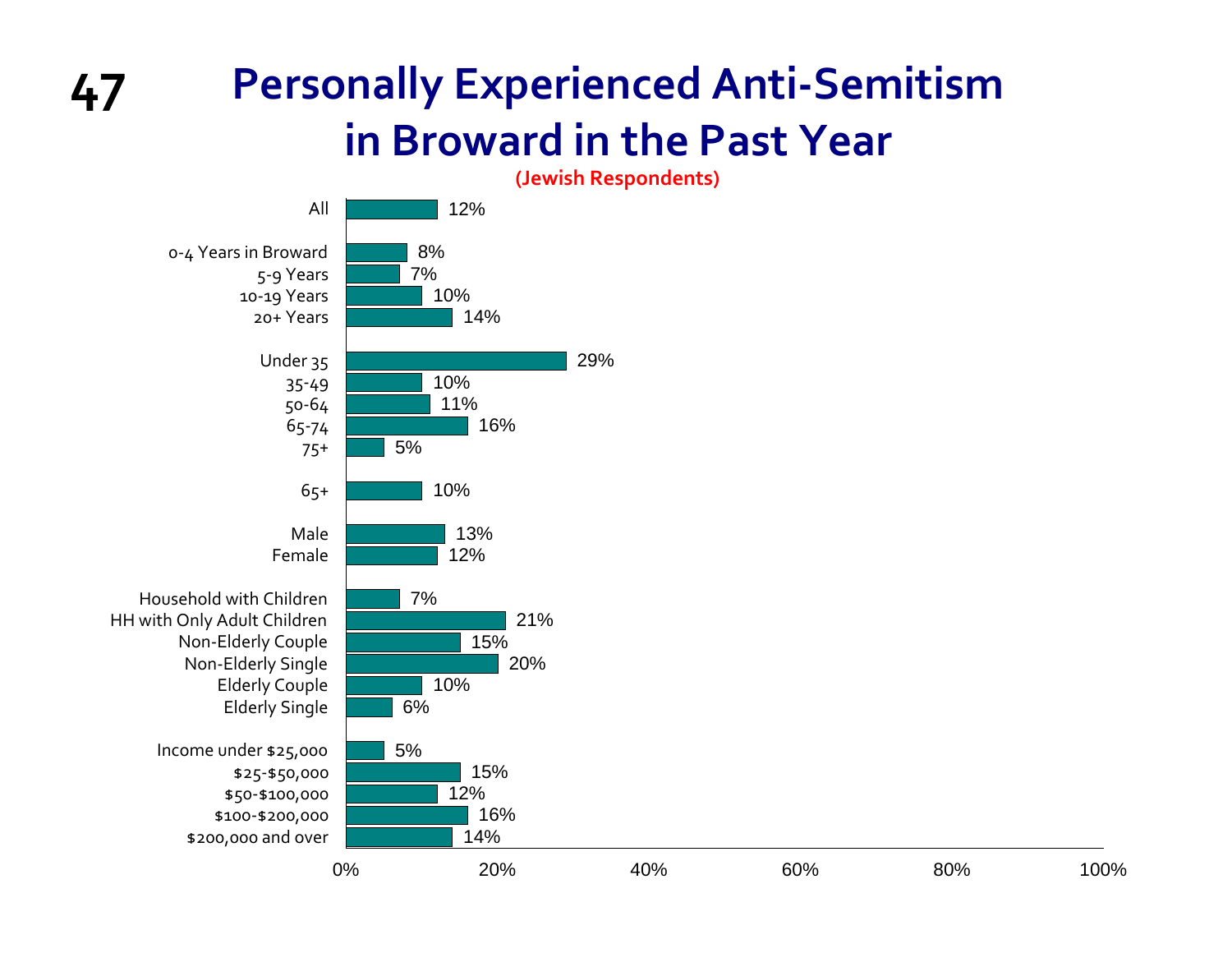# Personally Experienced Anti-Semitism in Broward in the Past Year

**(Jewish Respondents)**

| Category | Percent |
|---|---|
| All | 12% |
| 0-4 Years in Broward | 8% |
| 5-9 Years | 7% |
| 10-19 Years | 10% |
| 20+ Years | 14% |
| Under 35 | 29% |
| 35-49 | 10% |
| 50-64 | 11% |
| 65-74 | 16% |
| 75+ | 5% |
| 65+ | 10% |
| Male | 13% |
| Female | 12% |
| Household with Children | 7% |
| HH with Only Adult Children | 21% |
| Non-Elderly Couple | 15% |
| Non-Elderly Single | 20% |
| Elderly Couple | 10% |
| Elderly Single | 6% |
| Income under $25,000 | 5% |
| $25-$50,000 | 15% |
| $50-$100,000 | 12% |
| $100-$200,000 | 16% |
| $200,000 and over | 14% |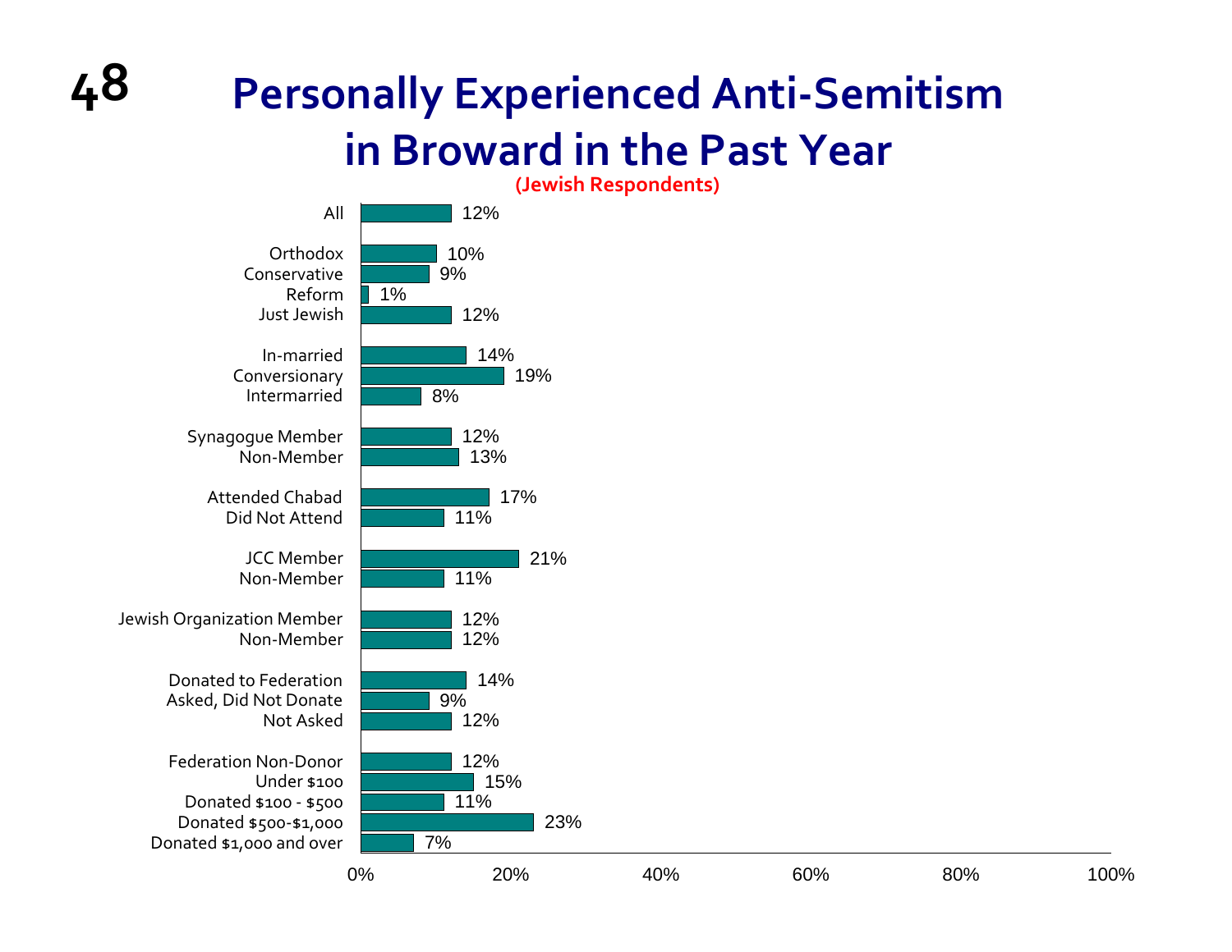# Personally Experienced Anti-Semitism in Broward in the Past Year

**(Jewish Respondents)**

| Group | Percentage |
|---|---|
| All | 12% |
| Orthodox | 10% |
| Conservative | 9% |
| Reform | 1% |
| Just Jewish | 12% |
| In-married | 14% |
| Conversionary | 19% |
| Intermarried | 8% |
| Synagogue Member | 12% |
| Non-Member | 13% |
| Attended Chabad | 17% |
| Did Not Attend | 11% |
| JCC Member | 21% |
| Non-Member | 11% |
| Jewish Organization Member | 12% |
| Non-Member | 12% |
| Donated to Federation | 14% |
| Asked, Did Not Donate | 9% |
| Not Asked | 12% |
| Federation Non-Donor | 12% |
| Under $100 | 15% |
| Donated $100 - $500 | 11% |
| Donated $500-$1,000 | 23% |
| Donated $1,000 and over | 7% |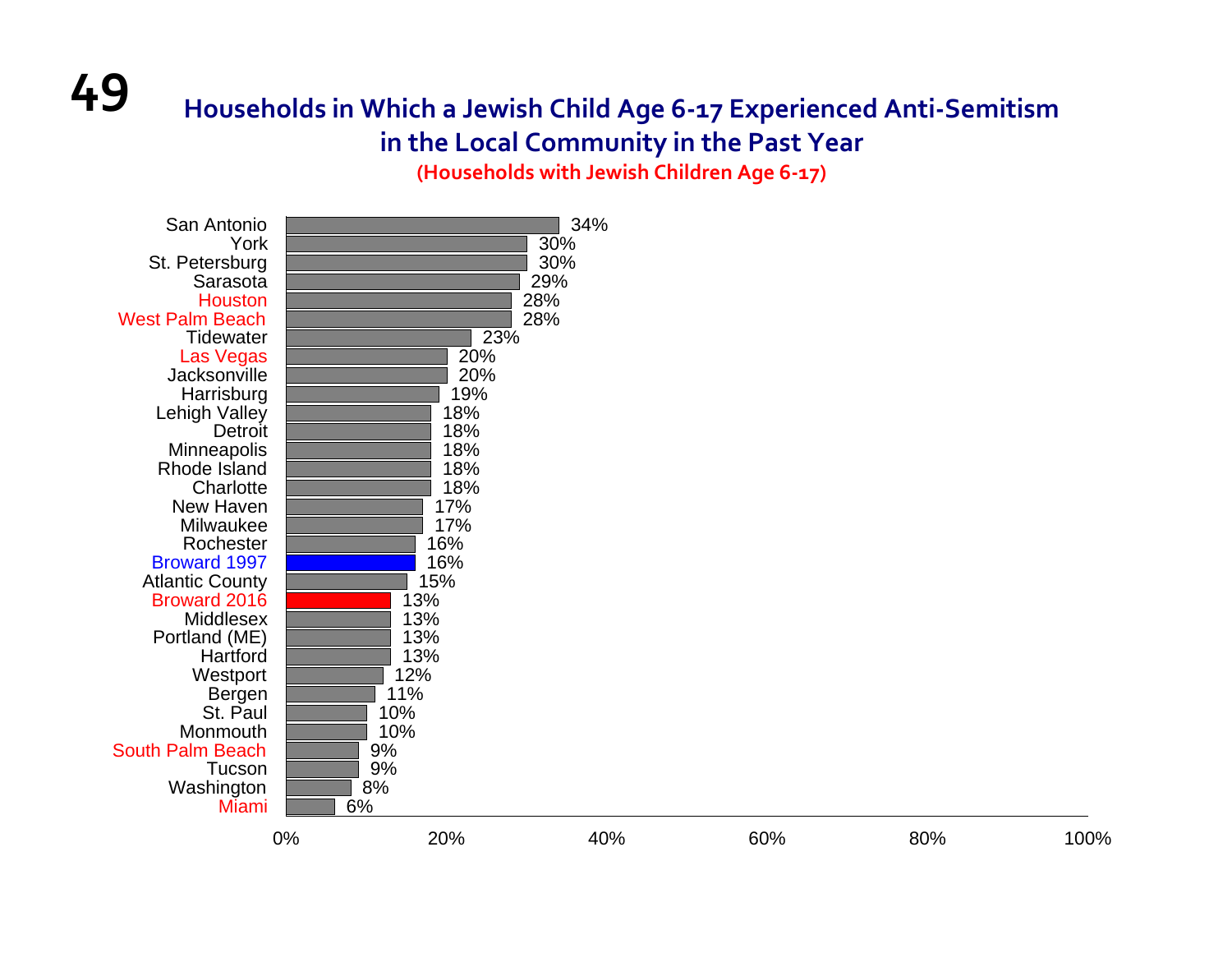## Households in Which a Jewish Child Age 6-17 Experienced Anti-Semitism in the Local Community in the Past Year

**(Households with Jewish Children Age 6-17)**

| Community | Percentage |
| --- | --- |
| San Antonio | 34% |
| York | 30% |
| St. Petersburg | 30% |
| Sarasota | 29% |
| Houston | 28% |
| West Palm Beach | 28% |
| Tidewater | 23% |
| Las Vegas | 20% |
| Jacksonville | 20% |
| Harrisburg | 19% |
| Lehigh Valley | 18% |
| Detroit | 18% |
| Minneapolis | 18% |
| Rhode Island | 18% |
| Charlotte | 18% |
| New Haven | 17% |
| Milwaukee | 17% |
| Rochester | 16% |
| Broward 1997 | 16% |
| Atlantic County | 15% |
| Broward 2016 | 13% |
| Middlesex | 13% |
| Portland (ME) | 13% |
| Hartford | 13% |
| Westport | 12% |
| Bergen | 11% |
| St. Paul | 10% |
| Monmouth | 10% |
| South Palm Beach | 9% |
| Tucson | 9% |
| Washington | 8% |
| Miami | 6% |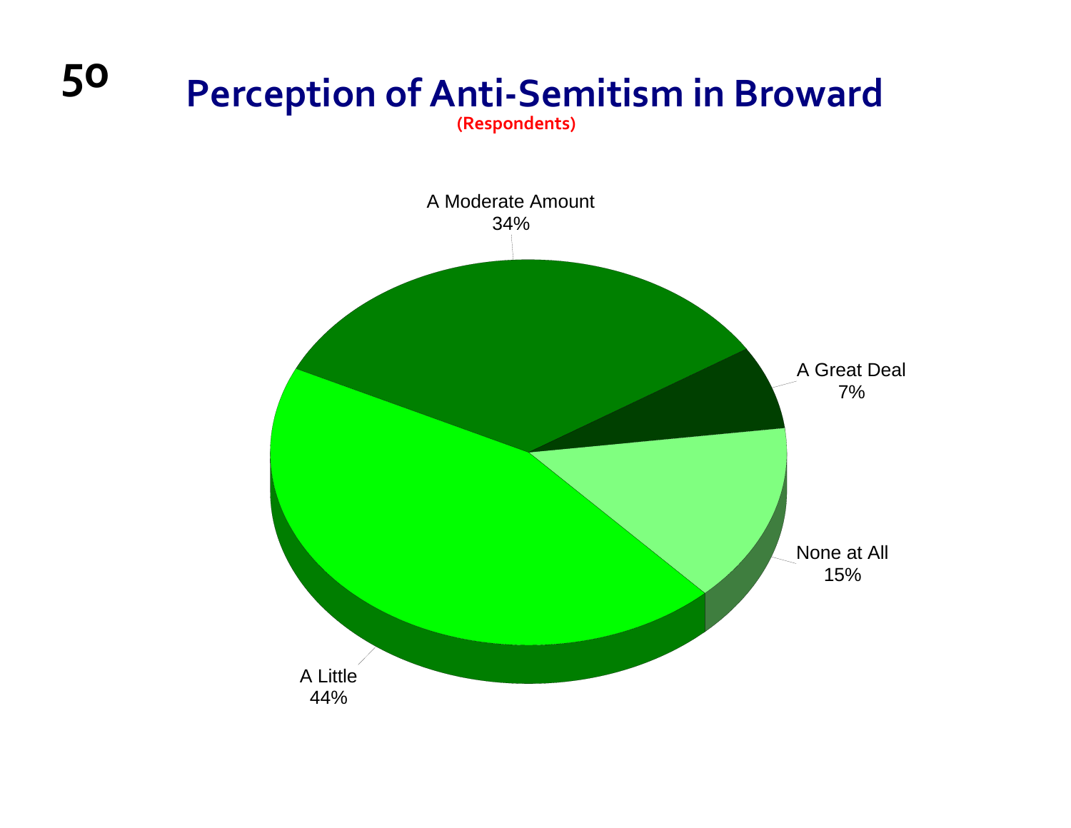# Perception of Anti-Semitism in Broward

(Respondents)

A Moderate Amount
34%

A Great Deal
7%

None at All
15%

A Little
44%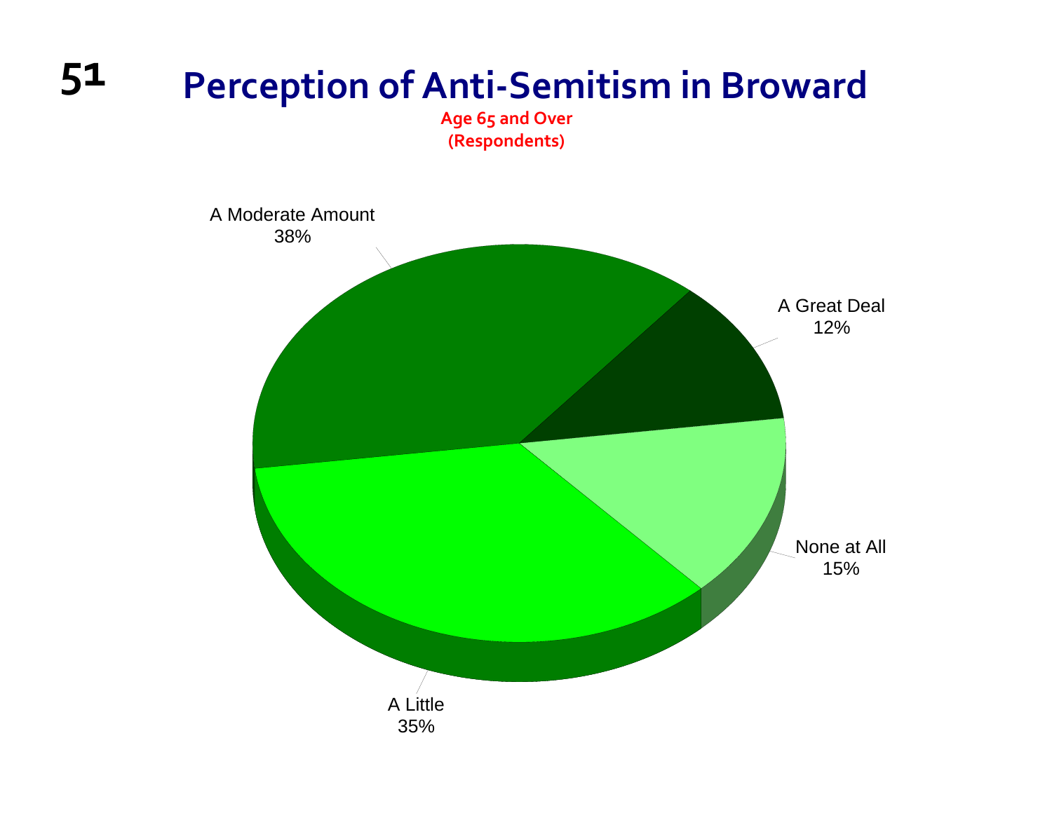# Perception of Anti-Semitism in Broward

**Age 65 and Over**
**(Respondents)**

A Moderate Amount
38%

A Great Deal
12%

None at All
15%

A Little
35%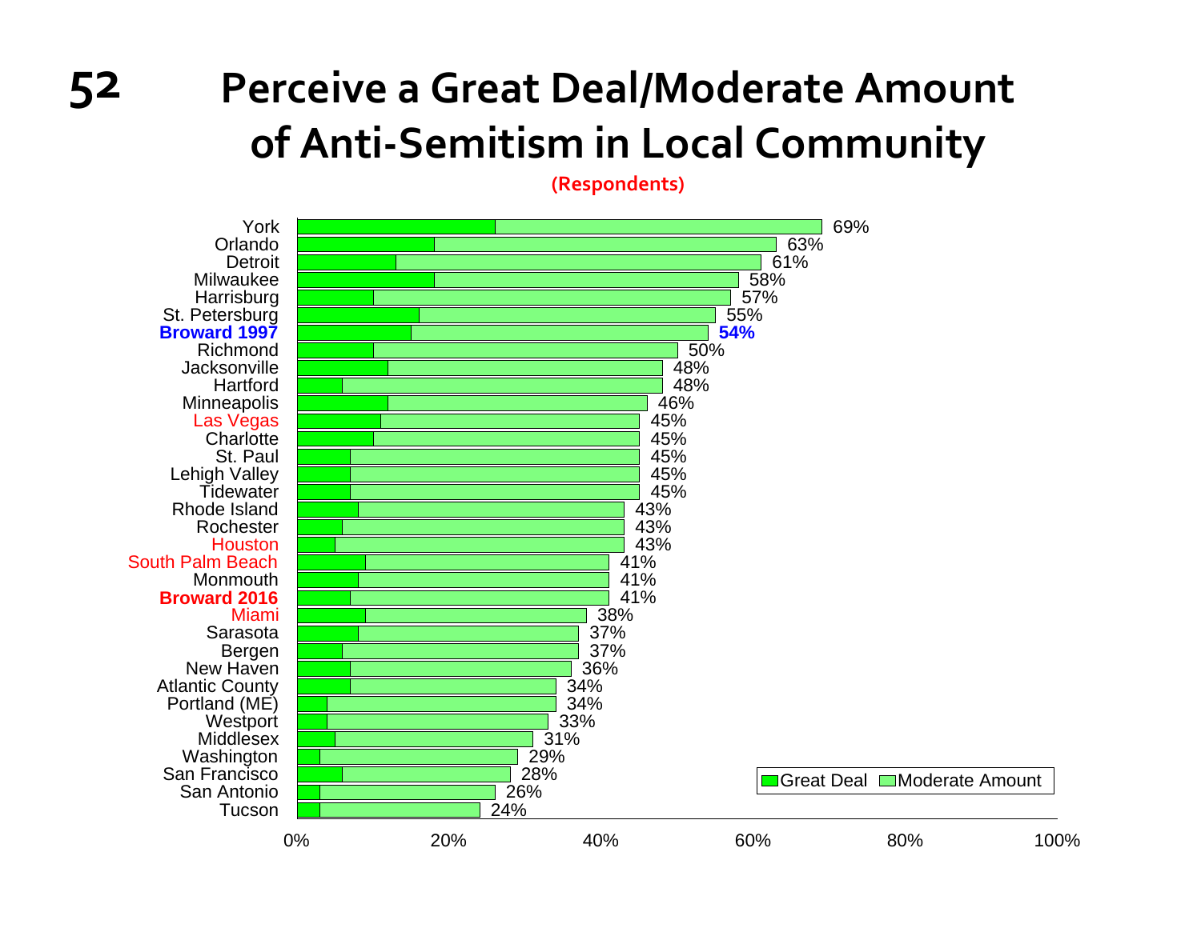# Perceive a Great Deal/Moderate Amount of Anti-Semitism in Local Community

(Respondents)

| Community | Total (Great Deal + Moderate Amount) |
|---|---|
| York | 69% |
| Orlando | 63% |
| Detroit | 61% |
| Milwaukee | 58% |
| Harrisburg | 57% |
| St. Petersburg | 55% |
| **Broward 1997** | **54%** |
| Richmond | 50% |
| Jacksonville | 48% |
| Hartford | 48% |
| Minneapolis | 46% |
| Las Vegas | 45% |
| Charlotte | 45% |
| St. Paul | 45% |
| Lehigh Valley | 45% |
| Tidewater | 45% |
| Rhode Island | 43% |
| Rochester | 43% |
| Houston | 43% |
| South Palm Beach | 41% |
| Monmouth | 41% |
| **Broward 2016** | 41% |
| Miami | 38% |
| Sarasota | 37% |
| Bergen | 37% |
| New Haven | 36% |
| Atlantic County | 34% |
| Portland (ME) | 34% |
| Westport | 33% |
| Middlesex | 31% |
| Washington | 29% |
| San Francisco | 28% |
| San Antonio | 26% |
| Tucson | 24% |

Legend: Great Deal; Moderate Amount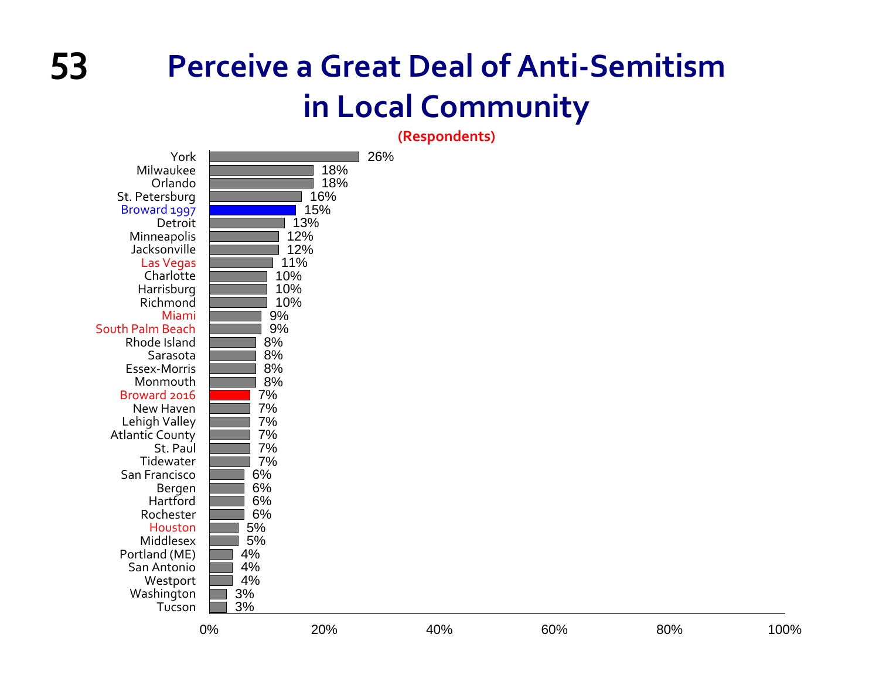# Perceive a Great Deal of Anti-Semitism in Local Community

**(Respondents)**

| Community | Percent |
|---|---|
| York | 26% |
| Milwaukee | 18% |
| Orlando | 18% |
| St. Petersburg | 16% |
| Broward 1997 | 15% |
| Detroit | 13% |
| Minneapolis | 12% |
| Jacksonville | 12% |
| Las Vegas | 11% |
| Charlotte | 10% |
| Harrisburg | 10% |
| Richmond | 10% |
| Miami | 9% |
| South Palm Beach | 9% |
| Rhode Island | 8% |
| Sarasota | 8% |
| Essex-Morris | 8% |
| Monmouth | 8% |
| Broward 2016 | 7% |
| New Haven | 7% |
| Lehigh Valley | 7% |
| Atlantic County | 7% |
| St. Paul | 7% |
| Tidewater | 7% |
| San Francisco | 6% |
| Bergen | 6% |
| Hartford | 6% |
| Rochester | 6% |
| Houston | 5% |
| Middlesex | 5% |
| Portland (ME) | 4% |
| San Antonio | 4% |
| Westport | 4% |
| Washington | 3% |
| Tucson | 3% |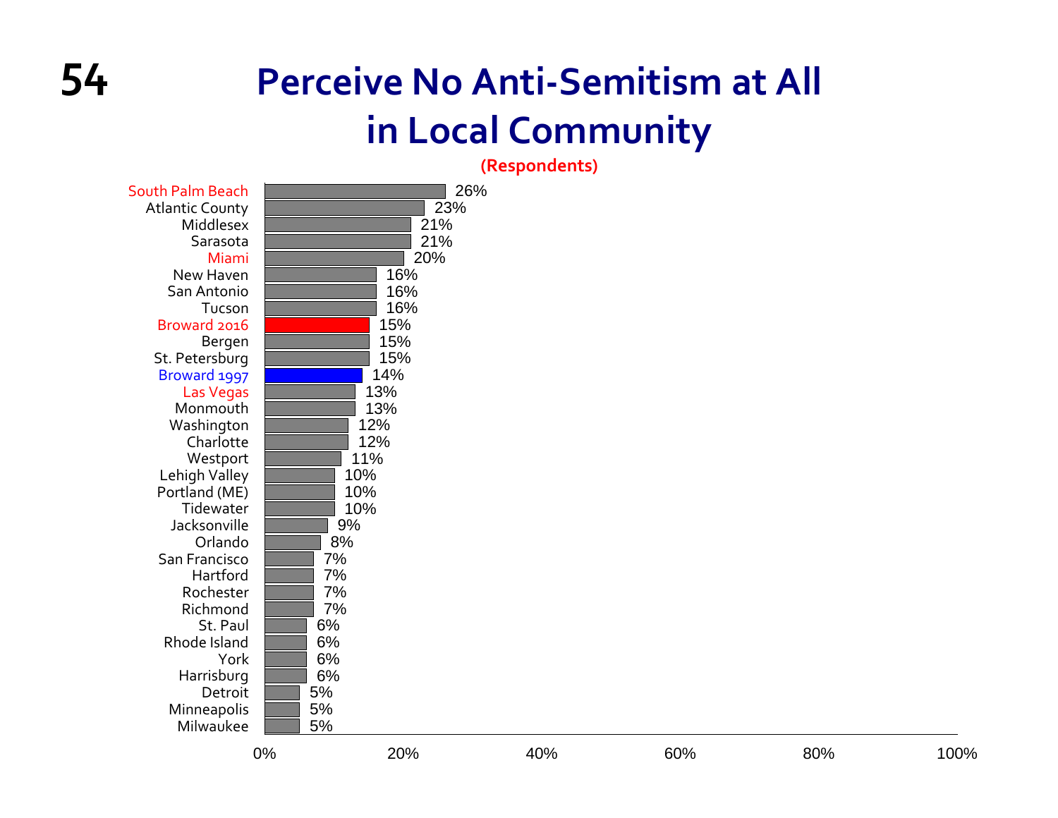# Perceive No Anti-Semitism at All in Local Community

**(Respondents)**

| Community | Percent |
|---|---|
| South Palm Beach | 26% |
| Atlantic County | 23% |
| Middlesex | 21% |
| Sarasota | 21% |
| Miami | 20% |
| New Haven | 16% |
| San Antonio | 16% |
| Tucson | 16% |
| Broward 2016 | 15% |
| Bergen | 15% |
| St. Petersburg | 15% |
| Broward 1997 | 14% |
| Las Vegas | 13% |
| Monmouth | 13% |
| Washington | 12% |
| Charlotte | 12% |
| Westport | 11% |
| Lehigh Valley | 10% |
| Portland (ME) | 10% |
| Tidewater | 10% |
| Jacksonville | 9% |
| Orlando | 8% |
| San Francisco | 7% |
| Hartford | 7% |
| Rochester | 7% |
| Richmond | 7% |
| St. Paul | 6% |
| Rhode Island | 6% |
| York | 6% |
| Harrisburg | 6% |
| Detroit | 5% |
| Minneapolis | 5% |
| Milwaukee | 5% |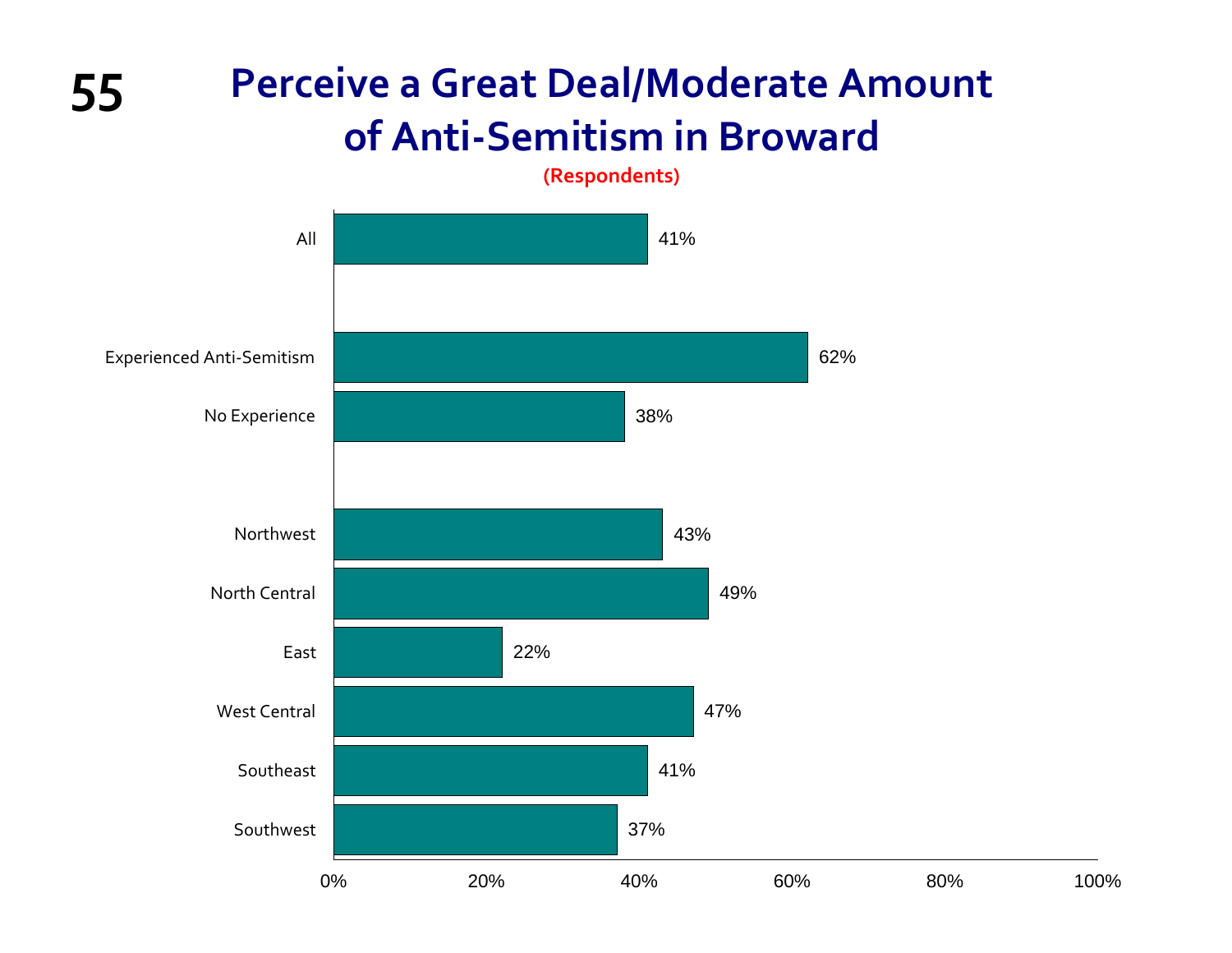# Perceive a Great Deal/Moderate Amount of Anti-Semitism in Broward

**(Respondents)**

| Group | Percentage |
|---|---|
| All | 41% |
| Experienced Anti-Semitism | 62% |
| No Experience | 38% |
| Northwest | 43% |
| North Central | 49% |
| East | 22% |
| West Central | 47% |
| Southeast | 41% |
| Southwest | 37% |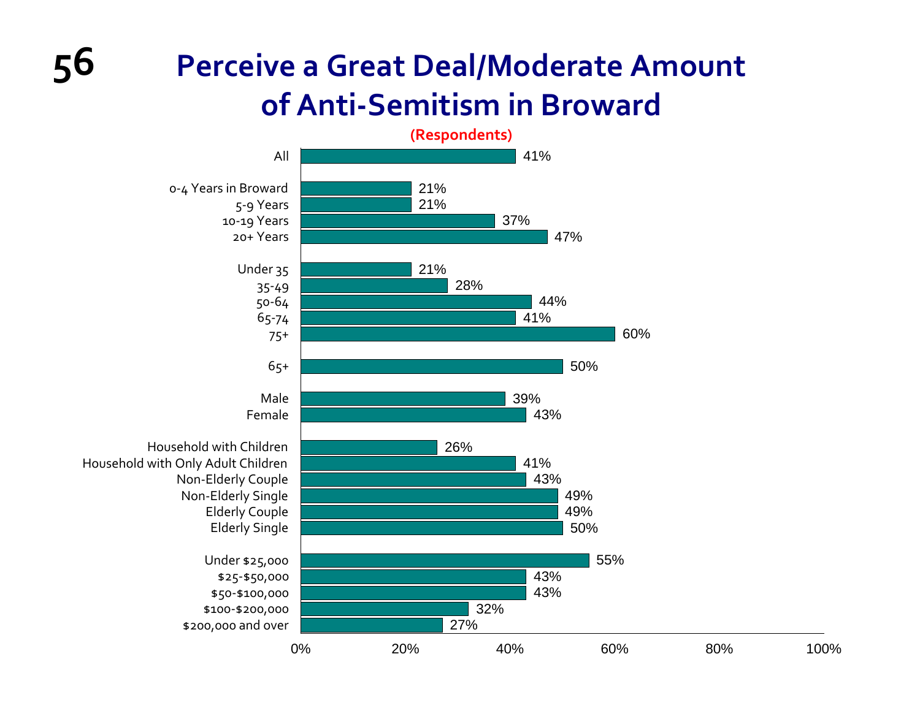# Perceive a Great Deal/Moderate Amount of Anti-Semitism in Broward

**(Respondents)**

| Group | Percent |
|---|---|
| All | 41% |
| 0-4 Years in Broward | 21% |
| 5-9 Years | 21% |
| 10-19 Years | 37% |
| 20+ Years | 47% |
| Under 35 | 21% |
| 35-49 | 28% |
| 50-64 | 44% |
| 65-74 | 41% |
| 75+ | 60% |
| 65+ | 50% |
| Male | 39% |
| Female | 43% |
| Household with Children | 26% |
| Household with Only Adult Children | 41% |
| Non-Elderly Couple | 43% |
| Non-Elderly Single | 49% |
| Elderly Couple | 49% |
| Elderly Single | 50% |
| Under $25,000 | 55% |
| $25-$50,000 | 43% |
| $50-$100,000 | 43% |
| $100-$200,000 | 32% |
| $200,000 and over | 27% |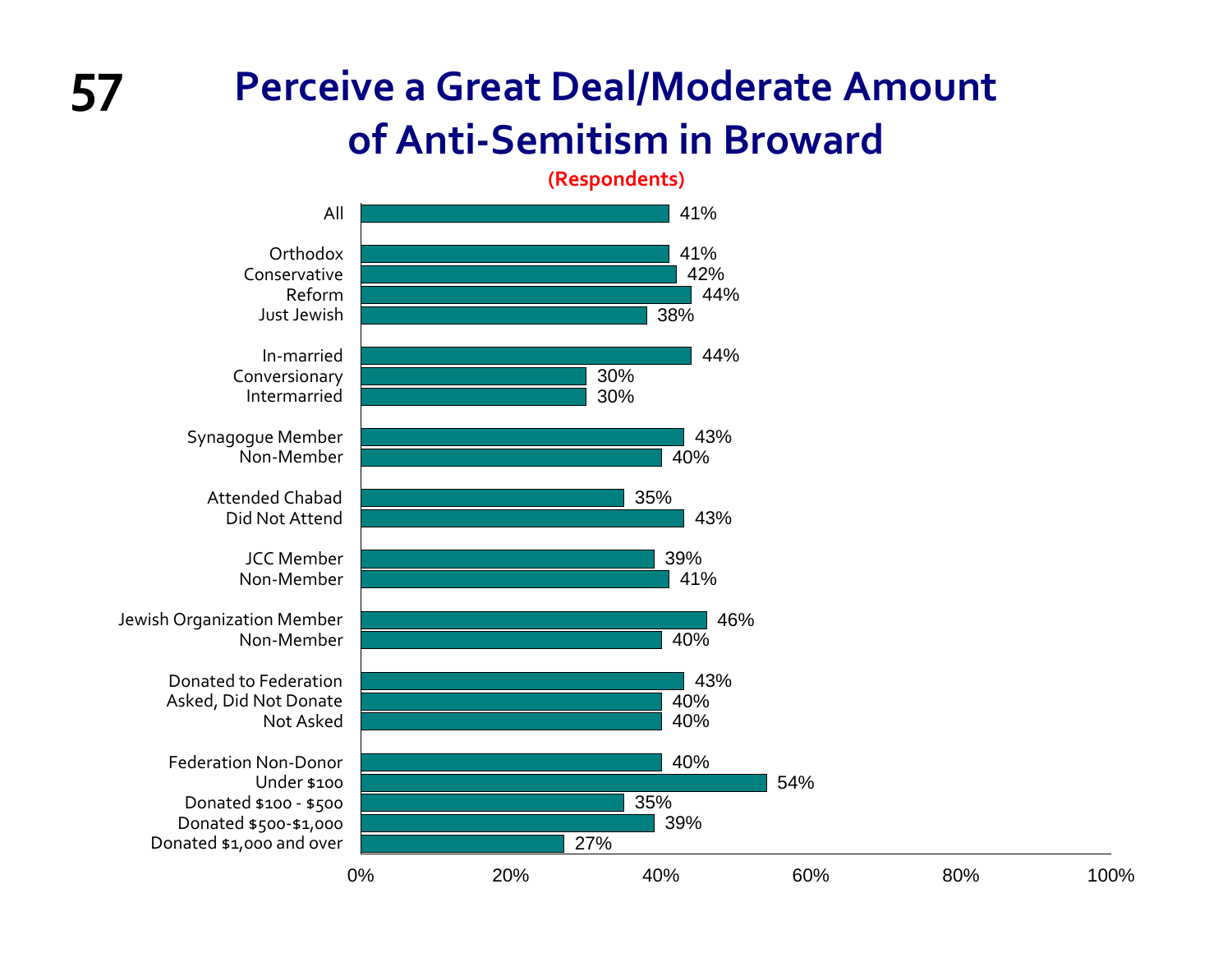# Perceive a Great Deal/Moderate Amount of Anti-Semitism in Broward

**(Respondents)**

| Group | Percent |
| --- | --- |
| All | 41% |
| Orthodox | 41% |
| Conservative | 42% |
| Reform | 44% |
| Just Jewish | 38% |
| In-married | 44% |
| Conversionary | 30% |
| Intermarried | 30% |
| Synagogue Member | 43% |
| Non-Member | 40% |
| Attended Chabad | 35% |
| Did Not Attend | 43% |
| JCC Member | 39% |
| Non-Member | 41% |
| Jewish Organization Member | 46% |
| Non-Member | 40% |
| Donated to Federation | 43% |
| Asked, Did Not Donate | 40% |
| Not Asked | 40% |
| Federation Non-Donor | 40% |
| Under $100 | 54% |
| Donated $100 - $500 | 35% |
| Donated $500-$1,000 | 39% |
| Donated $1,000 and over | 27% |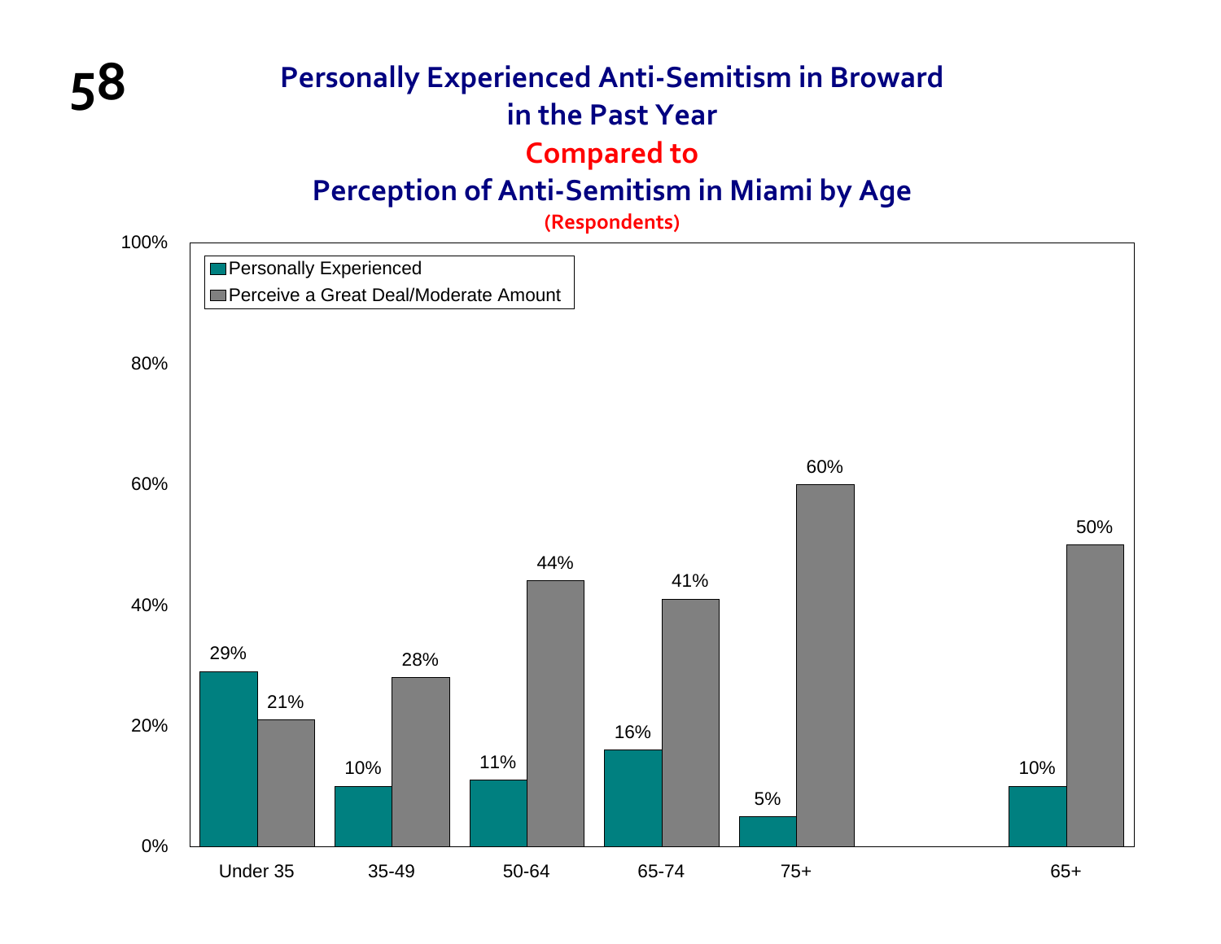# Personally Experienced Anti-Semitism in Broward in the Past Year Compared to Perception of Anti-Semitism in Miami by Age

(Respondents)

| Age | Personally Experienced | Perceive a Great Deal/Moderate Amount |
|---|---|---|
| Under 35 | 29% | 21% |
| 35-49 | 10% | 28% |
| 50-64 | 11% | 44% |
| 65-74 | 16% | 41% |
| 75+ | 5% | 60% |
| 65+ | 10% | 50% |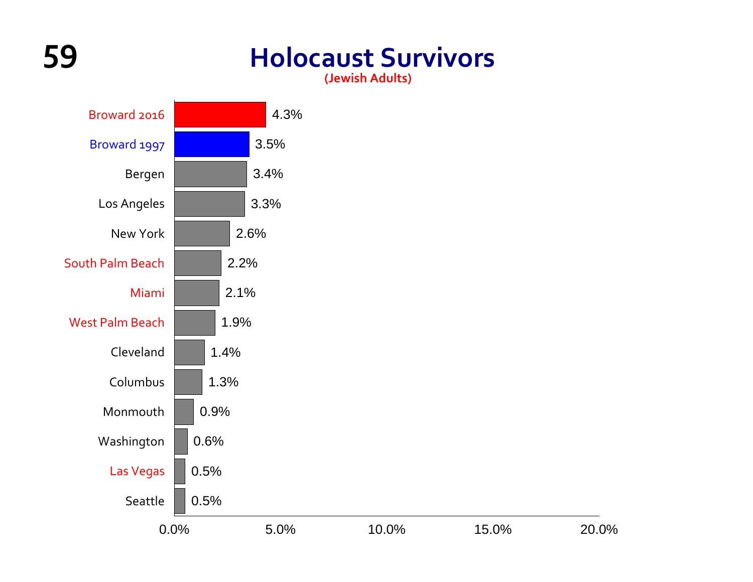# Holocaust Survivors

**(Jewish Adults)**

| Community | Percentage |
|---|---|
| Broward 2016 | 4.3% |
| Broward 1997 | 3.5% |
| Bergen | 3.4% |
| Los Angeles | 3.3% |
| New York | 2.6% |
| South Palm Beach | 2.2% |
| Miami | 2.1% |
| West Palm Beach | 1.9% |
| Cleveland | 1.4% |
| Columbus | 1.3% |
| Monmouth | 0.9% |
| Washington | 0.6% |
| Las Vegas | 0.5% |
| Seattle | 0.5% |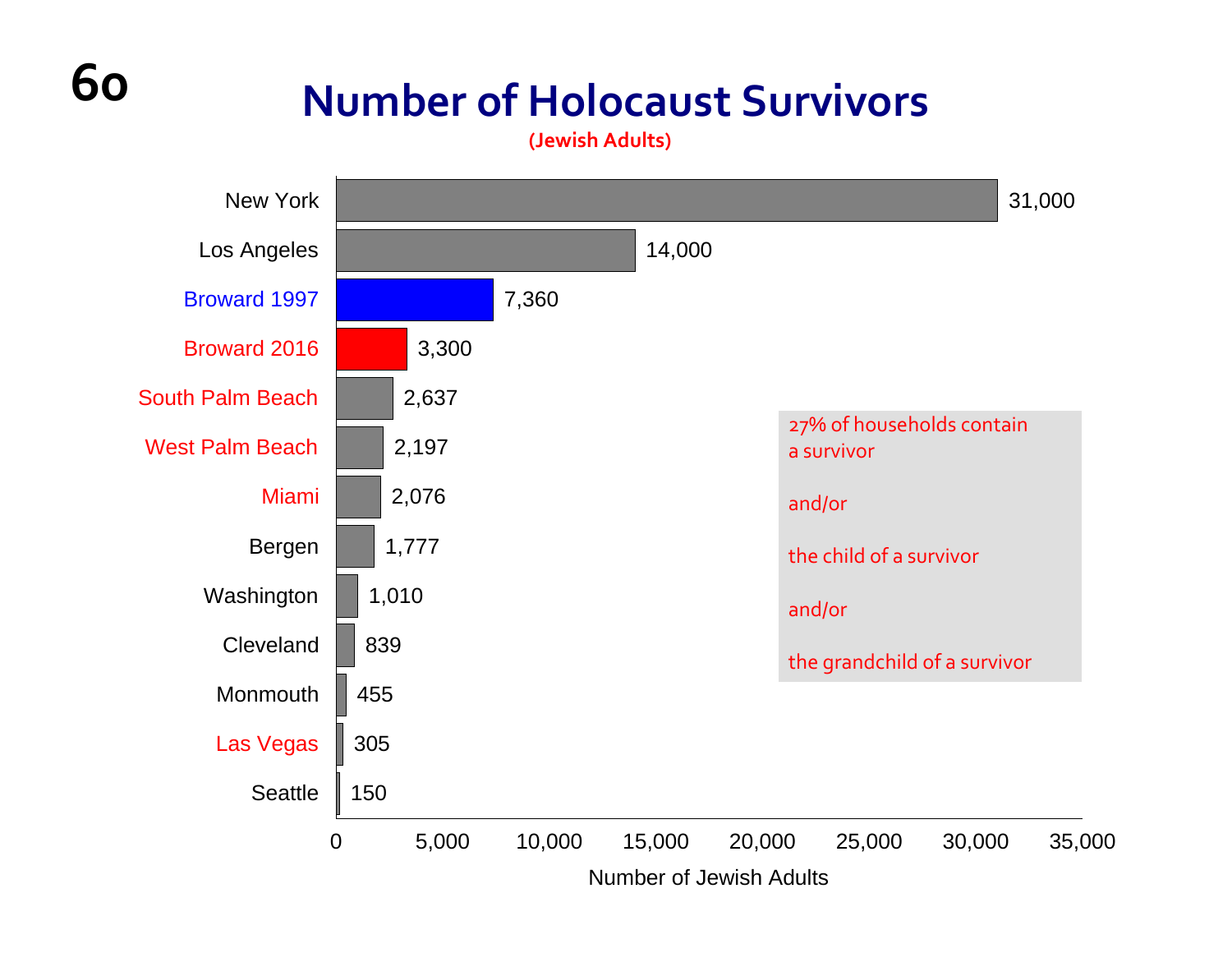# Number of Holocaust Survivors

(Jewish Adults)

| Community | Number of Jewish Adults |
|---|---|
| New York | 31,000 |
| Los Angeles | 14,000 |
| Broward 1997 | 7,360 |
| Broward 2016 | 3,300 |
| South Palm Beach | 2,637 |
| West Palm Beach | 2,197 |
| Miami | 2,076 |
| Bergen | 1,777 |
| Washington | 1,010 |
| Cleveland | 839 |
| Monmouth | 455 |
| Las Vegas | 305 |
| Seattle | 150 |

27% of households contain a survivor

and/or

the child of a survivor

and/or

the grandchild of a survivor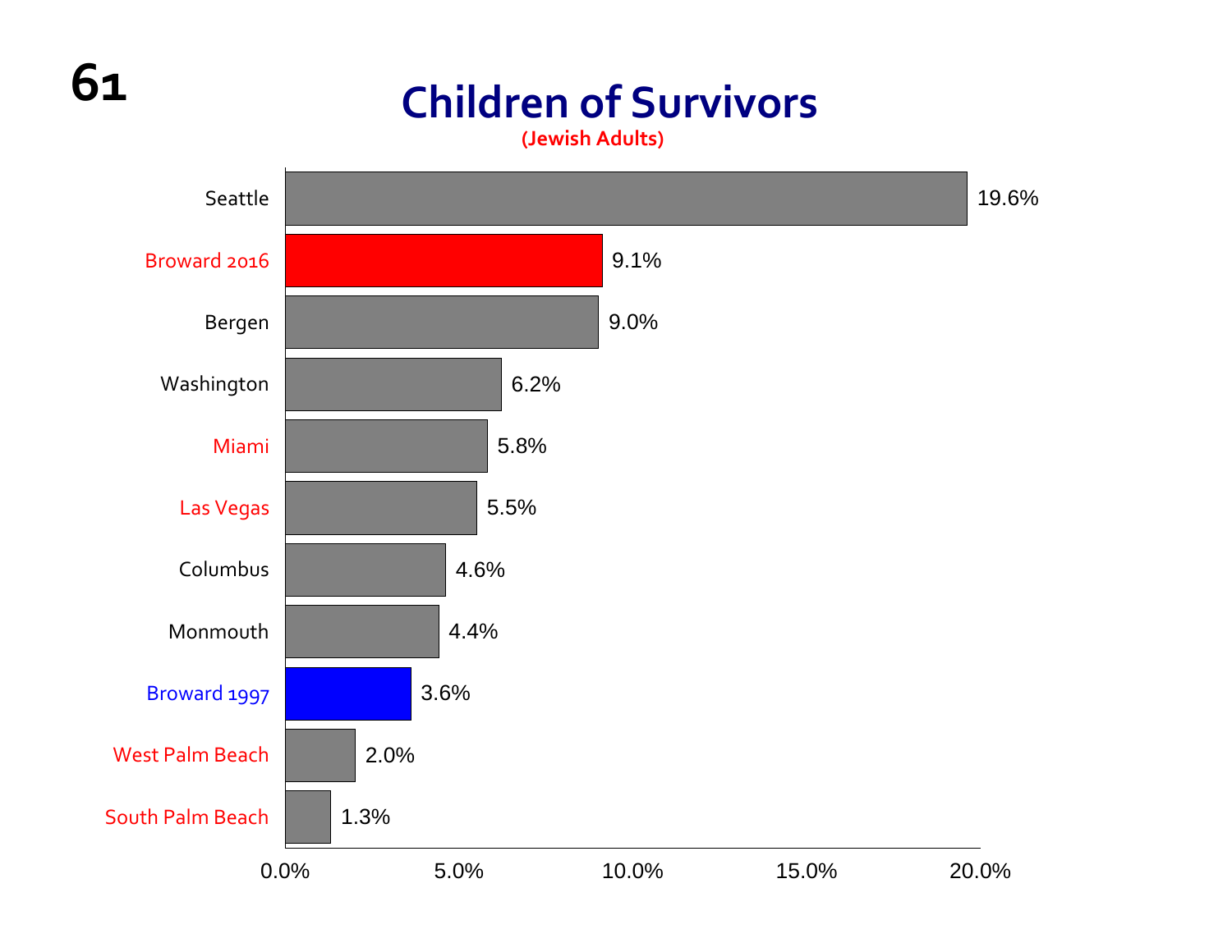# Children of Survivors

**(Jewish Adults)**

| Community | Percentage |
|---|---|
| Seattle | 19.6% |
| Broward 2016 | 9.1% |
| Bergen | 9.0% |
| Washington | 6.2% |
| Miami | 5.8% |
| Las Vegas | 5.5% |
| Columbus | 4.6% |
| Monmouth | 4.4% |
| Broward 1997 | 3.6% |
| West Palm Beach | 2.0% |
| South Palm Beach | 1.3% |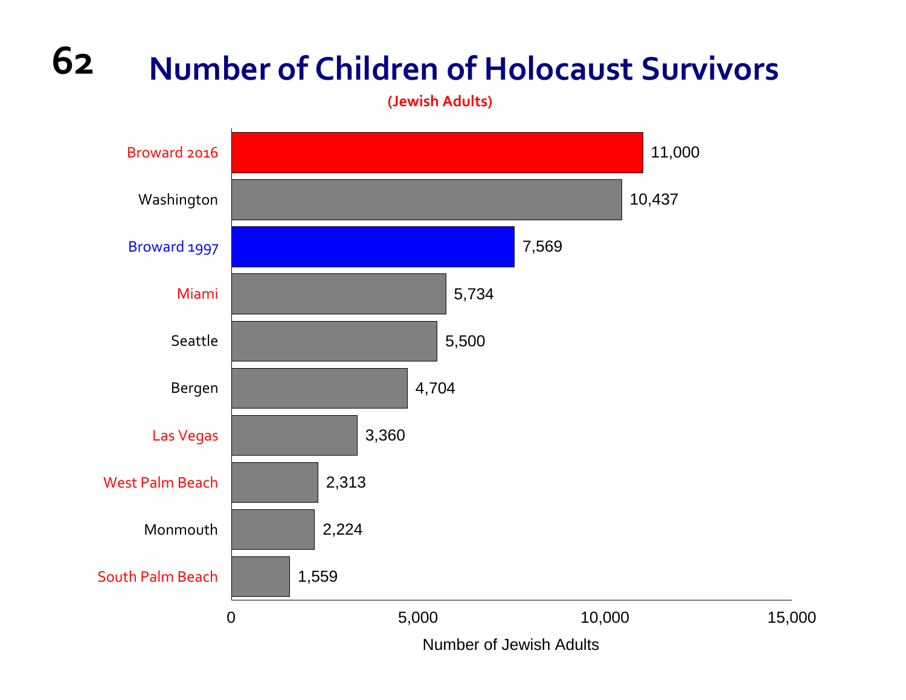# Number of Children of Holocaust Survivors

**(Jewish Adults)**

| Community | Number of Jewish Adults |
| --- | --- |
| Broward 2016 | 11,000 |
| Washington | 10,437 |
| Broward 1997 | 7,569 |
| Miami | 5,734 |
| Seattle | 5,500 |
| Bergen | 4,704 |
| Las Vegas | 3,360 |
| West Palm Beach | 2,313 |
| Monmouth | 2,224 |
| South Palm Beach | 1,559 |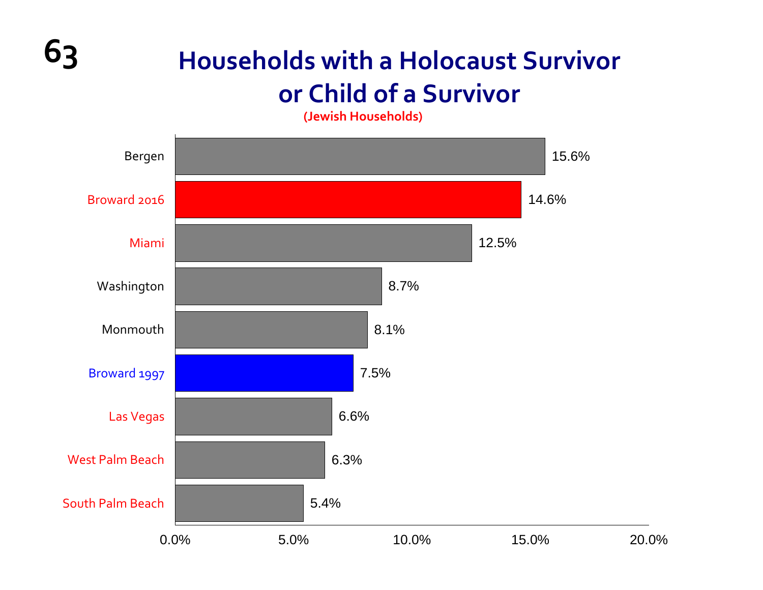# Households with a Holocaust Survivor or Child of a Survivor

(Jewish Households)

| Community | Percentage |
|---|---|
| Bergen | 15.6% |
| Broward 2016 | 14.6% |
| Miami | 12.5% |
| Washington | 8.7% |
| Monmouth | 8.1% |
| Broward 1997 | 7.5% |
| Las Vegas | 6.6% |
| West Palm Beach | 6.3% |
| South Palm Beach | 5.4% |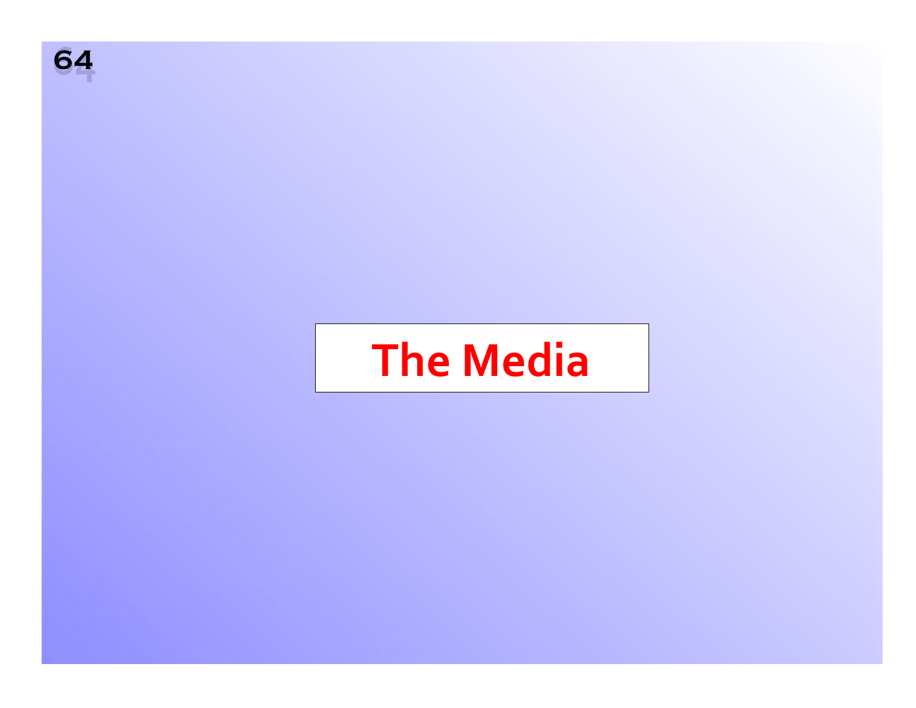# The Media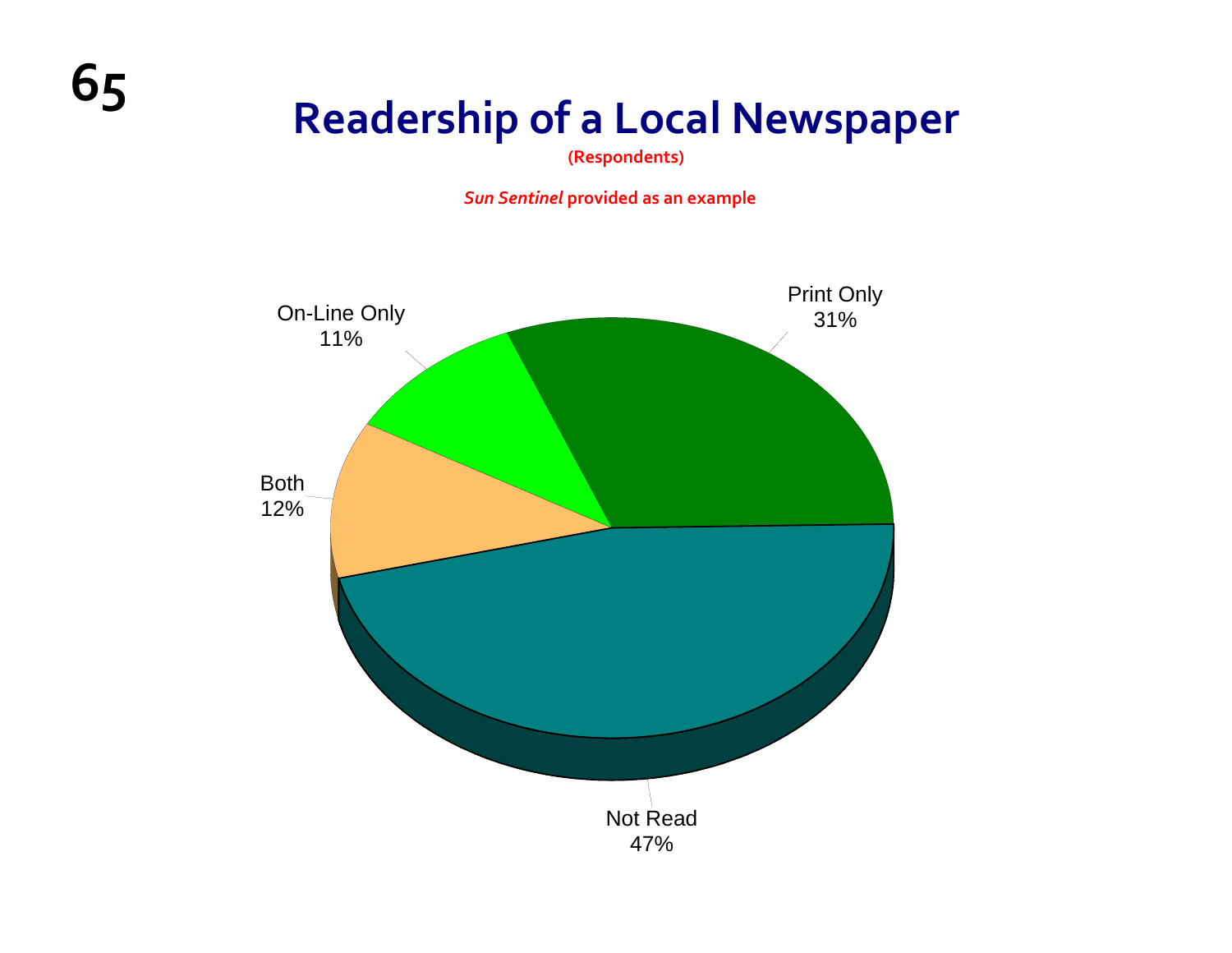# Readership of a Local Newspaper

**(Respondents)**

***Sun Sentinel* provided as an example**

Print Only
31%

On-Line Only
11%

Both
12%

Not Read
47%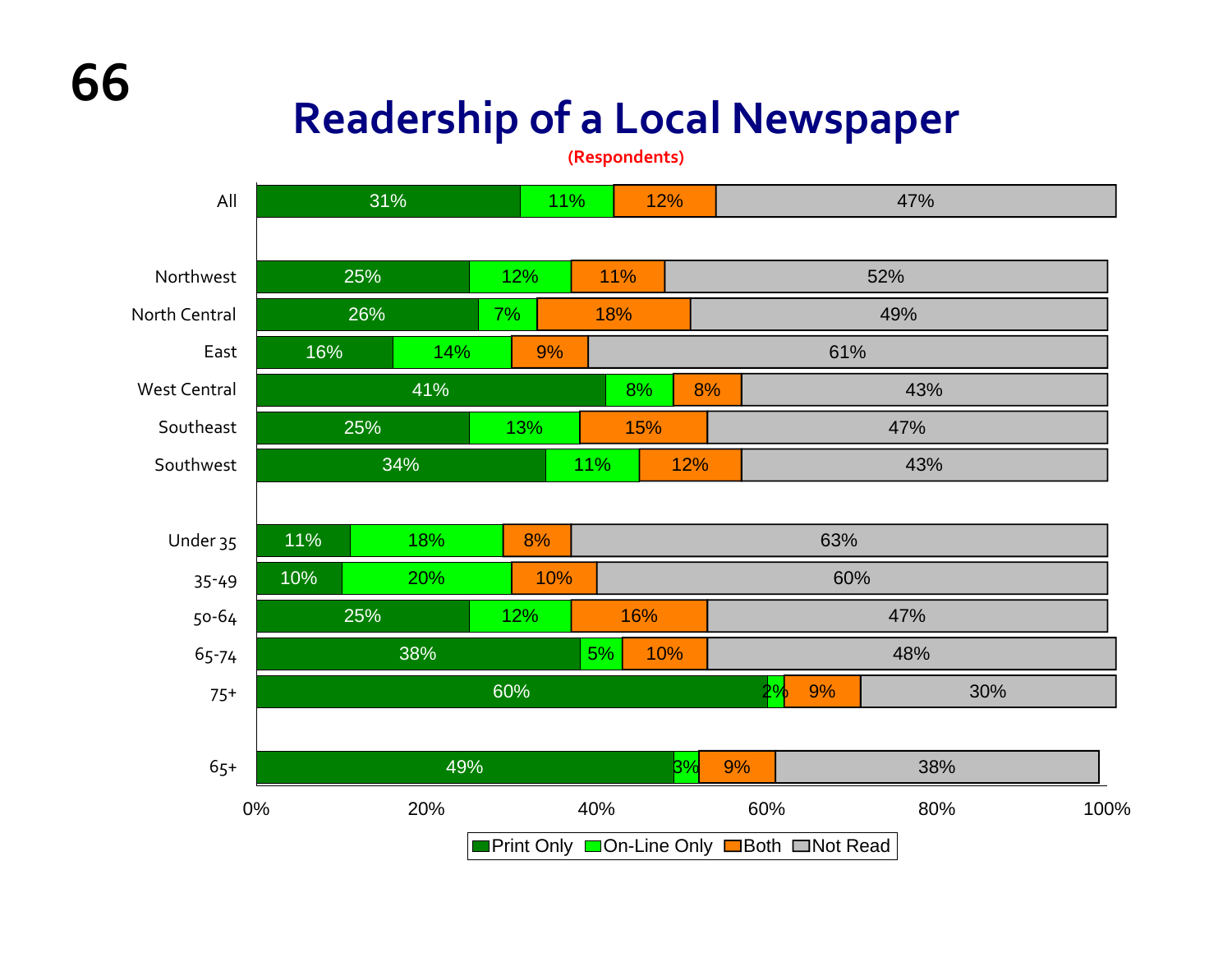# Readership of a Local Newspaper

(Respondents)

| | Print Only | On-Line Only | Both | Not Read |
|---|---|---|---|---|
| All | 31% | 11% | 12% | 47% |
| Northwest | 25% | 12% | 11% | 52% |
| North Central | 26% | 7% | 18% | 49% |
| East | 16% | 14% | 9% | 61% |
| West Central | 41% | 8% | 8% | 43% |
| Southeast | 25% | 13% | 15% | 47% |
| Southwest | 34% | 11% | 12% | 43% |
| Under 35 | 11% | 18% | 8% | 63% |
| 35-49 | 10% | 20% | 10% | 60% |
| 50-64 | 25% | 12% | 16% | 47% |
| 65-74 | 38% | 5% | 10% | 48% |
| 75+ | 60% | 2% | 9% | 30% |
| 65+ | 49% | 3% | 9% | 38% |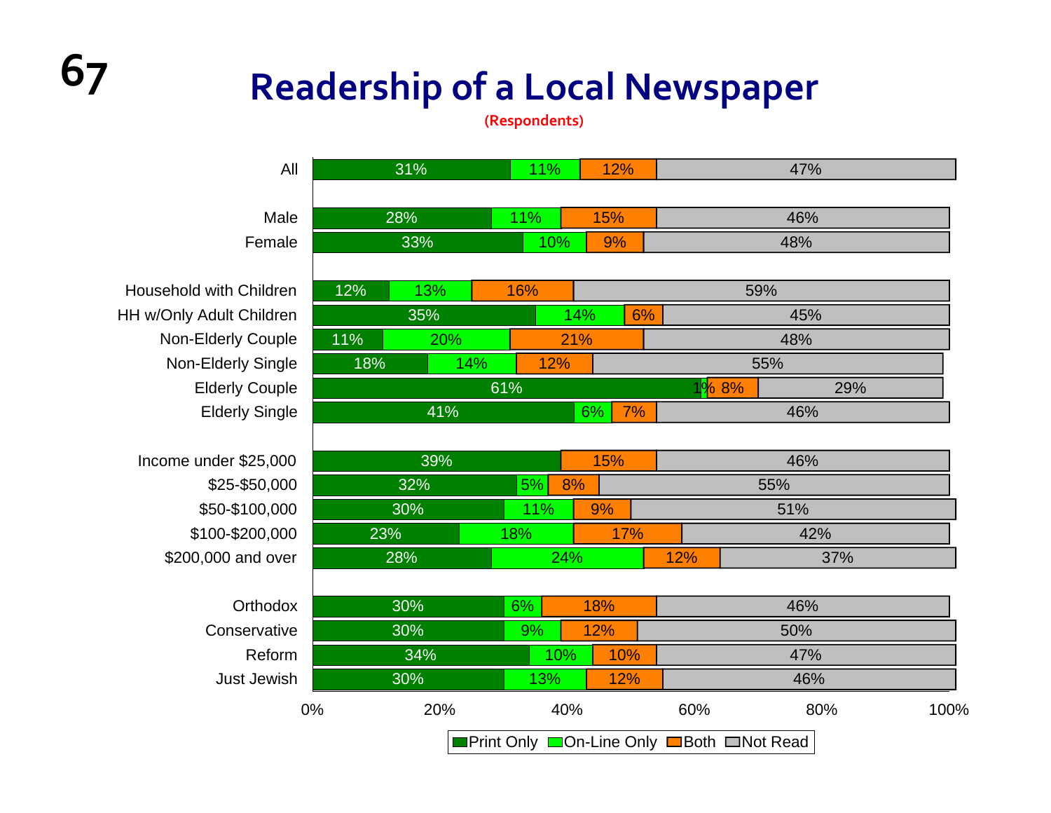# Readership of a Local Newspaper

(Respondents)

| | Print Only | On-Line Only | Both | Not Read |
|---|---|---|---|---|
| All | 31% | 11% | 12% | 47% |
| Male | 28% | 11% | 15% | 46% |
| Female | 33% | 10% | 9% | 48% |
| Household with Children | 12% | 13% | 16% | 59% |
| HH w/Only Adult Children | 35% | 14% | 6% | 45% |
| Non-Elderly Couple | 11% | 20% | 21% | 48% |
| Non-Elderly Single | 18% | 14% | 12% | 55% |
| Elderly Couple | 61% | 1% | 8% | 29% |
| Elderly Single | 41% | 6% | 7% | 46% |
| Income under $25,000 | 39% | | 15% | 46% |
| $25-$50,000 | 32% | 5% | 8% | 55% |
| $50-$100,000 | 30% | 11% | 9% | 51% |
| $100-$200,000 | 23% | 18% | 17% | 42% |
| $200,000 and over | 28% | 24% | 12% | 37% |
| Orthodox | 30% | 6% | 18% | 46% |
| Conservative | 30% | 9% | 12% | 50% |
| Reform | 34% | 10% | 10% | 47% |
| Just Jewish | 30% | 13% | 12% | 46% |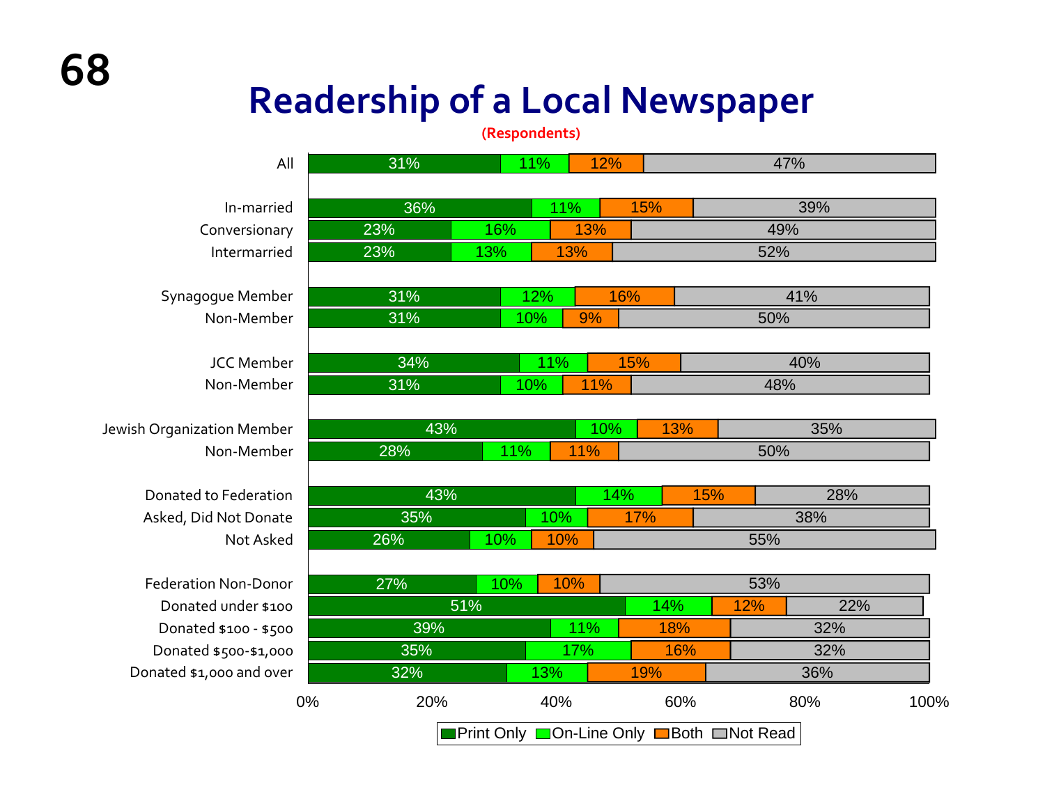# Readership of a Local Newspaper

(Respondents)

| | Print Only | On-Line Only | Both | Not Read |
|---|---|---|---|---|
| All | 31% | 11% | 12% | 47% |
| In-married | 36% | 11% | 15% | 39% |
| Conversionary | 23% | 16% | 13% | 49% |
| Intermarried | 23% | 13% | 13% | 52% |
| Synagogue Member | 31% | 12% | 16% | 41% |
| Non-Member | 31% | 10% | 9% | 50% |
| JCC Member | 34% | 11% | 15% | 40% |
| Non-Member | 31% | 10% | 11% | 48% |
| Jewish Organization Member | 43% | 10% | 13% | 35% |
| Non-Member | 28% | 11% | 11% | 50% |
| Donated to Federation | 43% | 14% | 15% | 28% |
| Asked, Did Not Donate | 35% | 10% | 17% | 38% |
| Not Asked | 26% | 10% | 10% | 55% |
| Federation Non-Donor | 27% | 10% | 10% | 53% |
| Donated under $100 | 51% | 14% | 12% | 22% |
| Donated $100 - $500 | 39% | 11% | 18% | 32% |
| Donated $500-$1,000 | 35% | 17% | 16% | 32% |
| Donated $1,000 and over | 32% | 13% | 19% | 36% |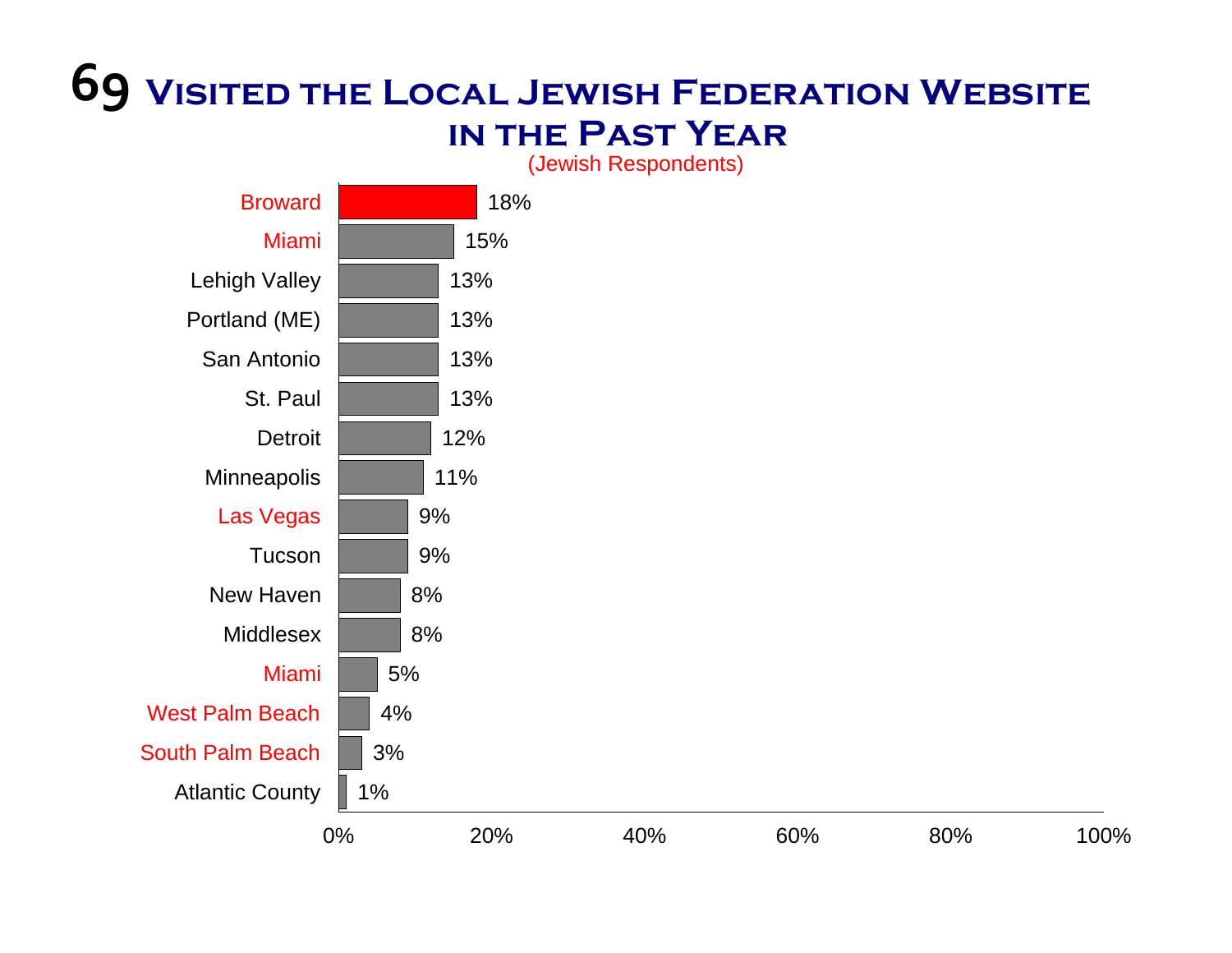# 69 Visited the Local Jewish Federation Website in the Past Year

(Jewish Respondents)

| Community | Percentage |
|---|---|
| Broward | 18% |
| Miami | 15% |
| Lehigh Valley | 13% |
| Portland (ME) | 13% |
| San Antonio | 13% |
| St. Paul | 13% |
| Detroit | 12% |
| Minneapolis | 11% |
| Las Vegas | 9% |
| Tucson | 9% |
| New Haven | 8% |
| Middlesex | 8% |
| Miami | 5% |
| West Palm Beach | 4% |
| South Palm Beach | 3% |
| Atlantic County | 1% |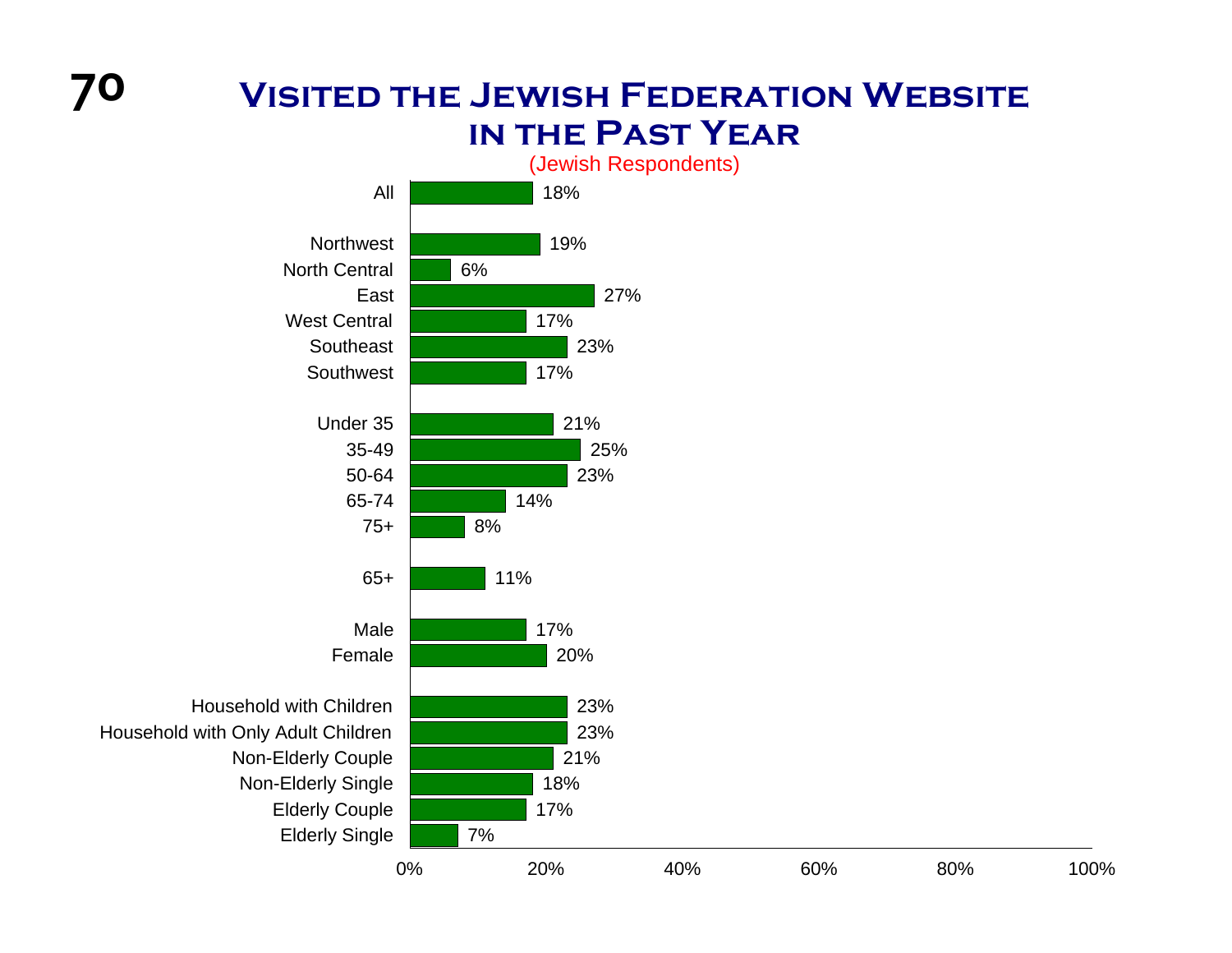# Visited the Jewish Federation Website in the Past Year

(Jewish Respondents)

| Group | Percent |
|---|---|
| All | 18% |
| Northwest | 19% |
| North Central | 6% |
| East | 27% |
| West Central | 17% |
| Southeast | 23% |
| Southwest | 17% |
| Under 35 | 21% |
| 35-49 | 25% |
| 50-64 | 23% |
| 65-74 | 14% |
| 75+ | 8% |
| 65+ | 11% |
| Male | 17% |
| Female | 20% |
| Household with Children | 23% |
| Household with Only Adult Children | 23% |
| Non-Elderly Couple | 21% |
| Non-Elderly Single | 18% |
| Elderly Couple | 17% |
| Elderly Single | 7% |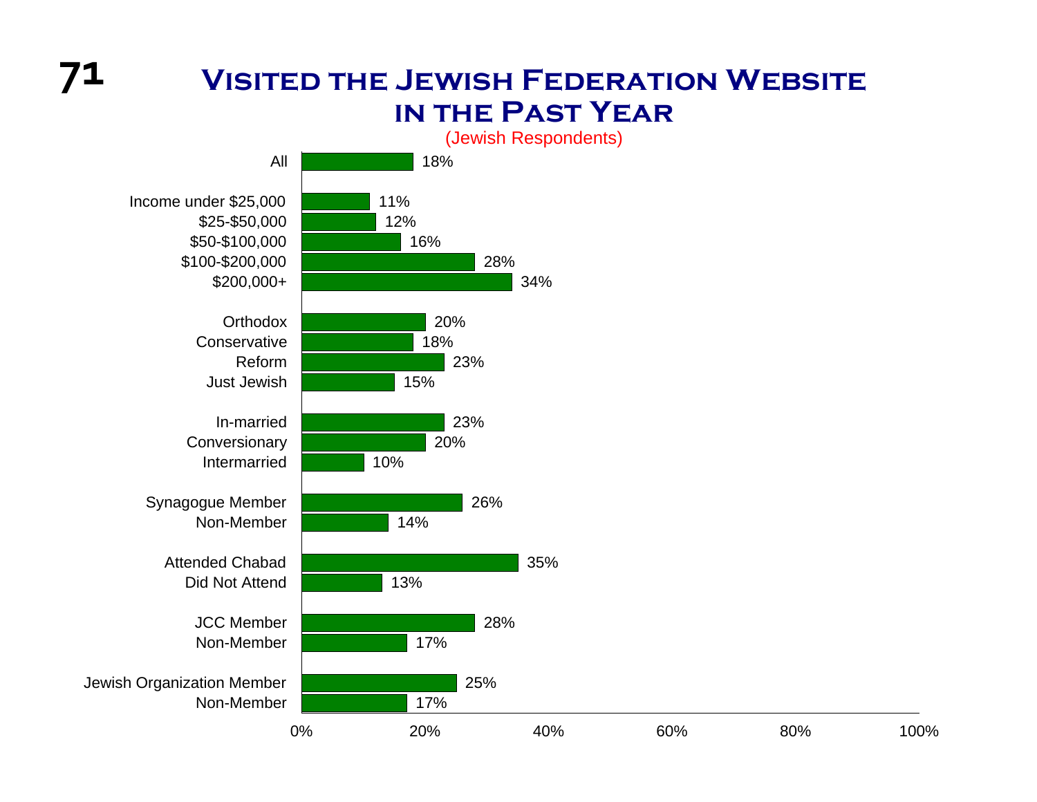# Visited the Jewish Federation Website in the Past Year

(Jewish Respondents)

| Group | Percentage |
|---|---|
| All | 18% |
| Income under $25,000 | 11% |
| $25-$50,000 | 12% |
| $50-$100,000 | 16% |
| $100-$200,000 | 28% |
| $200,000+ | 34% |
| Orthodox | 20% |
| Conservative | 18% |
| Reform | 23% |
| Just Jewish | 15% |
| In-married | 23% |
| Conversionary | 20% |
| Intermarried | 10% |
| Synagogue Member | 26% |
| Non-Member | 14% |
| Attended Chabad | 35% |
| Did Not Attend | 13% |
| JCC Member | 28% |
| Non-Member | 17% |
| Jewish Organization Member | 25% |
| Non-Member | 17% |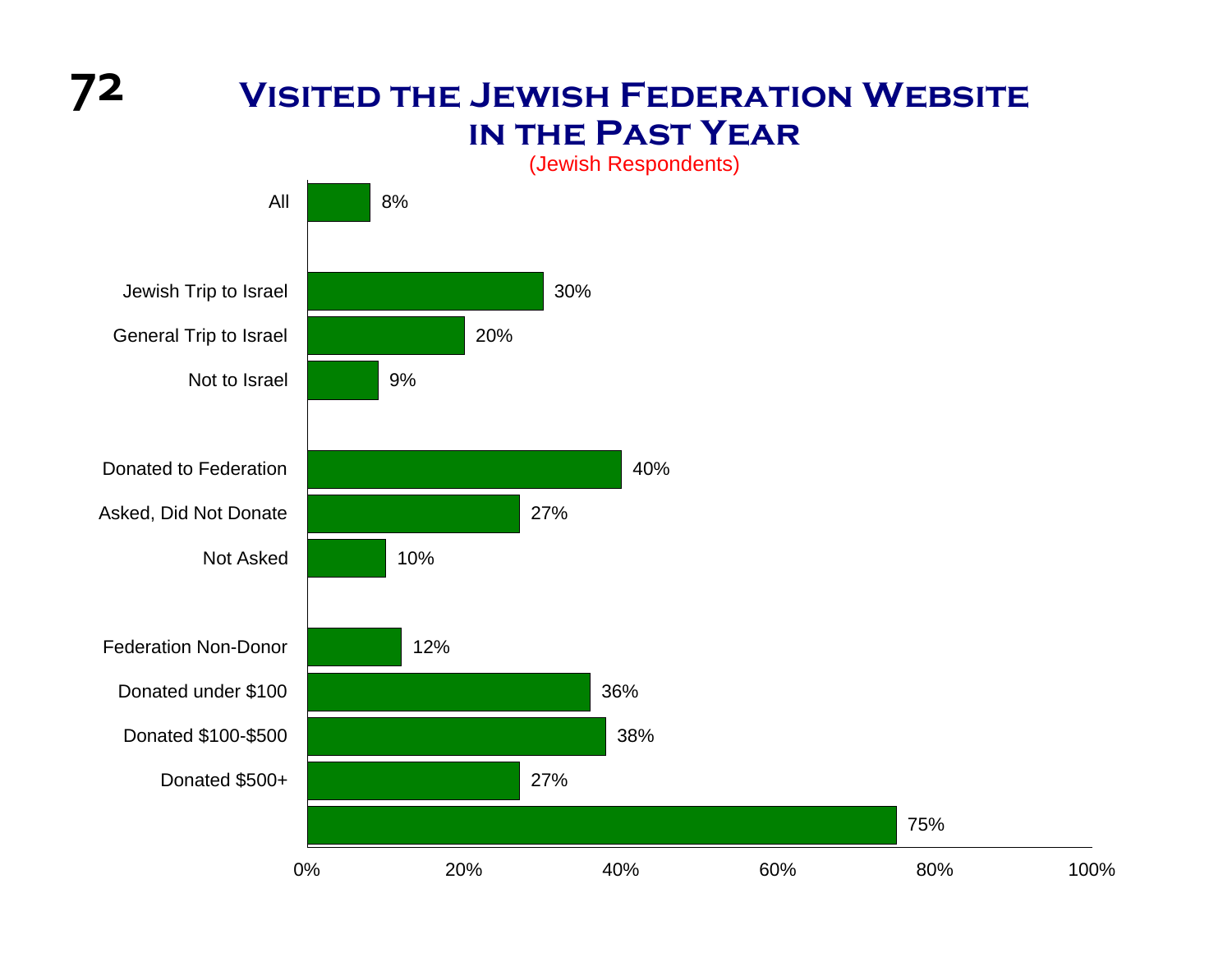# Visited the Jewish Federation Website in the Past Year

(Jewish Respondents)

| Category | Percent |
|---|---|
| All | 8% |
| Jewish Trip to Israel | 30% |
| General Trip to Israel | 20% |
| Not to Israel | 9% |
| Donated to Federation | 40% |
| Asked, Did Not Donate | 27% |
| Not Asked | 10% |
| Federation Non-Donor | 12% |
| Donated under $100 | 36% |
| Donated $100-$500 | 38% |
| Donated $500+ | 27% |
|  | 75% |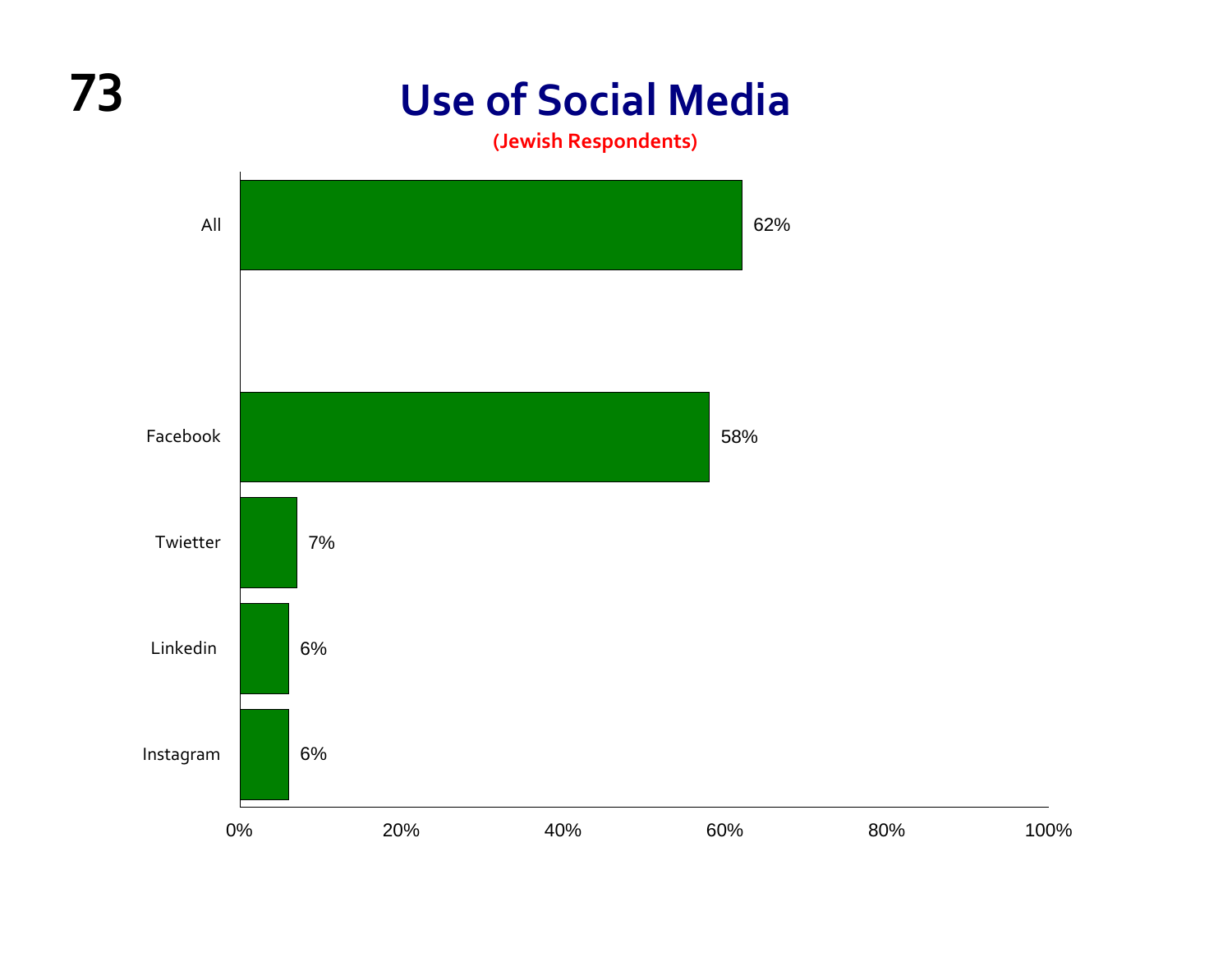# Use of Social Media

**(Jewish Respondents)**

| Platform | Percentage |
| --- | --- |
| All | 62% |
| Facebook | 58% |
| Twietter | 7% |
| Linkedin | 6% |
| Instagram | 6% |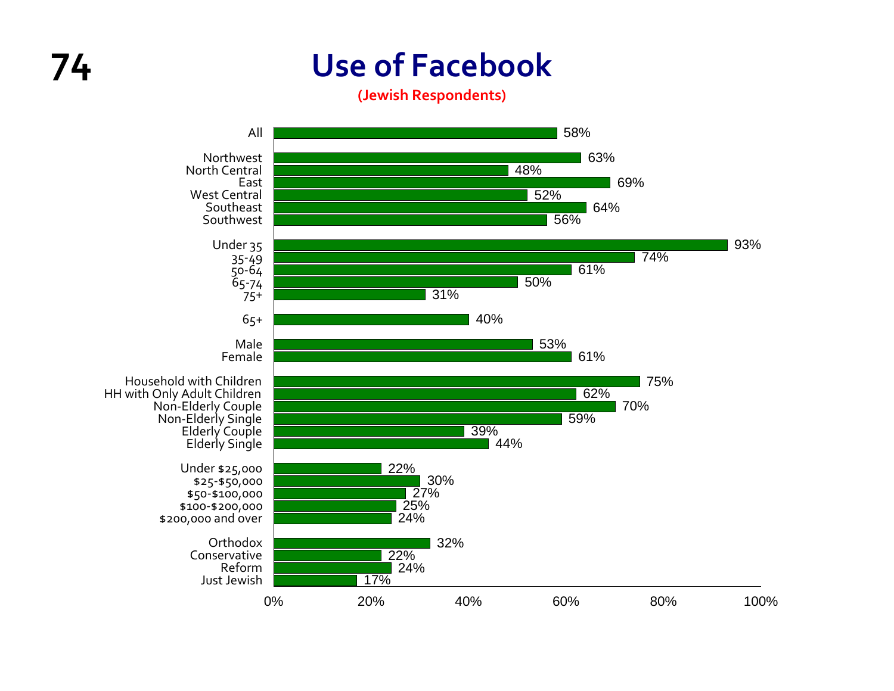# Use of Facebook

**(Jewish Respondents)**

| Group | Use of Facebook |
|---|---|
| All | 58% |
| Northwest | 63% |
| North Central | 48% |
| East | 69% |
| West Central | 52% |
| Southeast | 64% |
| Southwest | 56% |
| Under 35 | 93% |
| 35-49 | 74% |
| 50-64 | 61% |
| 65-74 | 50% |
| 75+ | 31% |
| 65+ | 40% |
| Male | 53% |
| Female | 61% |
| Household with Children | 75% |
| HH with Only Adult Children | 62% |
| Non-Elderly Couple | 70% |
| Non-Elderly Single | 59% |
| Elderly Couple | 39% |
| Elderly Single | 44% |
| Under $25,000 | 22% |
| $25-$50,000 | 30% |
| $50-$100,000 | 27% |
| $100-$200,000 | 25% |
| $200,000 and over | 24% |
| Orthodox | 32% |
| Conservative | 22% |
| Reform | 24% |
| Just Jewish | 17% |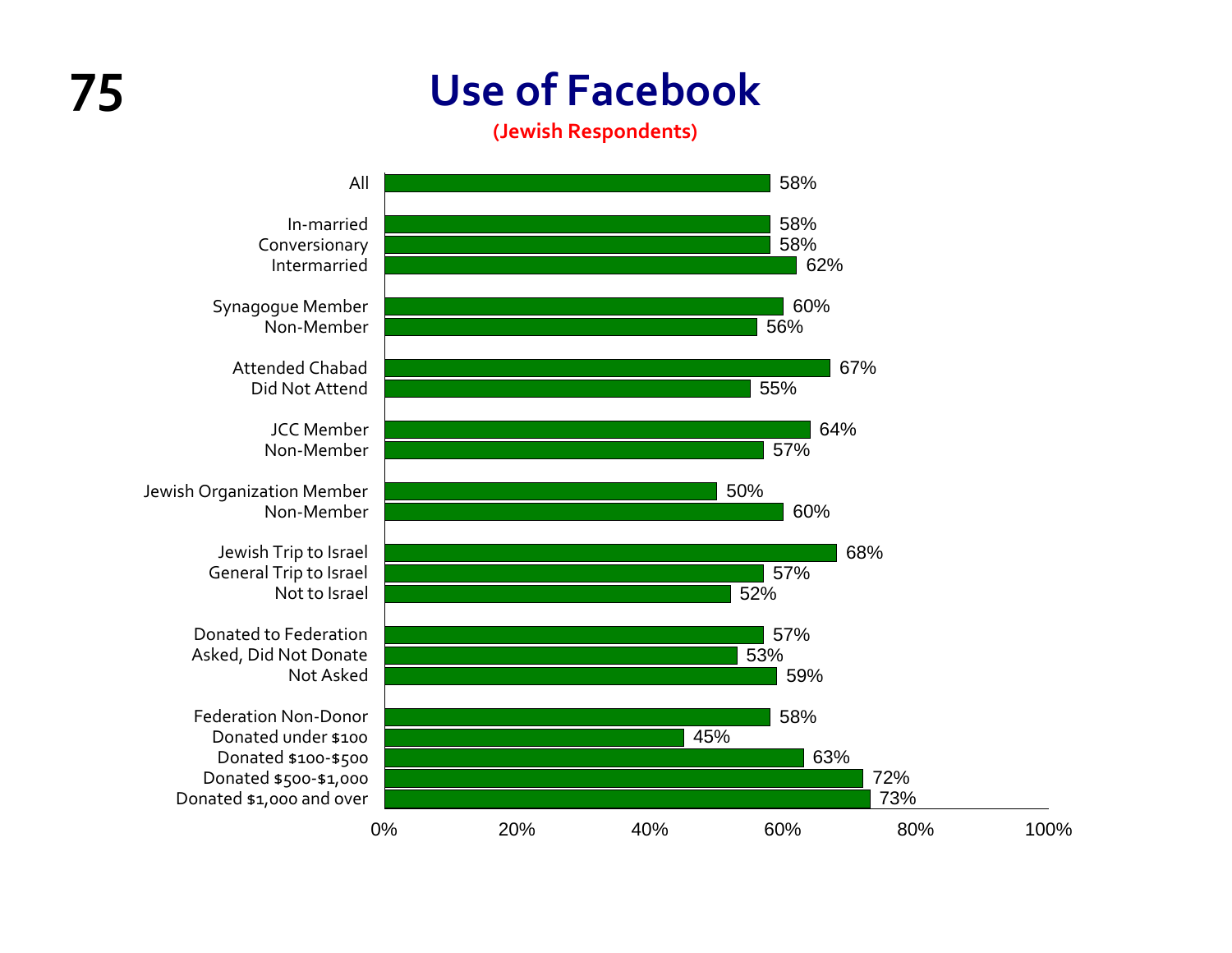# Use of Facebook

(Jewish Respondents)

All 58%

In-married 58%
Conversionary 58%
Intermarried 62%

Synagogue Member 60%
Non-Member 56%

Attended Chabad 67%
Did Not Attend 55%

JCC Member 64%
Non-Member 57%

Jewish Organization Member 50%
Non-Member 60%

Jewish Trip to Israel 68%
General Trip to Israel 57%
Not to Israel 52%

Donated to Federation 57%
Asked, Did Not Donate 53%
Not Asked 59%

Federation Non-Donor 58%
Donated under $100 45%
Donated $100-$500 63%
Donated $500-$1,000 72%
Donated $1,000 and over 73%

0% 20% 40% 60% 80% 100%